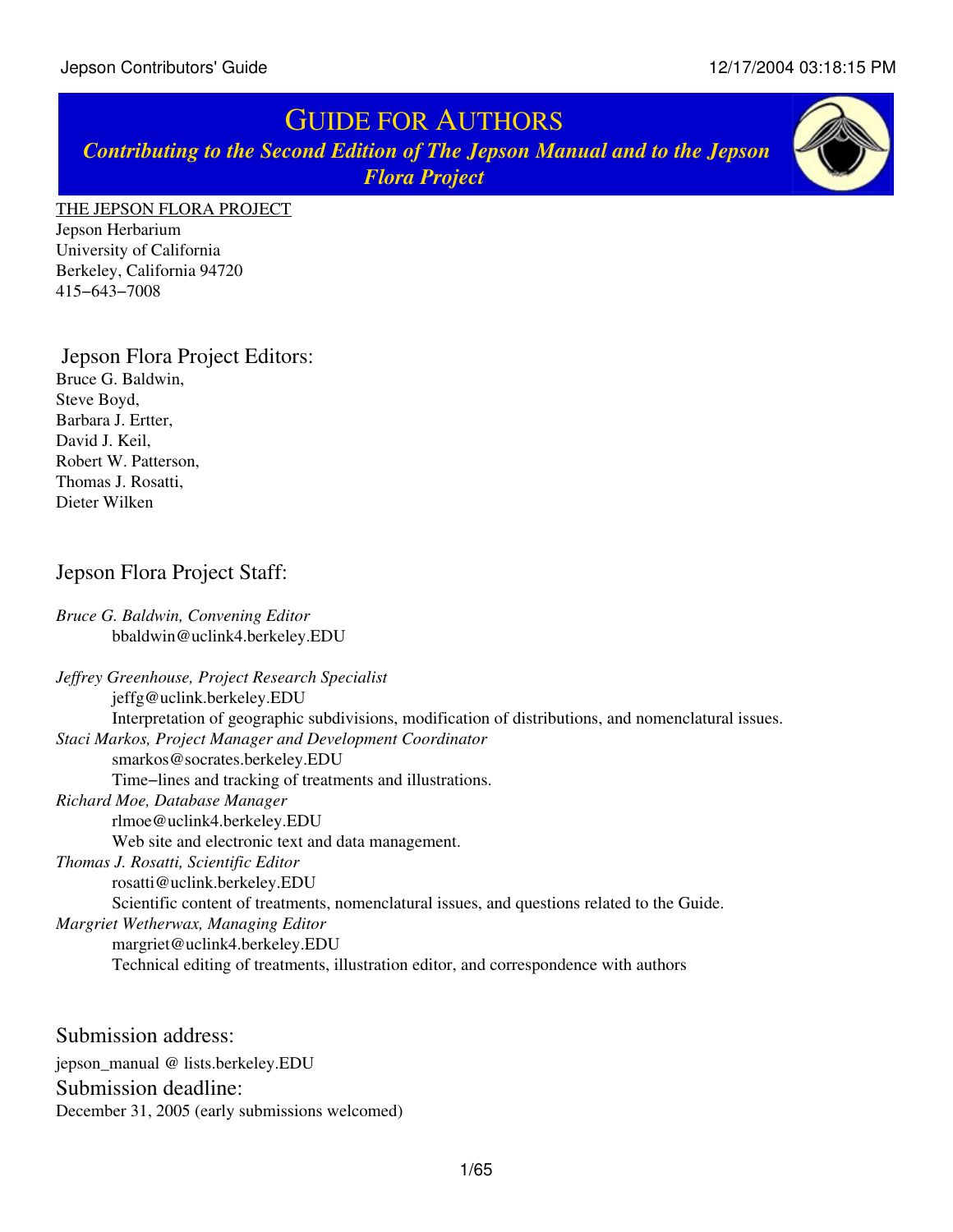# GUIDE FOR AUTHORS

***Contributing to the Second Edition of The Jepson Manual and to the Jepson Flora Project***

THE JEPSON FLORA PROJECT
Jepson Herbarium
University of California
Berkeley, California 94720
415−643−7008

## Jepson Flora Project Editors:

Bruce G. Baldwin,
Steve Boyd,
Barbara J. Ertter,
David J. Keil,
Robert W. Patterson,
Thomas J. Rosatti,
Dieter Wilken

## Jepson Flora Project Staff:

*Bruce G. Baldwin, Convening Editor*
bbaldwin@uclink4.berkeley.EDU

*Jeffrey Greenhouse, Project Research Specialist*
jeffg@uclink.berkeley.EDU
Interpretation of geographic subdivisions, modification of distributions, and nomenclatural issues.

*Staci Markos, Project Manager and Development Coordinator*
smarkos@socrates.berkeley.EDU
Time−lines and tracking of treatments and illustrations.

*Richard Moe, Database Manager*
rlmoe@uclink4.berkeley.EDU
Web site and electronic text and data management.

*Thomas J. Rosatti, Scientific Editor*
rosatti@uclink.berkeley.EDU
Scientific content of treatments, nomenclatural issues, and questions related to the Guide.

*Margriet Wetherwax, Managing Editor*
margriet@uclink4.berkeley.EDU
Technical editing of treatments, illustration editor, and correspondence with authors

## Submission address:

jepson_manual @ lists.berkeley.EDU

## Submission deadline:

December 31, 2005 (early submissions welcomed)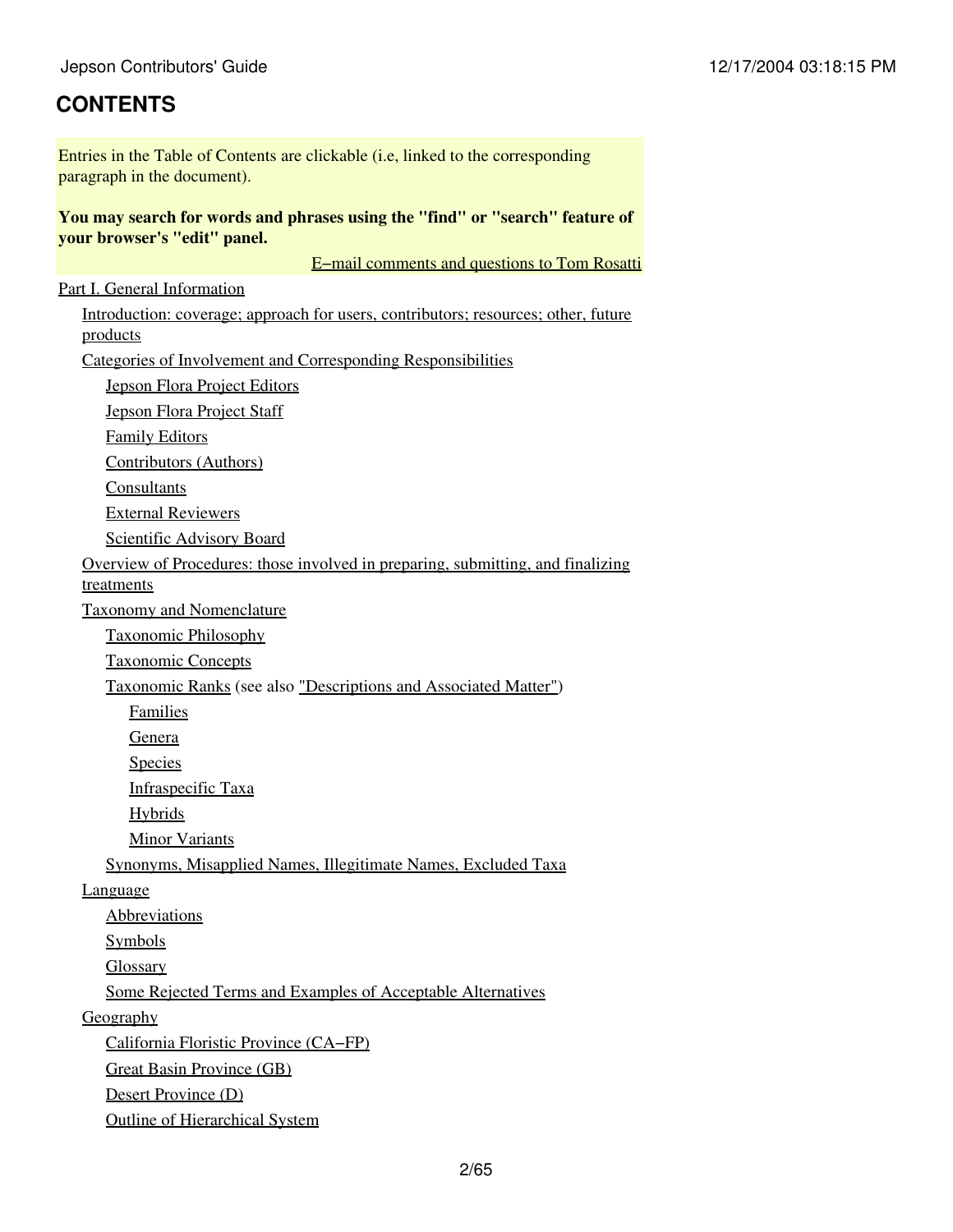## CONTENTS

Entries in the Table of Contents are clickable (i.e, linked to the corresponding paragraph in the document).

**You may search for words and phrases using the "find" or "search" feature of your browser's "edit" panel.**

E–mail comments and questions to Tom Rosatti

- Part I. General Information
  - Introduction: coverage; approach for users, contributors; resources; other, future products
  - Categories of Involvement and Corresponding Responsibilities
    - Jepson Flora Project Editors
    - Jepson Flora Project Staff
    - Family Editors
    - Contributors (Authors)
    - Consultants
    - External Reviewers
    - Scientific Advisory Board
  - Overview of Procedures: those involved in preparing, submitting, and finalizing treatments
  - Taxonomy and Nomenclature
    - Taxonomic Philosophy
    - Taxonomic Concepts
    - Taxonomic Ranks (see also "Descriptions and Associated Matter")
      - Families
      - Genera
      - Species
      - Infraspecific Taxa
      - Hybrids
      - Minor Variants
    - Synonyms, Misapplied Names, Illegitimate Names, Excluded Taxa
  - Language
    - Abbreviations
    - Symbols
    - Glossary
    - Some Rejected Terms and Examples of Acceptable Alternatives
  - Geography
    - California Floristic Province (CA–FP)
    - Great Basin Province (GB)
    - Desert Province (D)
    - Outline of Hierarchical System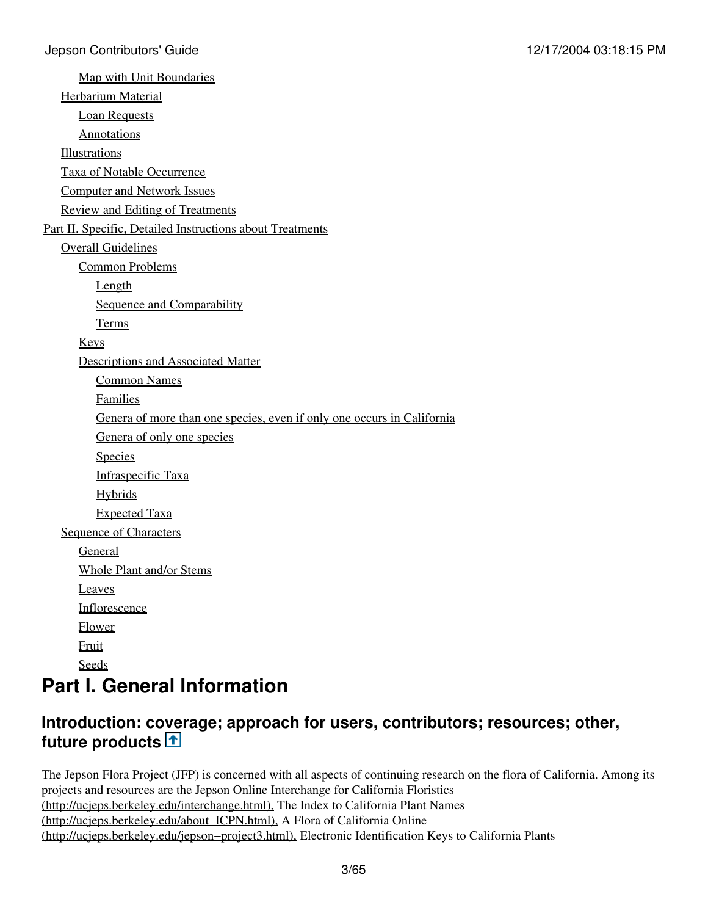- Map with Unit Boundaries
- Herbarium Material
  - Loan Requests
  - Annotations
- Illustrations
- Taxa of Notable Occurrence
- Computer and Network Issues
- Review and Editing of Treatments

- Part II. Specific, Detailed Instructions about Treatments
  - Overall Guidelines
    - Common Problems
      - Length
      - Sequence and Comparability
      - Terms
    - Keys
    - Descriptions and Associated Matter
      - Common Names
      - Families
      - Genera of more than one species, even if only one occurs in California
      - Genera of only one species
      - Species
      - Infraspecific Taxa
      - Hybrids
      - Expected Taxa
  - Sequence of Characters
    - General
    - Whole Plant and/or Stems
    - Leaves
    - Inflorescence
    - Flower
    - Fruit
    - Seeds

# Part I. General Information

## Introduction: coverage; approach for users, contributors; resources; other, future products

The Jepson Flora Project (JFP) is concerned with all aspects of continuing research on the flora of California. Among its projects and resources are the Jepson Online Interchange for California Floristics (http://ucjeps.berkeley.edu/interchange.html), The Index to California Plant Names (http://ucjeps.berkeley.edu/about_ICPN.html), A Flora of California Online (http://ucjeps.berkeley.edu/jepson−project3.html), Electronic Identification Keys to California Plants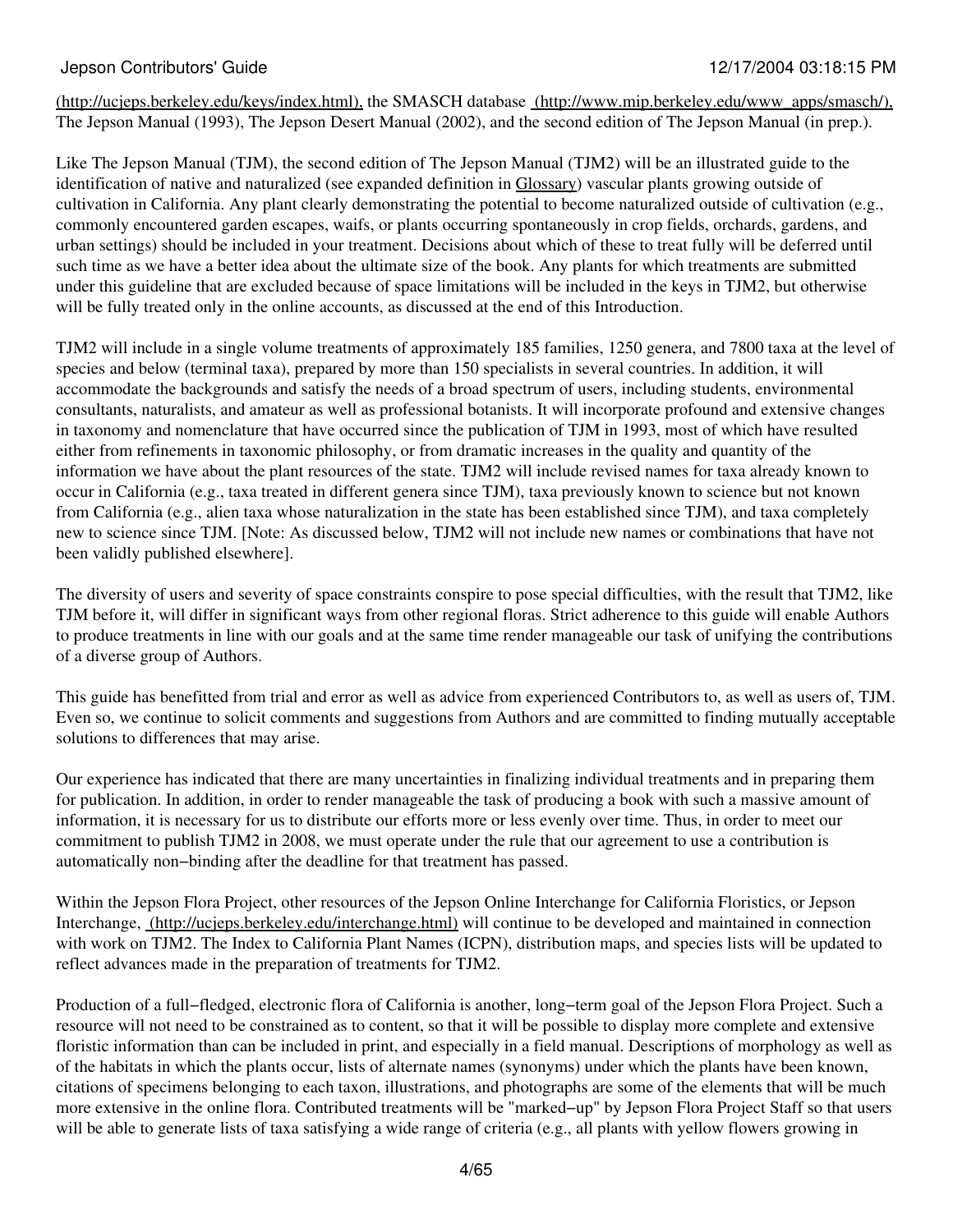(http://ucjeps.berkeley.edu/keys/index.html), the SMASCH database (http://www.mip.berkeley.edu/www_apps/smasch/), The Jepson Manual (1993), The Jepson Desert Manual (2002), and the second edition of The Jepson Manual (in prep.).

Like The Jepson Manual (TJM), the second edition of The Jepson Manual (TJM2) will be an illustrated guide to the identification of native and naturalized (see expanded definition in Glossary) vascular plants growing outside of cultivation in California. Any plant clearly demonstrating the potential to become naturalized outside of cultivation (e.g., commonly encountered garden escapes, waifs, or plants occurring spontaneously in crop fields, orchards, gardens, and urban settings) should be included in your treatment. Decisions about which of these to treat fully will be deferred until such time as we have a better idea about the ultimate size of the book. Any plants for which treatments are submitted under this guideline that are excluded because of space limitations will be included in the keys in TJM2, but otherwise will be fully treated only in the online accounts, as discussed at the end of this Introduction.

TJM2 will include in a single volume treatments of approximately 185 families, 1250 genera, and 7800 taxa at the level of species and below (terminal taxa), prepared by more than 150 specialists in several countries. In addition, it will accommodate the backgrounds and satisfy the needs of a broad spectrum of users, including students, environmental consultants, naturalists, and amateur as well as professional botanists. It will incorporate profound and extensive changes in taxonomy and nomenclature that have occurred since the publication of TJM in 1993, most of which have resulted either from refinements in taxonomic philosophy, or from dramatic increases in the quality and quantity of the information we have about the plant resources of the state. TJM2 will include revised names for taxa already known to occur in California (e.g., taxa treated in different genera since TJM), taxa previously known to science but not known from California (e.g., alien taxa whose naturalization in the state has been established since TJM), and taxa completely new to science since TJM. [Note: As discussed below, TJM2 will not include new names or combinations that have not been validly published elsewhere].

The diversity of users and severity of space constraints conspire to pose special difficulties, with the result that TJM2, like TJM before it, will differ in significant ways from other regional floras. Strict adherence to this guide will enable Authors to produce treatments in line with our goals and at the same time render manageable our task of unifying the contributions of a diverse group of Authors.

This guide has benefitted from trial and error as well as advice from experienced Contributors to, as well as users of, TJM. Even so, we continue to solicit comments and suggestions from Authors and are committed to finding mutually acceptable solutions to differences that may arise.

Our experience has indicated that there are many uncertainties in finalizing individual treatments and in preparing them for publication. In addition, in order to render manageable the task of producing a book with such a massive amount of information, it is necessary for us to distribute our efforts more or less evenly over time. Thus, in order to meet our commitment to publish TJM2 in 2008, we must operate under the rule that our agreement to use a contribution is automatically non-binding after the deadline for that treatment has passed.

Within the Jepson Flora Project, other resources of the Jepson Online Interchange for California Floristics, or Jepson Interchange, (http://ucjeps.berkeley.edu/interchange.html) will continue to be developed and maintained in connection with work on TJM2. The Index to California Plant Names (ICPN), distribution maps, and species lists will be updated to reflect advances made in the preparation of treatments for TJM2.

Production of a full-fledged, electronic flora of California is another, long-term goal of the Jepson Flora Project. Such a resource will not need to be constrained as to content, so that it will be possible to display more complete and extensive floristic information than can be included in print, and especially in a field manual. Descriptions of morphology as well as of the habitats in which the plants occur, lists of alternate names (synonyms) under which the plants have been known, citations of specimens belonging to each taxon, illustrations, and photographs are some of the elements that will be much more extensive in the online flora. Contributed treatments will be "marked-up" by Jepson Flora Project Staff so that users will be able to generate lists of taxa satisfying a wide range of criteria (e.g., all plants with yellow flowers growing in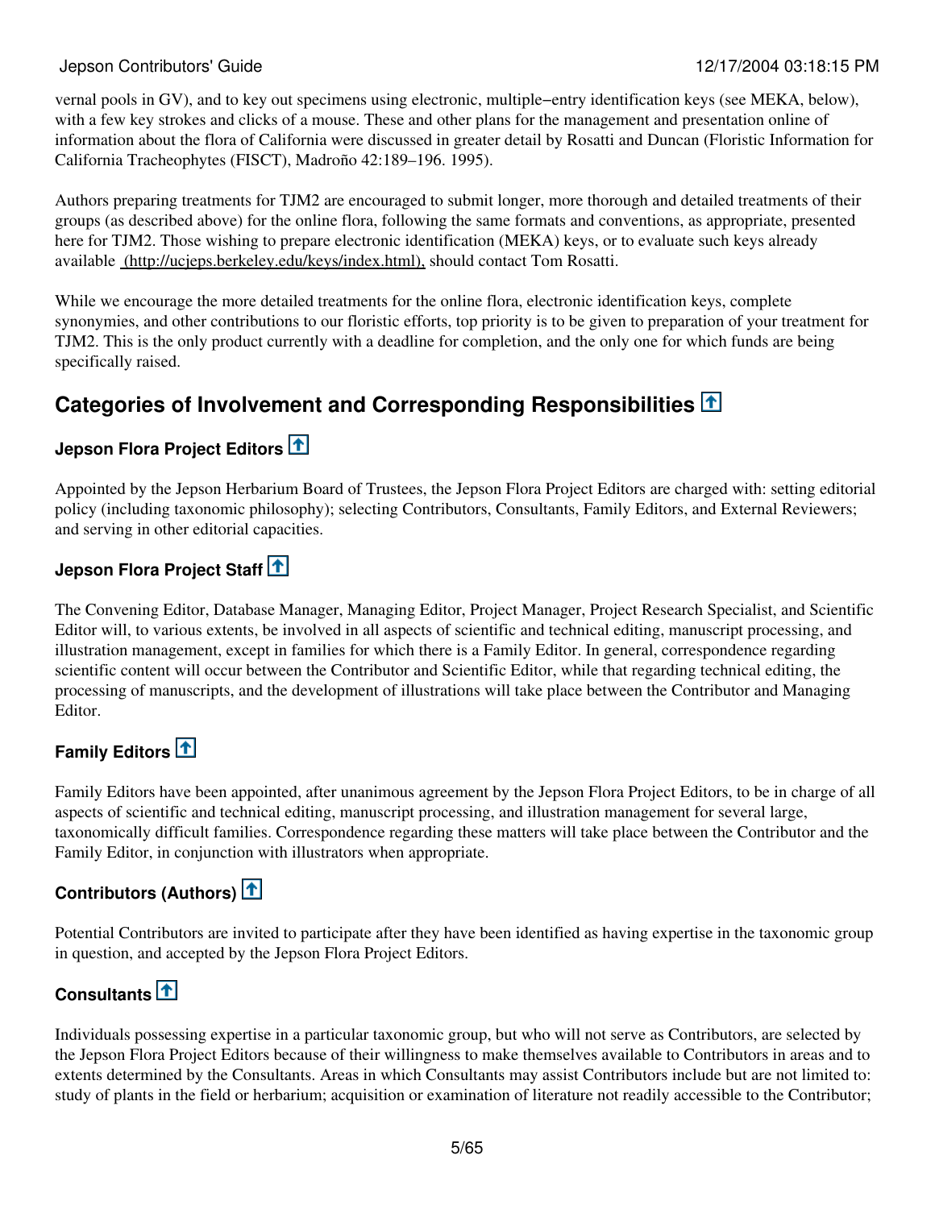vernal pools in GV), and to key out specimens using electronic, multiple-entry identification keys (see MEKA, below), with a few key strokes and clicks of a mouse. These and other plans for the management and presentation online of information about the flora of California were discussed in greater detail by Rosatti and Duncan (Floristic Information for California Tracheophytes (FISCT), Madroño 42:189–196. 1995).

Authors preparing treatments for TJM2 are encouraged to submit longer, more thorough and detailed treatments of their groups (as described above) for the online flora, following the same formats and conventions, as appropriate, presented here for TJM2. Those wishing to prepare electronic identification (MEKA) keys, or to evaluate such keys already available (http://ucjeps.berkeley.edu/keys/index.html), should contact Tom Rosatti.

While we encourage the more detailed treatments for the online flora, electronic identification keys, complete synonymies, and other contributions to our floristic efforts, top priority is to be given to preparation of your treatment for TJM2. This is the only product currently with a deadline for completion, and the only one for which funds are being specifically raised.

## Categories of Involvement and Corresponding Responsibilities

### Jepson Flora Project Editors

Appointed by the Jepson Herbarium Board of Trustees, the Jepson Flora Project Editors are charged with: setting editorial policy (including taxonomic philosophy); selecting Contributors, Consultants, Family Editors, and External Reviewers; and serving in other editorial capacities.

### Jepson Flora Project Staff

The Convening Editor, Database Manager, Managing Editor, Project Manager, Project Research Specialist, and Scientific Editor will, to various extents, be involved in all aspects of scientific and technical editing, manuscript processing, and illustration management, except in families for which there is a Family Editor. In general, correspondence regarding scientific content will occur between the Contributor and Scientific Editor, while that regarding technical editing, the processing of manuscripts, and the development of illustrations will take place between the Contributor and Managing Editor.

### Family Editors

Family Editors have been appointed, after unanimous agreement by the Jepson Flora Project Editors, to be in charge of all aspects of scientific and technical editing, manuscript processing, and illustration management for several large, taxonomically difficult families. Correspondence regarding these matters will take place between the Contributor and the Family Editor, in conjunction with illustrators when appropriate.

### Contributors (Authors)

Potential Contributors are invited to participate after they have been identified as having expertise in the taxonomic group in question, and accepted by the Jepson Flora Project Editors.

### Consultants

Individuals possessing expertise in a particular taxonomic group, but who will not serve as Contributors, are selected by the Jepson Flora Project Editors because of their willingness to make themselves available to Contributors in areas and to extents determined by the Consultants. Areas in which Consultants may assist Contributors include but are not limited to: study of plants in the field or herbarium; acquisition or examination of literature not readily accessible to the Contributor;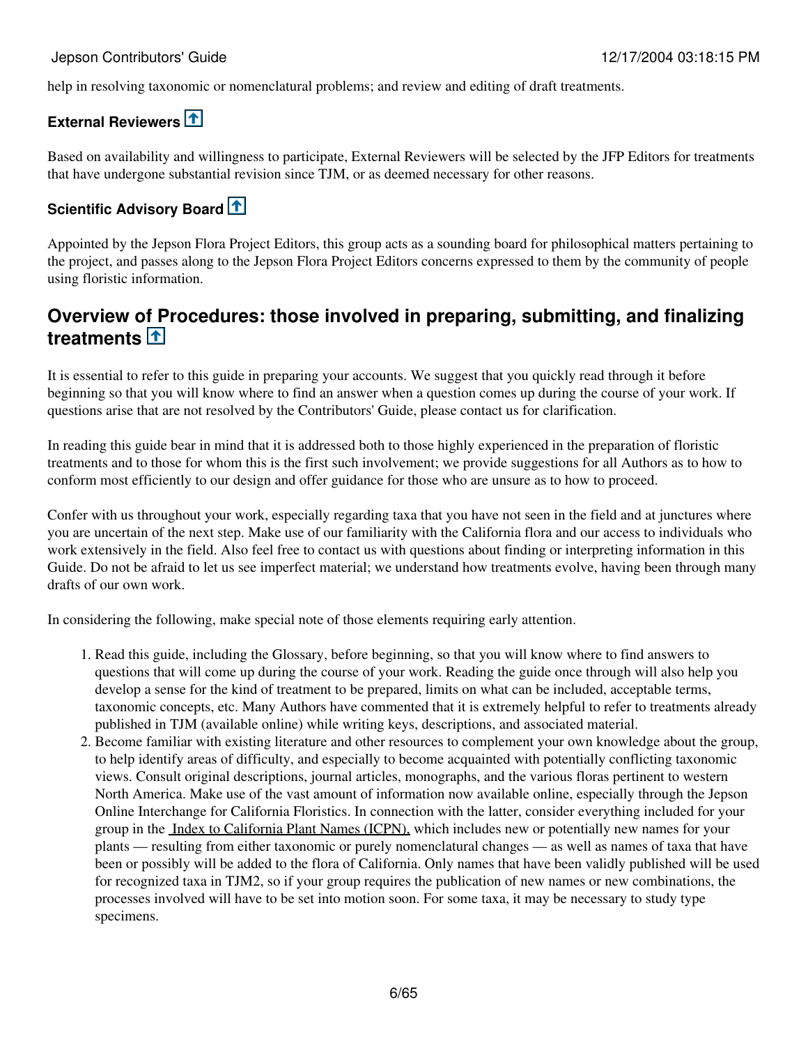help in resolving taxonomic or nomenclatural problems; and review and editing of draft treatments.

### External Reviewers

Based on availability and willingness to participate, External Reviewers will be selected by the JFP Editors for treatments that have undergone substantial revision since TJM, or as deemed necessary for other reasons.

### Scientific Advisory Board

Appointed by the Jepson Flora Project Editors, this group acts as a sounding board for philosophical matters pertaining to the project, and passes along to the Jepson Flora Project Editors concerns expressed to them by the community of people using floristic information.

## Overview of Procedures: those involved in preparing, submitting, and finalizing treatments

It is essential to refer to this guide in preparing your accounts. We suggest that you quickly read through it before beginning so that you will know where to find an answer when a question comes up during the course of your work. If questions arise that are not resolved by the Contributors' Guide, please contact us for clarification.

In reading this guide bear in mind that it is addressed both to those highly experienced in the preparation of floristic treatments and to those for whom this is the first such involvement; we provide suggestions for all Authors as to how to conform most efficiently to our design and offer guidance for those who are unsure as to how to proceed.

Confer with us throughout your work, especially regarding taxa that you have not seen in the field and at junctures where you are uncertain of the next step. Make use of our familiarity with the California flora and our access to individuals who work extensively in the field. Also feel free to contact us with questions about finding or interpreting information in this Guide. Do not be afraid to let us see imperfect material; we understand how treatments evolve, having been through many drafts of our own work.

In considering the following, make special note of those elements requiring early attention.

1. Read this guide, including the Glossary, before beginning, so that you will know where to find answers to questions that will come up during the course of your work. Reading the guide once through will also help you develop a sense for the kind of treatment to be prepared, limits on what can be included, acceptable terms, taxonomic concepts, etc. Many Authors have commented that it is extremely helpful to refer to treatments already published in TJM (available online) while writing keys, descriptions, and associated material.
2. Become familiar with existing literature and other resources to complement your own knowledge about the group, to help identify areas of difficulty, and especially to become acquainted with potentially conflicting taxonomic views. Consult original descriptions, journal articles, monographs, and the various floras pertinent to western North America. Make use of the vast amount of information now available online, especially through the Jepson Online Interchange for California Floristics. In connection with the latter, consider everything included for your group in the Index to California Plant Names (ICPN), which includes new or potentially new names for your plants — resulting from either taxonomic or purely nomenclatural changes — as well as names of taxa that have been or possibly will be added to the flora of California. Only names that have been validly published will be used for recognized taxa in TJM2, so if your group requires the publication of new names or new combinations, the processes involved will have to be set into motion soon. For some taxa, it may be necessary to study type specimens.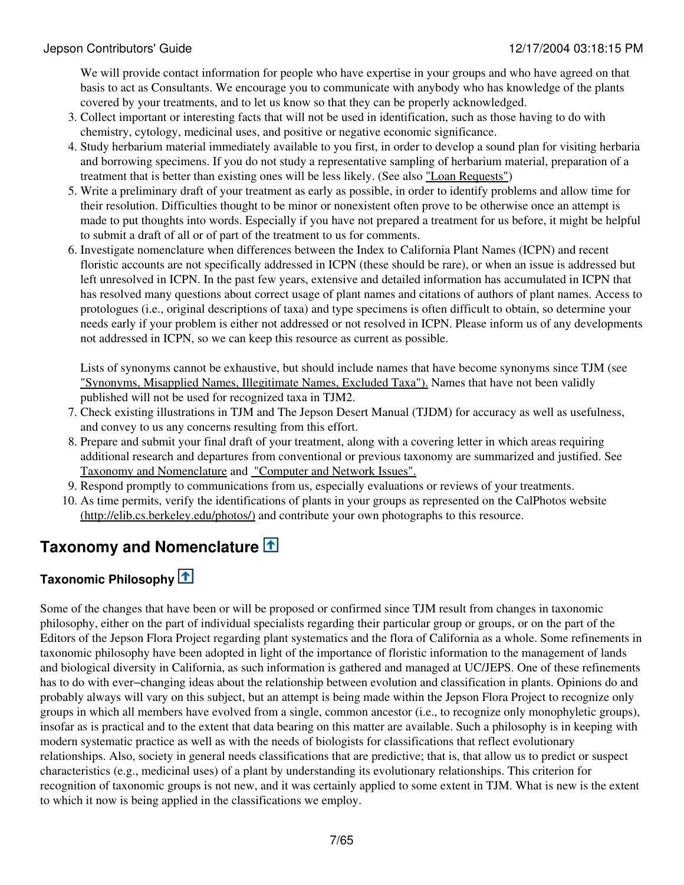We will provide contact information for people who have expertise in your groups and who have agreed on that basis to act as Consultants. We encourage you to communicate with anybody who has knowledge of the plants covered by your treatments, and to let us know so that they can be properly acknowledged.

3. Collect important or interesting facts that will not be used in identification, such as those having to do with chemistry, cytology, medicinal uses, and positive or negative economic significance.
4. Study herbarium material immediately available to you first, in order to develop a sound plan for visiting herbaria and borrowing specimens. If you do not study a representative sampling of herbarium material, preparation of a treatment that is better than existing ones will be less likely. (See also "Loan Requests")
5. Write a preliminary draft of your treatment as early as possible, in order to identify problems and allow time for their resolution. Difficulties thought to be minor or nonexistent often prove to be otherwise once an attempt is made to put thoughts into words. Especially if you have not prepared a treatment for us before, it might be helpful to submit a draft of all or of part of the treatment to us for comments.
6. Investigate nomenclature when differences between the Index to California Plant Names (ICPN) and recent floristic accounts are not specifically addressed in ICPN (these should be rare), or when an issue is addressed but left unresolved in ICPN. In the past few years, extensive and detailed information has accumulated in ICPN that has resolved many questions about correct usage of plant names and citations of authors of plant names. Access to protologues (i.e., original descriptions of taxa) and type specimens is often difficult to obtain, so determine your needs early if your problem is either not addressed or not resolved in ICPN. Please inform us of any developments not addressed in ICPN, so we can keep this resource as current as possible.

   Lists of synonyms cannot be exhaustive, but should include names that have become synonyms since TJM (see "Synonyms, Misapplied Names, Illegitimate Names, Excluded Taxa"). Names that have not been validly published will not be used for recognized taxa in TJM2.
7. Check existing illustrations in TJM and The Jepson Desert Manual (TJDM) for accuracy as well as usefulness, and convey to us any concerns resulting from this effort.
8. Prepare and submit your final draft of your treatment, along with a covering letter in which areas requiring additional research and departures from conventional or previous taxonomy are summarized and justified. See Taxonomy and Nomenclature and "Computer and Network Issues".
9. Respond promptly to communications from us, especially evaluations or reviews of your treatments.
10. As time permits, verify the identifications of plants in your groups as represented on the CalPhotos website (http://elib.cs.berkeley.edu/photos/) and contribute your own photographs to this resource.

## Taxonomy and Nomenclature

### Taxonomic Philosophy

Some of the changes that have been or will be proposed or confirmed since TJM result from changes in taxonomic philosophy, either on the part of individual specialists regarding their particular group or groups, or on the part of the Editors of the Jepson Flora Project regarding plant systematics and the flora of California as a whole. Some refinements in taxonomic philosophy have been adopted in light of the importance of floristic information to the management of lands and biological diversity in California, as such information is gathered and managed at UC/JEPS. One of these refinements has to do with ever-changing ideas about the relationship between evolution and classification in plants. Opinions do and probably always will vary on this subject, but an attempt is being made within the Jepson Flora Project to recognize only groups in which all members have evolved from a single, common ancestor (i.e., to recognize only monophyletic groups), insofar as is practical and to the extent that data bearing on this matter are available. Such a philosophy is in keeping with modern systematic practice as well as with the needs of biologists for classifications that reflect evolutionary relationships. Also, society in general needs classifications that are predictive; that is, that allow us to predict or suspect characteristics (e.g., medicinal uses) of a plant by understanding its evolutionary relationships. This criterion for recognition of taxonomic groups is not new, and it was certainly applied to some extent in TJM. What is new is the extent to which it now is being applied in the classifications we employ.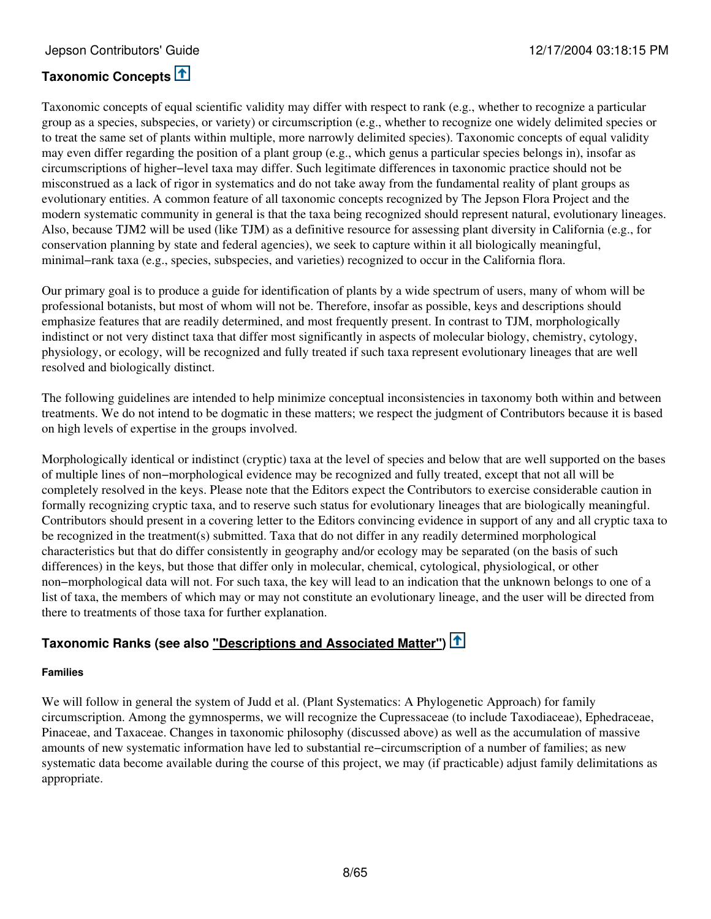## Taxonomic Concepts

Taxonomic concepts of equal scientific validity may differ with respect to rank (e.g., whether to recognize a particular group as a species, subspecies, or variety) or circumscription (e.g., whether to recognize one widely delimited species or to treat the same set of plants within multiple, more narrowly delimited species). Taxonomic concepts of equal validity may even differ regarding the position of a plant group (e.g., which genus a particular species belongs in), insofar as circumscriptions of higher−level taxa may differ. Such legitimate differences in taxonomic practice should not be misconstrued as a lack of rigor in systematics and do not take away from the fundamental reality of plant groups as evolutionary entities. A common feature of all taxonomic concepts recognized by The Jepson Flora Project and the modern systematic community in general is that the taxa being recognized should represent natural, evolutionary lineages. Also, because TJM2 will be used (like TJM) as a definitive resource for assessing plant diversity in California (e.g., for conservation planning by state and federal agencies), we seek to capture within it all biologically meaningful, minimal−rank taxa (e.g., species, subspecies, and varieties) recognized to occur in the California flora.

Our primary goal is to produce a guide for identification of plants by a wide spectrum of users, many of whom will be professional botanists, but most of whom will not be. Therefore, insofar as possible, keys and descriptions should emphasize features that are readily determined, and most frequently present. In contrast to TJM, morphologically indistinct or not very distinct taxa that differ most significantly in aspects of molecular biology, chemistry, cytology, physiology, or ecology, will be recognized and fully treated if such taxa represent evolutionary lineages that are well resolved and biologically distinct.

The following guidelines are intended to help minimize conceptual inconsistencies in taxonomy both within and between treatments. We do not intend to be dogmatic in these matters; we respect the judgment of Contributors because it is based on high levels of expertise in the groups involved.

Morphologically identical or indistinct (cryptic) taxa at the level of species and below that are well supported on the bases of multiple lines of non−morphological evidence may be recognized and fully treated, except that not all will be completely resolved in the keys. Please note that the Editors expect the Contributors to exercise considerable caution in formally recognizing cryptic taxa, and to reserve such status for evolutionary lineages that are biologically meaningful. Contributors should present in a covering letter to the Editors convincing evidence in support of any and all cryptic taxa to be recognized in the treatment(s) submitted. Taxa that do not differ in any readily determined morphological characteristics but that do differ consistently in geography and/or ecology may be separated (on the basis of such differences) in the keys, but those that differ only in molecular, chemical, cytological, physiological, or other non−morphological data will not. For such taxa, the key will lead to an indication that the unknown belongs to one of a list of taxa, the members of which may or may not constitute an evolutionary lineage, and the user will be directed from there to treatments of those taxa for further explanation.

## Taxonomic Ranks (see also "Descriptions and Associated Matter")

#### Families

We will follow in general the system of Judd et al. (Plant Systematics: A Phylogenetic Approach) for family circumscription. Among the gymnosperms, we will recognize the Cupressaceae (to include Taxodiaceae), Ephedraceae, Pinaceae, and Taxaceae. Changes in taxonomic philosophy (discussed above) as well as the accumulation of massive amounts of new systematic information have led to substantial re−circumscription of a number of families; as new systematic data become available during the course of this project, we may (if practicable) adjust family delimitations as appropriate.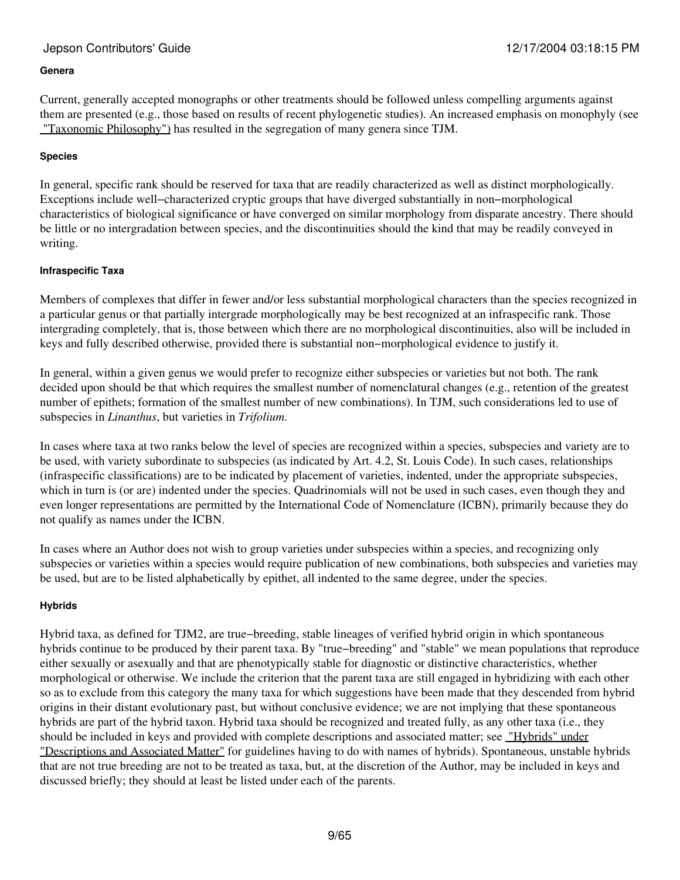#### Genera

Current, generally accepted monographs or other treatments should be followed unless compelling arguments against them are presented (e.g., those based on results of recent phylogenetic studies). An increased emphasis on monophyly (see "Taxonomic Philosophy") has resulted in the segregation of many genera since TJM.

#### Species

In general, specific rank should be reserved for taxa that are readily characterized as well as distinct morphologically. Exceptions include well−characterized cryptic groups that have diverged substantially in non−morphological characteristics of biological significance or have converged on similar morphology from disparate ancestry. There should be little or no intergradation between species, and the discontinuities should the kind that may be readily conveyed in writing.

#### Infraspecific Taxa

Members of complexes that differ in fewer and/or less substantial morphological characters than the species recognized in a particular genus or that partially intergrade morphologically may be best recognized at an infraspecific rank. Those intergrading completely, that is, those between which there are no morphological discontinuities, also will be included in keys and fully described otherwise, provided there is substantial non−morphological evidence to justify it.

In general, within a given genus we would prefer to recognize either subspecies or varieties but not both. The rank decided upon should be that which requires the smallest number of nomenclatural changes (e.g., retention of the greatest number of epithets; formation of the smallest number of new combinations). In TJM, such considerations led to use of subspecies in *Linanthus*, but varieties in *Trifolium*.

In cases where taxa at two ranks below the level of species are recognized within a species, subspecies and variety are to be used, with variety subordinate to subspecies (as indicated by Art. 4.2, St. Louis Code). In such cases, relationships (infraspecific classifications) are to be indicated by placement of varieties, indented, under the appropriate subspecies, which in turn is (or are) indented under the species. Quadrinomials will not be used in such cases, even though they and even longer representations are permitted by the International Code of Nomenclature (ICBN), primarily because they do not qualify as names under the ICBN.

In cases where an Author does not wish to group varieties under subspecies within a species, and recognizing only subspecies or varieties within a species would require publication of new combinations, both subspecies and varieties may be used, but are to be listed alphabetically by epithet, all indented to the same degree, under the species.

#### Hybrids

Hybrid taxa, as defined for TJM2, are true−breeding, stable lineages of verified hybrid origin in which spontaneous hybrids continue to be produced by their parent taxa. By "true−breeding" and "stable" we mean populations that reproduce either sexually or asexually and that are phenotypically stable for diagnostic or distinctive characteristics, whether morphological or otherwise. We include the criterion that the parent taxa are still engaged in hybridizing with each other so as to exclude from this category the many taxa for which suggestions have been made that they descended from hybrid origins in their distant evolutionary past, but without conclusive evidence; we are not implying that these spontaneous hybrids are part of the hybrid taxon. Hybrid taxa should be recognized and treated fully, as any other taxa (i.e., they should be included in keys and provided with complete descriptions and associated matter; see "Hybrids" under "Descriptions and Associated Matter" for guidelines having to do with names of hybrids). Spontaneous, unstable hybrids that are not true breeding are not to be treated as taxa, but, at the discretion of the Author, may be included in keys and discussed briefly; they should at least be listed under each of the parents.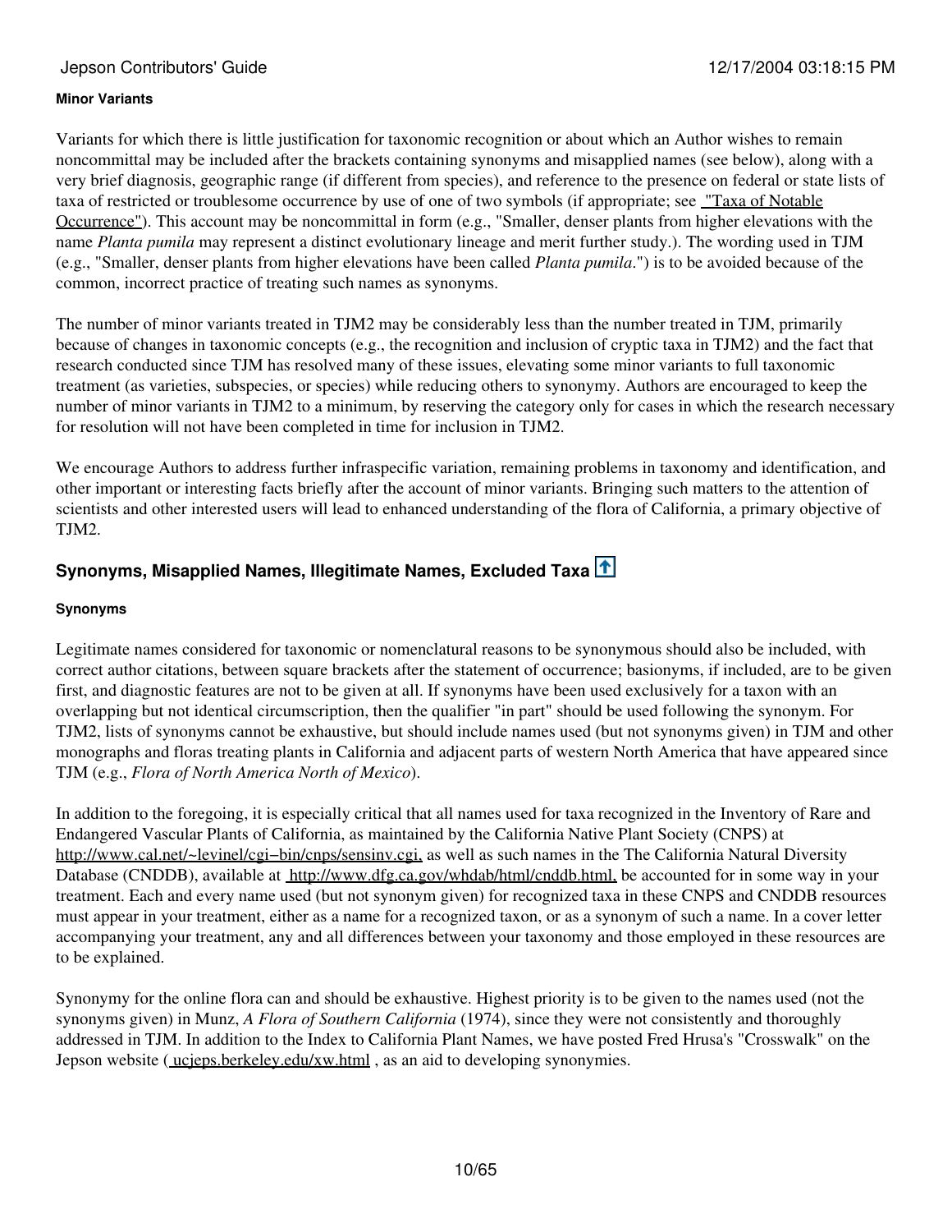#### Minor Variants

Variants for which there is little justification for taxonomic recognition or about which an Author wishes to remain noncommittal may be included after the brackets containing synonyms and misapplied names (see below), along with a very brief diagnosis, geographic range (if different from species), and reference to the presence on federal or state lists of taxa of restricted or troublesome occurrence by use of one of two symbols (if appropriate; see "Taxa of Notable Occurrence"). This account may be noncommittal in form (e.g., "Smaller, denser plants from higher elevations with the name *Planta pumila* may represent a distinct evolutionary lineage and merit further study.). The wording used in TJM (e.g., "Smaller, denser plants from higher elevations have been called *Planta pumila*.") is to be avoided because of the common, incorrect practice of treating such names as synonyms.

The number of minor variants treated in TJM2 may be considerably less than the number treated in TJM, primarily because of changes in taxonomic concepts (e.g., the recognition and inclusion of cryptic taxa in TJM2) and the fact that research conducted since TJM has resolved many of these issues, elevating some minor variants to full taxonomic treatment (as varieties, subspecies, or species) while reducing others to synonymy. Authors are encouraged to keep the number of minor variants in TJM2 to a minimum, by reserving the category only for cases in which the research necessary for resolution will not have been completed in time for inclusion in TJM2.

We encourage Authors to address further infraspecific variation, remaining problems in taxonomy and identification, and other important or interesting facts briefly after the account of minor variants. Bringing such matters to the attention of scientists and other interested users will lead to enhanced understanding of the flora of California, a primary objective of TJM2.

### Synonyms, Misapplied Names, Illegitimate Names, Excluded Taxa

#### Synonyms

Legitimate names considered for taxonomic or nomenclatural reasons to be synonymous should also be included, with correct author citations, between square brackets after the statement of occurrence; basionyms, if included, are to be given first, and diagnostic features are not to be given at all. If synonyms have been used exclusively for a taxon with an overlapping but not identical circumscription, then the qualifier "in part" should be used following the synonym. For TJM2, lists of synonyms cannot be exhaustive, but should include names used (but not synonyms given) in TJM and other monographs and floras treating plants in California and adjacent parts of western North America that have appeared since TJM (e.g., *Flora of North America North of Mexico*).

In addition to the foregoing, it is especially critical that all names used for taxa recognized in the Inventory of Rare and Endangered Vascular Plants of California, as maintained by the California Native Plant Society (CNPS) at http://www.cal.net/~levinel/cgi−bin/cnps/sensinv.cgi, as well as such names in the The California Natural Diversity Database (CNDDB), available at http://www.dfg.ca.gov/whdab/html/cnddb.html, be accounted for in some way in your treatment. Each and every name used (but not synonym given) for recognized taxa in these CNPS and CNDDB resources must appear in your treatment, either as a name for a recognized taxon, or as a synonym of such a name. In a cover letter accompanying your treatment, any and all differences between your taxonomy and those employed in these resources are to be explained.

Synonymy for the online flora can and should be exhaustive. Highest priority is to be given to the names used (not the synonyms given) in Munz, *A Flora of Southern California* (1974), since they were not consistently and thoroughly addressed in TJM. In addition to the Index to California Plant Names, we have posted Fred Hrusa's "Crosswalk" on the Jepson website ( ucjeps.berkeley.edu/xw.html , as an aid to developing synonymies.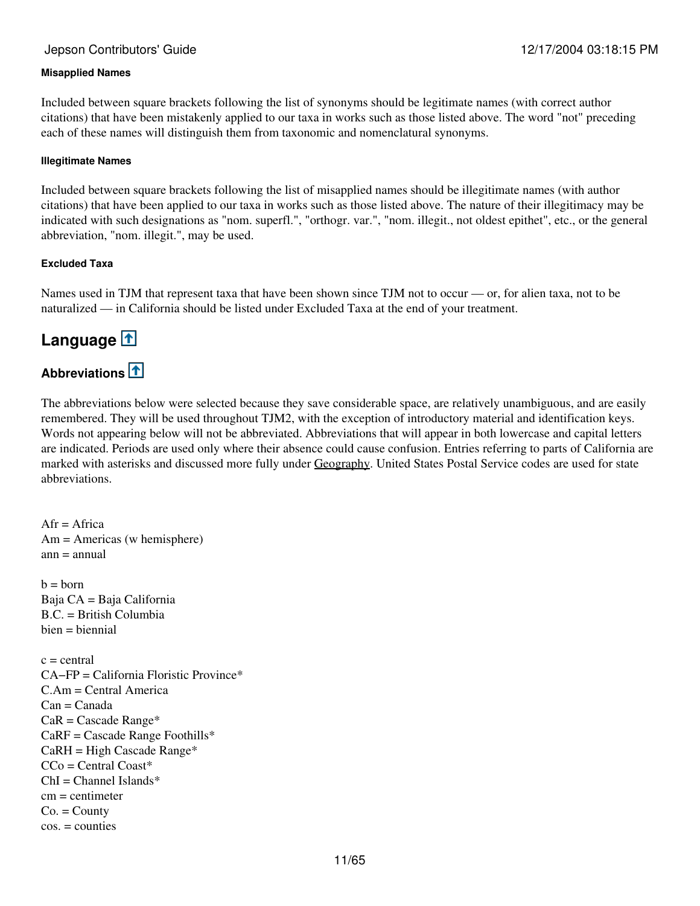#### Misapplied Names

Included between square brackets following the list of synonyms should be legitimate names (with correct author citations) that have been mistakenly applied to our taxa in works such as those listed above. The word "not" preceding each of these names will distinguish them from taxonomic and nomenclatural synonyms.

#### Illegitimate Names

Included between square brackets following the list of misapplied names should be illegitimate names (with author citations) that have been applied to our taxa in works such as those listed above. The nature of their illegitimacy may be indicated with such designations as "nom. superfl.", "orthogr. var.", "nom. illegit., not oldest epithet", etc., or the general abbreviation, "nom. illegit.", may be used.

#### Excluded Taxa

Names used in TJM that represent taxa that have been shown since TJM not to occur — or, for alien taxa, not to be naturalized — in California should be listed under Excluded Taxa at the end of your treatment.

## Language

### Abbreviations

The abbreviations below were selected because they save considerable space, are relatively unambiguous, and are easily remembered. They will be used throughout TJM2, with the exception of introductory material and identification keys. Words not appearing below will not be abbreviated. Abbreviations that will appear in both lowercase and capital letters are indicated. Periods are used only where their absence could cause confusion. Entries referring to parts of California are marked with asterisks and discussed more fully under Geography. United States Postal Service codes are used for state abbreviations.

Afr = Africa
Am = Americas (w hemisphere)
ann = annual

b = born
Baja CA = Baja California
B.C. = British Columbia
bien = biennial

c = central
CA–FP = California Floristic Province*
C.Am = Central America
Can = Canada
CaR = Cascade Range*
CaRF = Cascade Range Foothills*
CaRH = High Cascade Range*
CCo = Central Coast*
ChI = Channel Islands*
cm = centimeter
Co. = County
cos. = counties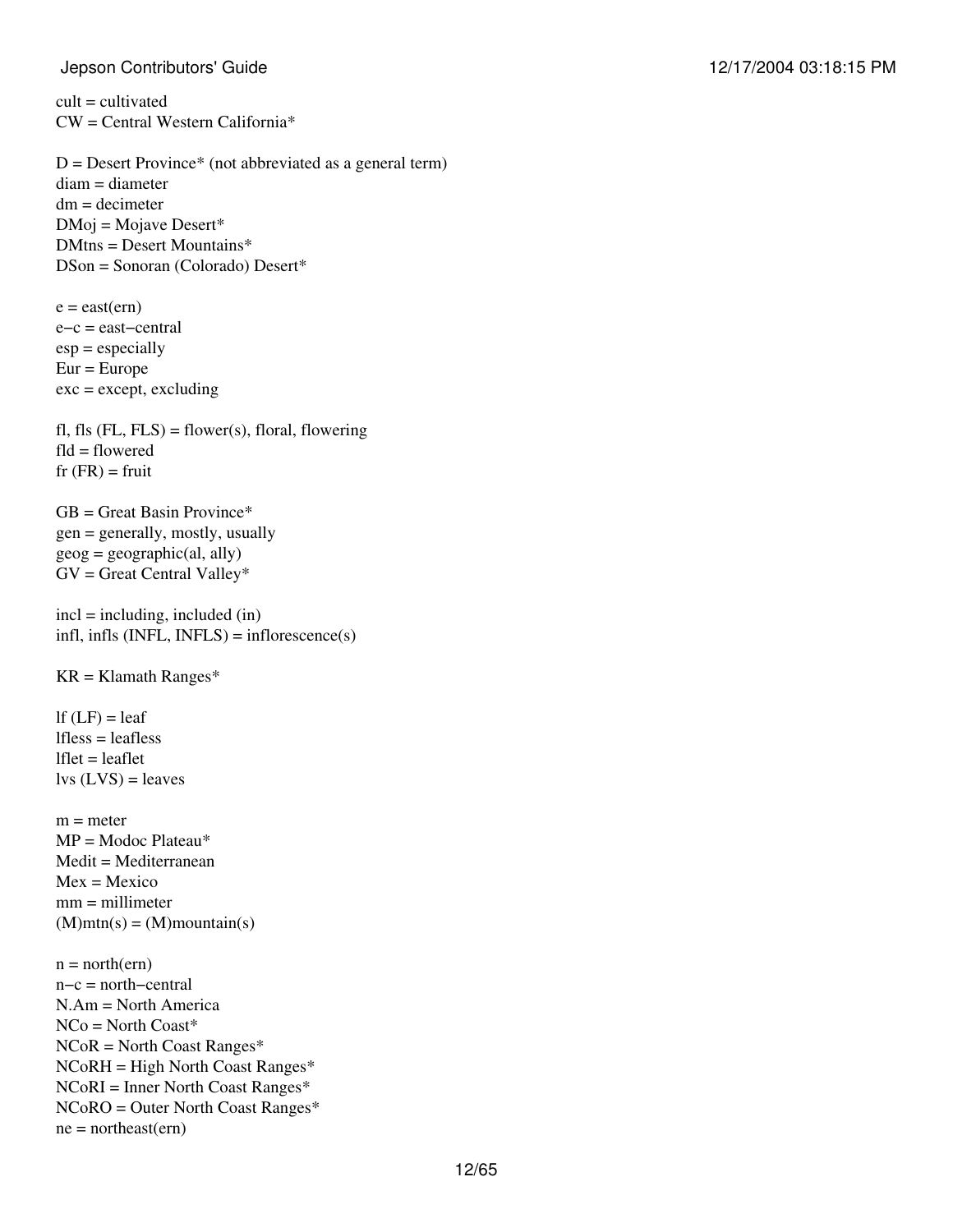cult = cultivated
CW = Central Western California*

D = Desert Province* (not abbreviated as a general term)
diam = diameter
dm = decimeter
DMoj = Mojave Desert*
DMtns = Desert Mountains*
DSon = Sonoran (Colorado) Desert*

e = east(ern)
e−c = east−central
esp = especially
Eur = Europe
exc = except, excluding

fl, fls (FL, FLS) = flower(s), floral, flowering
fld = flowered
fr (FR) = fruit

GB = Great Basin Province*
gen = generally, mostly, usually
geog = geographic(al, ally)
GV = Great Central Valley*

incl = including, included (in)
infl, infls (INFL, INFLS) = inflorescence(s)

KR = Klamath Ranges*

lf (LF) = leaf
lfless = leafless
lflet = leaflet
lvs (LVS) = leaves

m = meter
MP = Modoc Plateau*
Medit = Mediterranean
Mex = Mexico
mm = millimeter
(M)mtn(s) = (M)mountain(s)

n = north(ern)
n−c = north−central
N.Am = North America
NCo = North Coast*
NCoR = North Coast Ranges*
NCoRH = High North Coast Ranges*
NCoRI = Inner North Coast Ranges*
NCoRO = Outer North Coast Ranges*
ne = northeast(ern)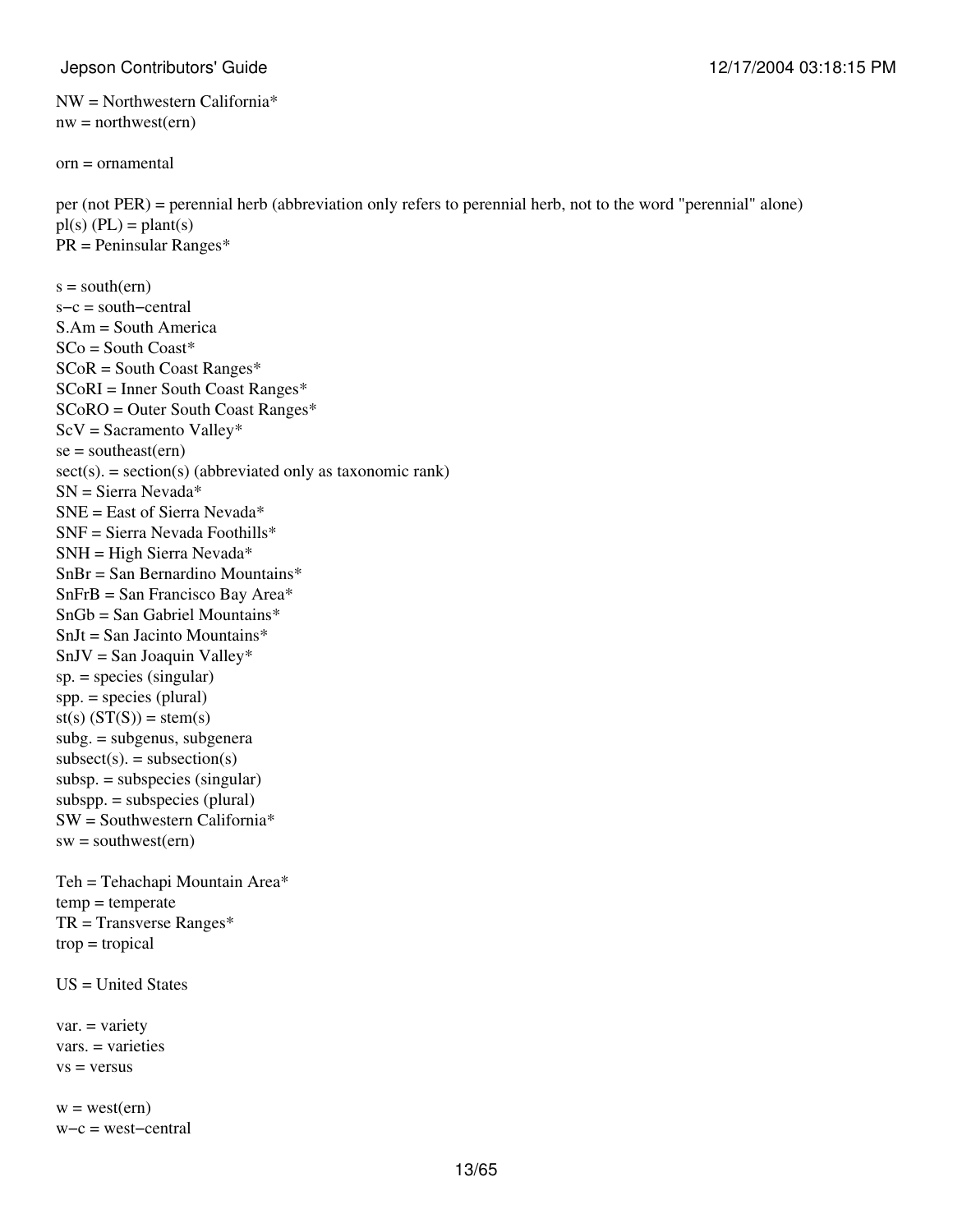NW = Northwestern California*
nw = northwest(ern)

orn = ornamental

per (not PER) = perennial herb (abbreviation only refers to perennial herb, not to the word "perennial" alone)
pl(s) (PL) = plant(s)
PR = Peninsular Ranges*

s = south(ern)
s−c = south−central
S.Am = South America
SCo = South Coast*
SCoR = South Coast Ranges*
SCoRI = Inner South Coast Ranges*
SCoRO = Outer South Coast Ranges*
ScV = Sacramento Valley*
se = southeast(ern)
sect(s). = section(s) (abbreviated only as taxonomic rank)
SN = Sierra Nevada*
SNE = East of Sierra Nevada*
SNF = Sierra Nevada Foothills*
SNH = High Sierra Nevada*
SnBr = San Bernardino Mountains*
SnFrB = San Francisco Bay Area*
SnGb = San Gabriel Mountains*
SnJt = San Jacinto Mountains*
SnJV = San Joaquin Valley*
sp. = species (singular)
spp. = species (plural)
st(s) (ST(S)) = stem(s)
subg. = subgenus, subgenera
subsect(s). = subsection(s)
subsp. = subspecies (singular)
subspp. = subspecies (plural)
SW = Southwestern California*
sw = southwest(ern)

Teh = Tehachapi Mountain Area*
temp = temperate
TR = Transverse Ranges*
trop = tropical

US = United States

var. = variety
vars. = varieties
vs = versus

w = west(ern)
w−c = west−central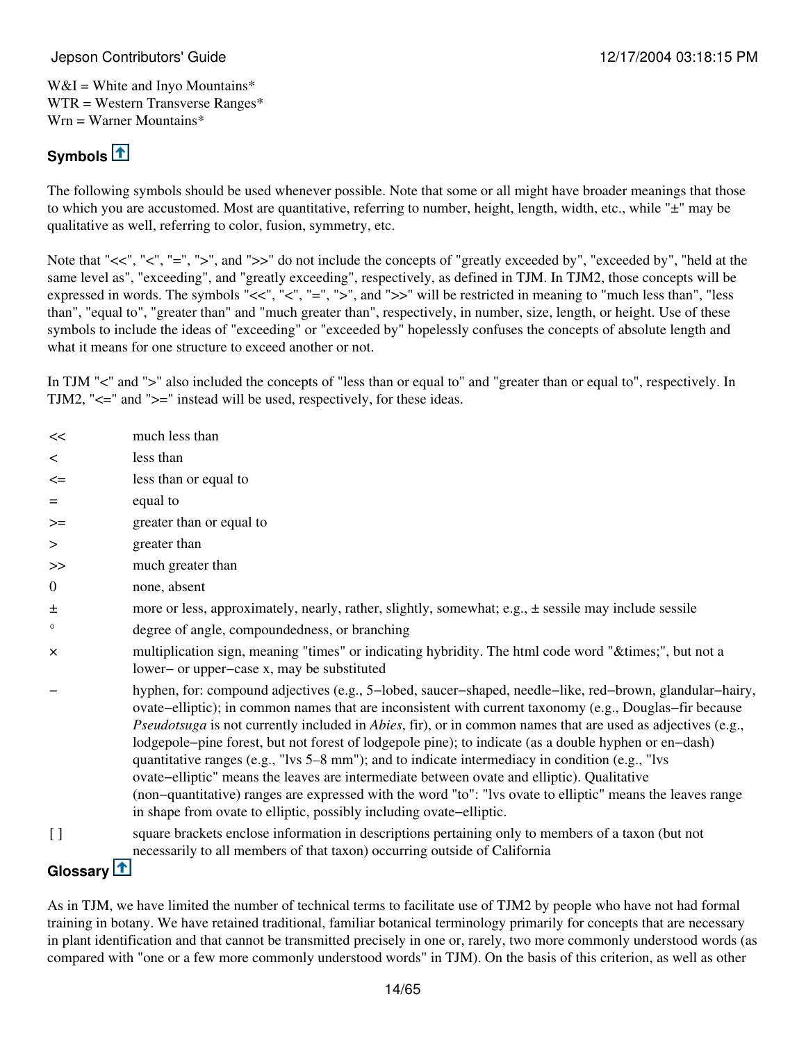W&I = White and Inyo Mountains*
WTR = Western Transverse Ranges*
Wrn = Warner Mountains*

## Symbols

The following symbols should be used whenever possible. Note that some or all might have broader meanings that those to which you are accustomed. Most are quantitative, referring to number, height, length, width, etc., while "±" may be qualitative as well, referring to color, fusion, symmetry, etc.

Note that "<<", "<", "=", ">", and ">>" do not include the concepts of "greatly exceeded by", "exceeded by", "held at the same level as", "exceeding", and "greatly exceeding", respectively, as defined in TJM. In TJM2, those concepts will be expressed in words. The symbols "<<", "<", "=", ">", and ">>" will be restricted in meaning to "much less than", "less than", "equal to", "greater than" and "much greater than", respectively, in number, size, length, or height. Use of these symbols to include the ideas of "exceeding" or "exceeded by" hopelessly confuses the concepts of absolute length and what it means for one structure to exceed another or not.

In TJM "<" and ">" also included the concepts of "less than or equal to" and "greater than or equal to", respectively. In TJM2, "<=" and ">=" instead will be used, respectively, for these ideas.

| Symbol | Meaning |
|---|---|
| << | much less than |
| < | less than |
| <= | less than or equal to |
| = | equal to |
| >= | greater than or equal to |
| > | greater than |
| >> | much greater than |
| 0 | none, absent |
| ± | more or less, approximately, nearly, rather, slightly, somewhat; e.g., ± sessile may include sessile |
| ° | degree of angle, compoundedness, or branching |
| × | multiplication sign, meaning "times" or indicating hybridity. The html code word "&times;", but not a lower− or upper−case x, may be substituted |
| − | hyphen, for: compound adjectives (e.g., 5−lobed, saucer−shaped, needle−like, red−brown, glandular−hairy, ovate−elliptic); in common names that are inconsistent with current taxonomy (e.g., Douglas−fir because *Pseudotsuga* is not currently included in *Abies*, fir), or in common names that are used as adjectives (e.g., lodgepole−pine forest, but not forest of lodgepole pine); to indicate (as a double hyphen or en−dash) quantitative ranges (e.g., "lvs 5–8 mm"); and to indicate intermediacy in condition (e.g., "lvs ovate−elliptic" means the leaves are intermediate between ovate and elliptic). Qualitative (non−quantitative) ranges are expressed with the word "to": "lvs ovate to elliptic" means the leaves range in shape from ovate to elliptic, possibly including ovate−elliptic. |
| [ ] | square brackets enclose information in descriptions pertaining only to members of a taxon (but not necessarily to all members of that taxon) occurring outside of California |

## Glossary

As in TJM, we have limited the number of technical terms to facilitate use of TJM2 by people who have not had formal training in botany. We have retained traditional, familiar botanical terminology primarily for concepts that are necessary in plant identification and that cannot be transmitted precisely in one or, rarely, two more commonly understood words (as compared with "one or a few more commonly understood words" in TJM). On the basis of this criterion, as well as other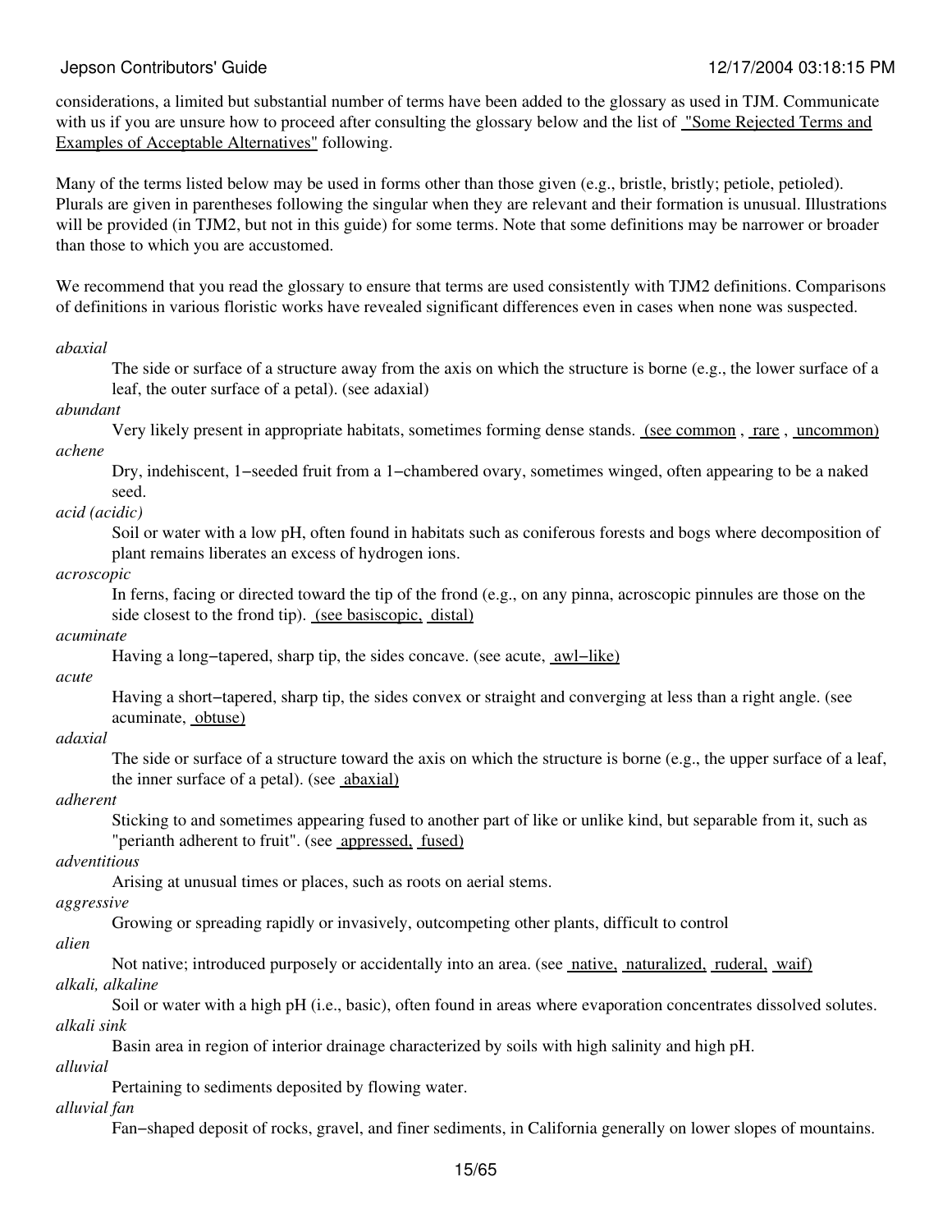considerations, a limited but substantial number of terms have been added to the glossary as used in TJM. Communicate with us if you are unsure how to proceed after consulting the glossary below and the list of "Some Rejected Terms and Examples of Acceptable Alternatives" following.

Many of the terms listed below may be used in forms other than those given (e.g., bristle, bristly; petiole, petioled). Plurals are given in parentheses following the singular when they are relevant and their formation is unusual. Illustrations will be provided (in TJM2, but not in this guide) for some terms. Note that some definitions may be narrower or broader than those to which you are accustomed.

We recommend that you read the glossary to ensure that terms are used consistently with TJM2 definitions. Comparisons of definitions in various floristic works have revealed significant differences even in cases when none was suspected.

*abaxial*
: The side or surface of a structure away from the axis on which the structure is borne (e.g., the lower surface of a leaf, the outer surface of a petal). (see adaxial)

*abundant*
: Very likely present in appropriate habitats, sometimes forming dense stands. (see common, rare, uncommon)

*achene*
: Dry, indehiscent, 1−seeded fruit from a 1−chambered ovary, sometimes winged, often appearing to be a naked seed.

*acid (acidic)*
: Soil or water with a low pH, often found in habitats such as coniferous forests and bogs where decomposition of plant remains liberates an excess of hydrogen ions.

*acroscopic*
: In ferns, facing or directed toward the tip of the frond (e.g., on any pinna, acroscopic pinnules are those on the side closest to the frond tip). (see basiscopic, distal)

*acuminate*
: Having a long−tapered, sharp tip, the sides concave. (see acute, awl−like)

*acute*
: Having a short−tapered, sharp tip, the sides convex or straight and converging at less than a right angle. (see acuminate, obtuse)

*adaxial*
: The side or surface of a structure toward the axis on which the structure is borne (e.g., the upper surface of a leaf, the inner surface of a petal). (see abaxial)

*adherent*
: Sticking to and sometimes appearing fused to another part of like or unlike kind, but separable from it, such as "perianth adherent to fruit". (see appressed, fused)

*adventitious*
: Arising at unusual times or places, such as roots on aerial stems.

*aggressive*
: Growing or spreading rapidly or invasively, outcompeting other plants, difficult to control

*alien*
: Not native; introduced purposely or accidentally into an area. (see native, naturalized, ruderal, waif)

*alkali, alkaline*
: Soil or water with a high pH (i.e., basic), often found in areas where evaporation concentrates dissolved solutes.

*alkali sink*
: Basin area in region of interior drainage characterized by soils with high salinity and high pH.

*alluvial*
: Pertaining to sediments deposited by flowing water.

*alluvial fan*
: Fan−shaped deposit of rocks, gravel, and finer sediments, in California generally on lower slopes of mountains.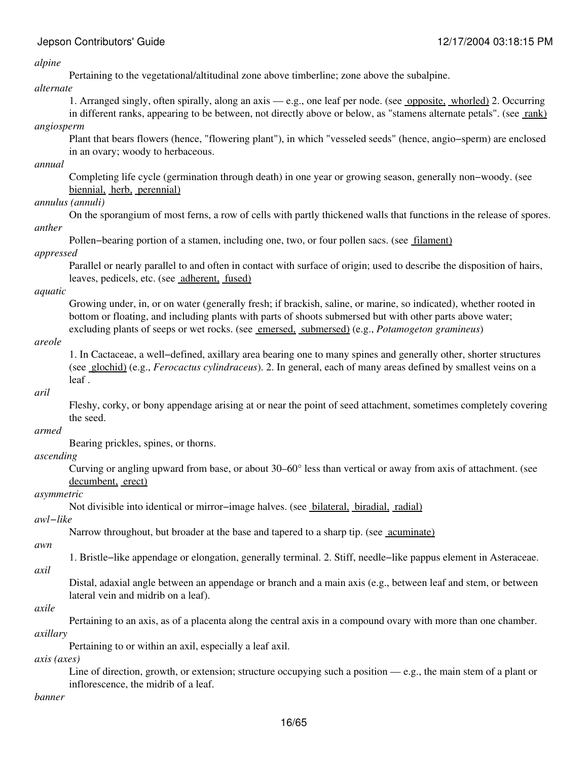*alpine*

Pertaining to the vegetational/altitudinal zone above timberline; zone above the subalpine.

*alternate*

1. Arranged singly, often spirally, along an axis — e.g., one leaf per node. (see opposite, whorled) 2. Occurring in different ranks, appearing to be between, not directly above or below, as "stamens alternate petals". (see rank)

*angiosperm*

Plant that bears flowers (hence, "flowering plant"), in which "vesseled seeds" (hence, angio−sperm) are enclosed in an ovary; woody to herbaceous.

*annual*

Completing life cycle (germination through death) in one year or growing season, generally non−woody. (see biennial, herb, perennial)

*annulus (annuli)*

On the sporangium of most ferns, a row of cells with partly thickened walls that functions in the release of spores.

*anther*

Pollen−bearing portion of a stamen, including one, two, or four pollen sacs. (see filament)

*appressed*

Parallel or nearly parallel to and often in contact with surface of origin; used to describe the disposition of hairs, leaves, pedicels, etc. (see adherent, fused)

*aquatic*

Growing under, in, or on water (generally fresh; if brackish, saline, or marine, so indicated), whether rooted in bottom or floating, and including plants with parts of shoots submersed but with other parts above water; excluding plants of seeps or wet rocks. (see emersed, submersed) (e.g., *Potamogeton gramineus*)

*areole*

1. In Cactaceae, a well−defined, axillary area bearing one to many spines and generally other, shorter structures (see glochid) (e.g., *Ferocactus cylindraceus*). 2. In general, each of many areas defined by smallest veins on a leaf .

*aril*

Fleshy, corky, or bony appendage arising at or near the point of seed attachment, sometimes completely covering the seed.

*armed*

Bearing prickles, spines, or thorns.

*ascending*

Curving or angling upward from base, or about 30–60° less than vertical or away from axis of attachment. (see decumbent, erect)

*asymmetric*

Not divisible into identical or mirror−image halves. (see bilateral, biradial, radial)

*awl−like*

Narrow throughout, but broader at the base and tapered to a sharp tip. (see acuminate)

*awn*

1. Bristle−like appendage or elongation, generally terminal. 2. Stiff, needle−like pappus element in Asteraceae.

*axil*

Distal, adaxial angle between an appendage or branch and a main axis (e.g., between leaf and stem, or between lateral vein and midrib on a leaf).

*axile*

Pertaining to an axis, as of a placenta along the central axis in a compound ovary with more than one chamber.

*axillary*

Pertaining to or within an axil, especially a leaf axil.

*axis (axes)*

Line of direction, growth, or extension; structure occupying such a position — e.g., the main stem of a plant or inflorescence, the midrib of a leaf.

*banner*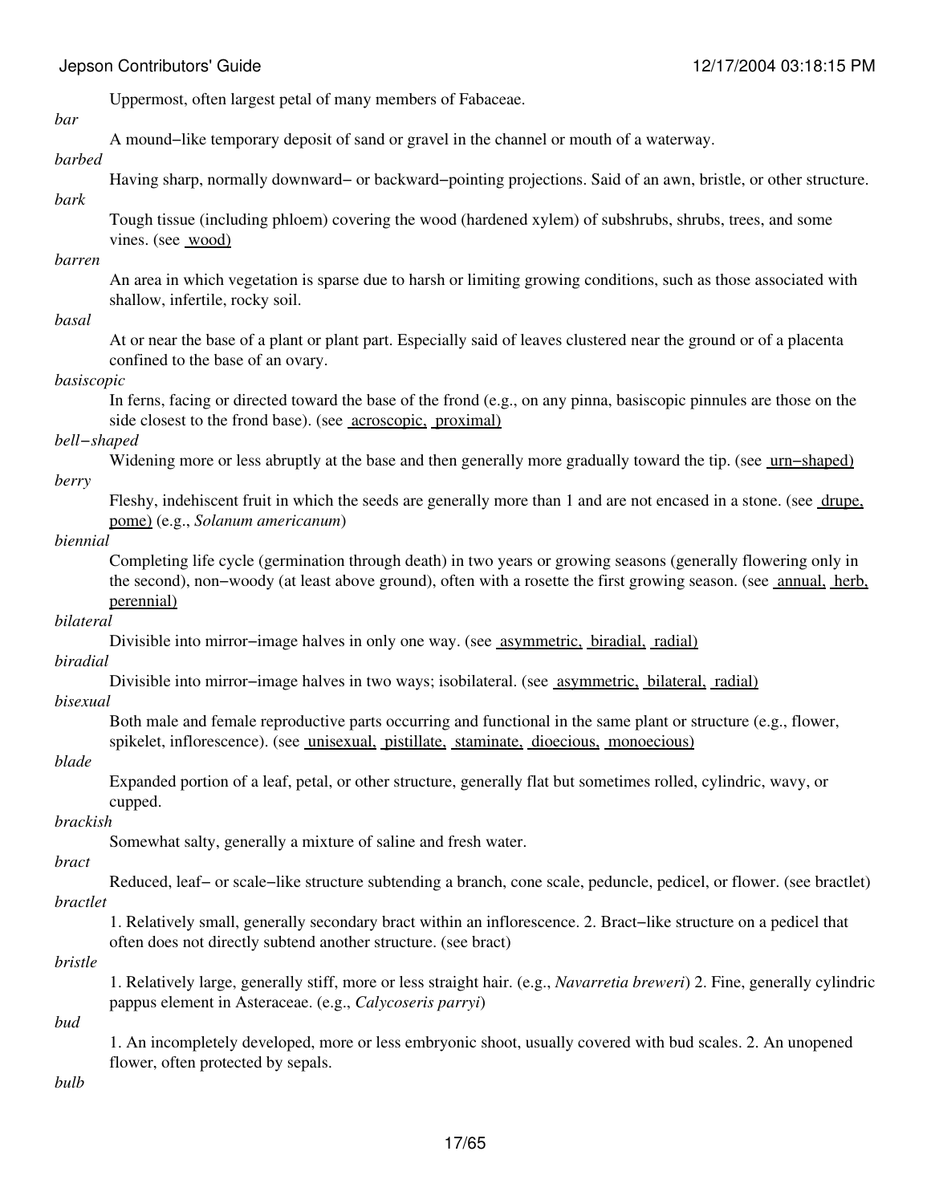Uppermost, often largest petal of many members of Fabaceae.

*bar*

A mound−like temporary deposit of sand or gravel in the channel or mouth of a waterway.

*barbed*

Having sharp, normally downward− or backward−pointing projections. Said of an awn, bristle, or other structure.

*bark*

Tough tissue (including phloem) covering the wood (hardened xylem) of subshrubs, shrubs, trees, and some vines. (see wood)

*barren*

An area in which vegetation is sparse due to harsh or limiting growing conditions, such as those associated with shallow, infertile, rocky soil.

*basal*

At or near the base of a plant or plant part. Especially said of leaves clustered near the ground or of a placenta confined to the base of an ovary.

*basiscopic*

In ferns, facing or directed toward the base of the frond (e.g., on any pinna, basiscopic pinnules are those on the side closest to the frond base). (see acroscopic, proximal)

*bell−shaped*

Widening more or less abruptly at the base and then generally more gradually toward the tip. (see urn−shaped)

*berry*

Fleshy, indehiscent fruit in which the seeds are generally more than 1 and are not encased in a stone. (see drupe, pome) (e.g., *Solanum americanum*)

*biennial*

Completing life cycle (germination through death) in two years or growing seasons (generally flowering only in the second), non−woody (at least above ground), often with a rosette the first growing season. (see annual, herb, perennial)

*bilateral*

Divisible into mirror−image halves in only one way. (see asymmetric, biradial, radial)

*biradial*

Divisible into mirror−image halves in two ways; isobilateral. (see asymmetric, bilateral, radial)

*bisexual*

Both male and female reproductive parts occurring and functional in the same plant or structure (e.g., flower, spikelet, inflorescence). (see unisexual, pistillate, staminate, dioecious, monoecious)

*blade*

Expanded portion of a leaf, petal, or other structure, generally flat but sometimes rolled, cylindric, wavy, or cupped.

*brackish*

Somewhat salty, generally a mixture of saline and fresh water.

*bract*

Reduced, leaf− or scale−like structure subtending a branch, cone scale, peduncle, pedicel, or flower. (see bractlet)

*bractlet*

1. Relatively small, generally secondary bract within an inflorescence. 2. Bract−like structure on a pedicel that often does not directly subtend another structure. (see bract)

*bristle*

1. Relatively large, generally stiff, more or less straight hair. (e.g., *Navarretia breweri*) 2. Fine, generally cylindric pappus element in Asteraceae. (e.g., *Calycoseris parryi*)

*bud*

1. An incompletely developed, more or less embryonic shoot, usually covered with bud scales. 2. An unopened flower, often protected by sepals.

*bulb*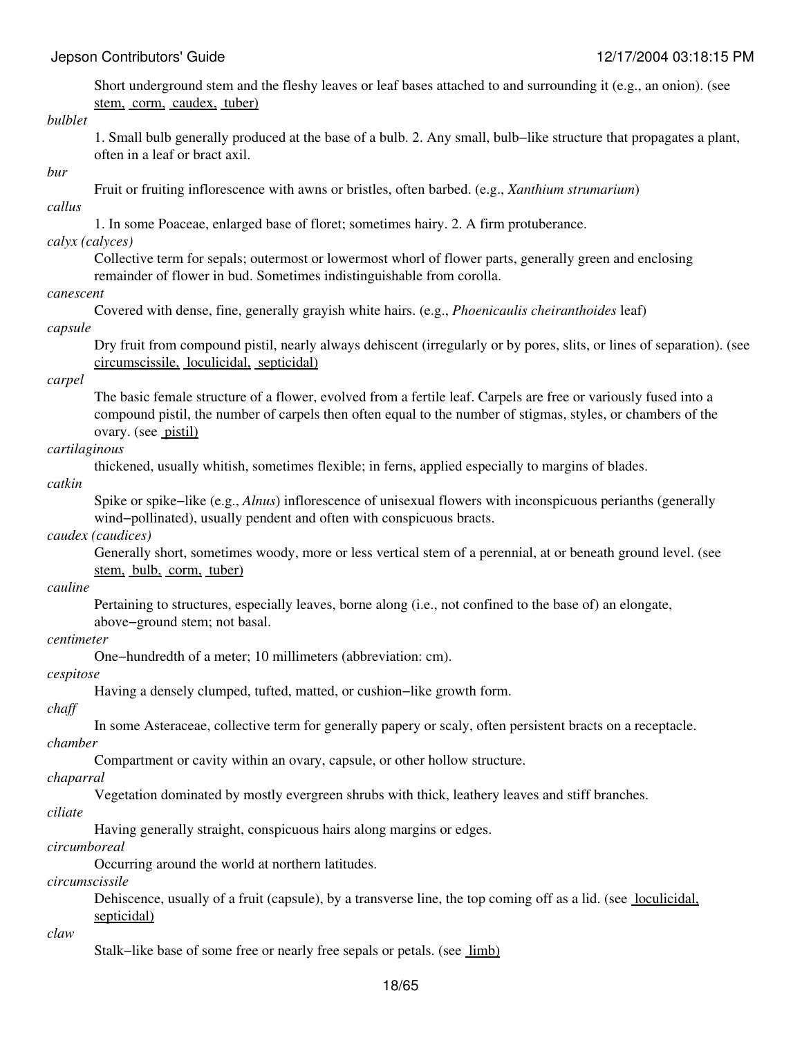Short underground stem and the fleshy leaves or leaf bases attached to and surrounding it (e.g., an onion). (see stem, corm, caudex, tuber)

*bulblet*

1. Small bulb generally produced at the base of a bulb. 2. Any small, bulb−like structure that propagates a plant, often in a leaf or bract axil.

*bur*

Fruit or fruiting inflorescence with awns or bristles, often barbed. (e.g., *Xanthium strumarium*)

*callus*

1. In some Poaceae, enlarged base of floret; sometimes hairy. 2. A firm protuberance.

*calyx (calyces)*

Collective term for sepals; outermost or lowermost whorl of flower parts, generally green and enclosing remainder of flower in bud. Sometimes indistinguishable from corolla.

*canescent*

Covered with dense, fine, generally grayish white hairs. (e.g., *Phoenicaulis cheiranthoides* leaf)

*capsule*

Dry fruit from compound pistil, nearly always dehiscent (irregularly or by pores, slits, or lines of separation). (see circumscissile, loculicidal, septicidal)

*carpel*

The basic female structure of a flower, evolved from a fertile leaf. Carpels are free or variously fused into a compound pistil, the number of carpels then often equal to the number of stigmas, styles, or chambers of the ovary. (see pistil)

*cartilaginous*

thickened, usually whitish, sometimes flexible; in ferns, applied especially to margins of blades.

*catkin*

Spike or spike−like (e.g., *Alnus*) inflorescence of unisexual flowers with inconspicuous perianths (generally wind−pollinated), usually pendent and often with conspicuous bracts.

*caudex (caudices)*

Generally short, sometimes woody, more or less vertical stem of a perennial, at or beneath ground level. (see stem, bulb, corm, tuber)

*cauline*

Pertaining to structures, especially leaves, borne along (i.e., not confined to the base of) an elongate, above−ground stem; not basal.

*centimeter*

One−hundredth of a meter; 10 millimeters (abbreviation: cm).

*cespitose*

Having a densely clumped, tufted, matted, or cushion−like growth form.

*chaff*

In some Asteraceae, collective term for generally papery or scaly, often persistent bracts on a receptacle.

*chamber*

Compartment or cavity within an ovary, capsule, or other hollow structure.

*chaparral*

Vegetation dominated by mostly evergreen shrubs with thick, leathery leaves and stiff branches.

*ciliate*

Having generally straight, conspicuous hairs along margins or edges.

*circumboreal*

Occurring around the world at northern latitudes.

*circumscissile*

Dehiscence, usually of a fruit (capsule), by a transverse line, the top coming off as a lid. (see loculicidal, septicidal)

*claw*

Stalk−like base of some free or nearly free sepals or petals. (see limb)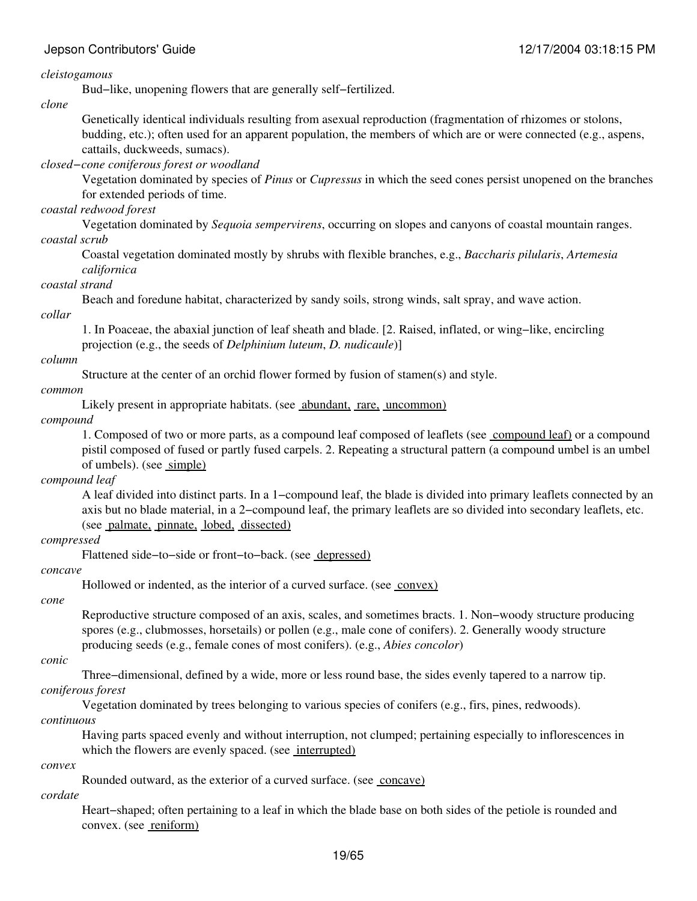*cleistogamous*

Bud−like, unopening flowers that are generally self−fertilized.

*clone*

Genetically identical individuals resulting from asexual reproduction (fragmentation of rhizomes or stolons, budding, etc.); often used for an apparent population, the members of which are or were connected (e.g., aspens, cattails, duckweeds, sumacs).

*closed−cone coniferous forest or woodland*

Vegetation dominated by species of *Pinus* or *Cupressus* in which the seed cones persist unopened on the branches for extended periods of time.

*coastal redwood forest*

Vegetation dominated by *Sequoia sempervirens*, occurring on slopes and canyons of coastal mountain ranges.

*coastal scrub*

Coastal vegetation dominated mostly by shrubs with flexible branches, e.g., *Baccharis pilularis*, *Artemesia californica*

*coastal strand*

Beach and foredune habitat, characterized by sandy soils, strong winds, salt spray, and wave action.

*collar*

1. In Poaceae, the abaxial junction of leaf sheath and blade. [2. Raised, inflated, or wing−like, encircling projection (e.g., the seeds of *Delphinium luteum*, *D. nudicaule*)]

*column*

Structure at the center of an orchid flower formed by fusion of stamen(s) and style.

*common*

Likely present in appropriate habitats. (see abundant, rare, uncommon)

*compound*

1. Composed of two or more parts, as a compound leaf composed of leaflets (see compound leaf) or a compound pistil composed of fused or partly fused carpels. 2. Repeating a structural pattern (a compound umbel is an umbel of umbels). (see simple)

*compound leaf*

A leaf divided into distinct parts. In a 1−compound leaf, the blade is divided into primary leaflets connected by an axis but no blade material, in a 2−compound leaf, the primary leaflets are so divided into secondary leaflets, etc. (see palmate, pinnate, lobed, dissected)

*compressed*

Flattened side−to−side or front−to−back. (see depressed)

*concave*

Hollowed or indented, as the interior of a curved surface. (see convex)

*cone*

Reproductive structure composed of an axis, scales, and sometimes bracts. 1. Non−woody structure producing spores (e.g., clubmosses, horsetails) or pollen (e.g., male cone of conifers). 2. Generally woody structure producing seeds (e.g., female cones of most conifers). (e.g., *Abies concolor*)

*conic*

Three−dimensional, defined by a wide, more or less round base, the sides evenly tapered to a narrow tip.

*coniferous forest*

Vegetation dominated by trees belonging to various species of conifers (e.g., firs, pines, redwoods).

*continuous*

Having parts spaced evenly and without interruption, not clumped; pertaining especially to inflorescences in which the flowers are evenly spaced. (see interrupted)

*convex*

Rounded outward, as the exterior of a curved surface. (see concave)

*cordate*

Heart−shaped; often pertaining to a leaf in which the blade base on both sides of the petiole is rounded and convex. (see reniform)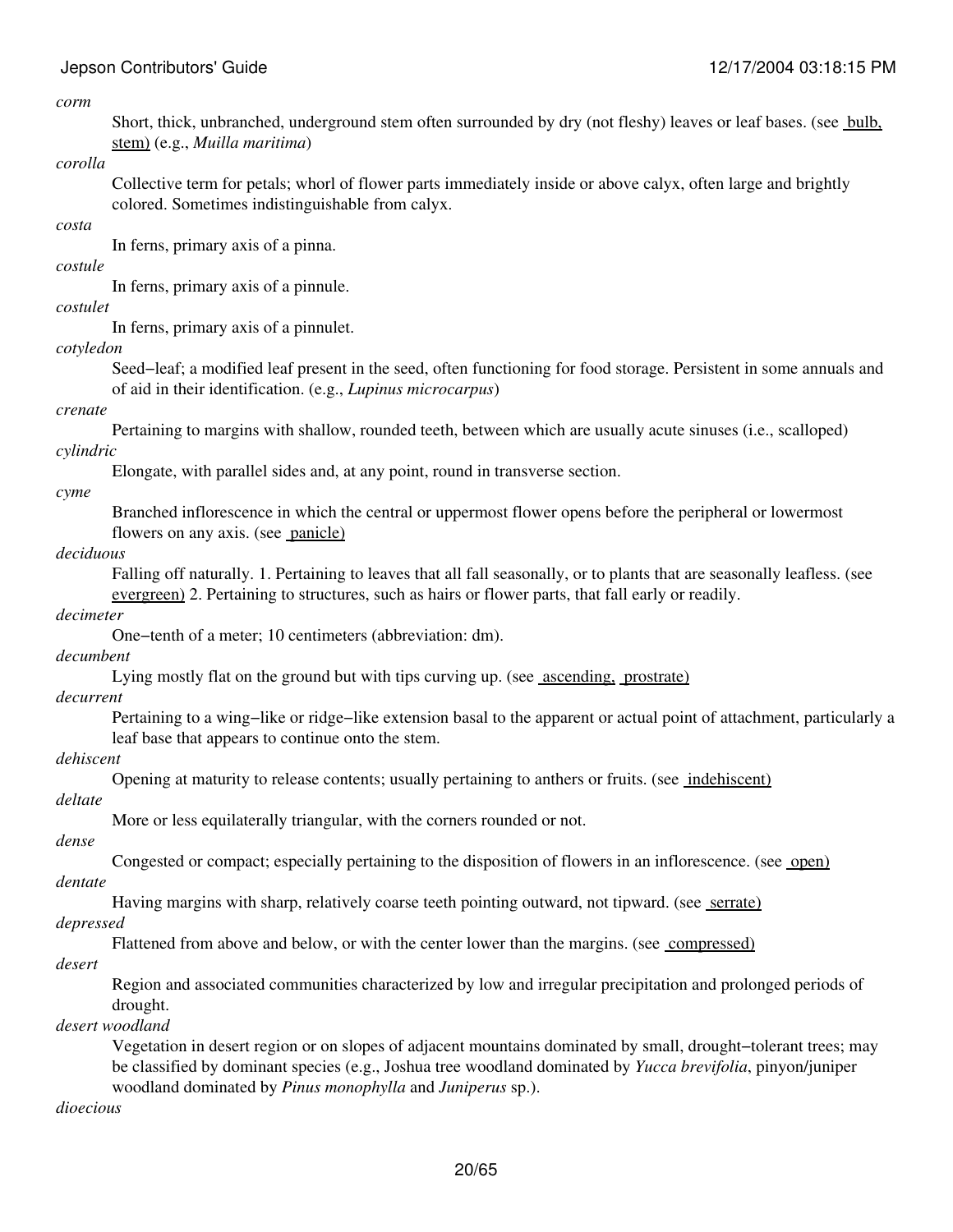*corm*

Short, thick, unbranched, underground stem often surrounded by dry (not fleshy) leaves or leaf bases. (see bulb, stem) (e.g., *Muilla maritima*)

*corolla*

Collective term for petals; whorl of flower parts immediately inside or above calyx, often large and brightly colored. Sometimes indistinguishable from calyx.

*costa*

In ferns, primary axis of a pinna.

*costule*

In ferns, primary axis of a pinnule.

*costulet*

In ferns, primary axis of a pinnulet.

*cotyledon*

Seed−leaf; a modified leaf present in the seed, often functioning for food storage. Persistent in some annuals and of aid in their identification. (e.g., *Lupinus microcarpus*)

*crenate*

Pertaining to margins with shallow, rounded teeth, between which are usually acute sinuses (i.e., scalloped)

*cylindric*

Elongate, with parallel sides and, at any point, round in transverse section.

*cyme*

Branched inflorescence in which the central or uppermost flower opens before the peripheral or lowermost flowers on any axis. (see panicle)

*deciduous*

Falling off naturally. 1. Pertaining to leaves that all fall seasonally, or to plants that are seasonally leafless. (see evergreen) 2. Pertaining to structures, such as hairs or flower parts, that fall early or readily.

*decimeter*

One−tenth of a meter; 10 centimeters (abbreviation: dm).

*decumbent*

Lying mostly flat on the ground but with tips curving up. (see ascending, prostrate)

*decurrent*

Pertaining to a wing−like or ridge−like extension basal to the apparent or actual point of attachment, particularly a leaf base that appears to continue onto the stem.

*dehiscent*

Opening at maturity to release contents; usually pertaining to anthers or fruits. (see indehiscent)

*deltate*

More or less equilaterally triangular, with the corners rounded or not.

*dense*

Congested or compact; especially pertaining to the disposition of flowers in an inflorescence. (see open)

*dentate*

Having margins with sharp, relatively coarse teeth pointing outward, not tipward. (see serrate)

*depressed*

Flattened from above and below, or with the center lower than the margins. (see compressed)

*desert*

Region and associated communities characterized by low and irregular precipitation and prolonged periods of drought.

*desert woodland*

Vegetation in desert region or on slopes of adjacent mountains dominated by small, drought−tolerant trees; may be classified by dominant species (e.g., Joshua tree woodland dominated by *Yucca brevifolia*, pinyon/juniper woodland dominated by *Pinus monophylla* and *Juniperus* sp.).

*dioecious*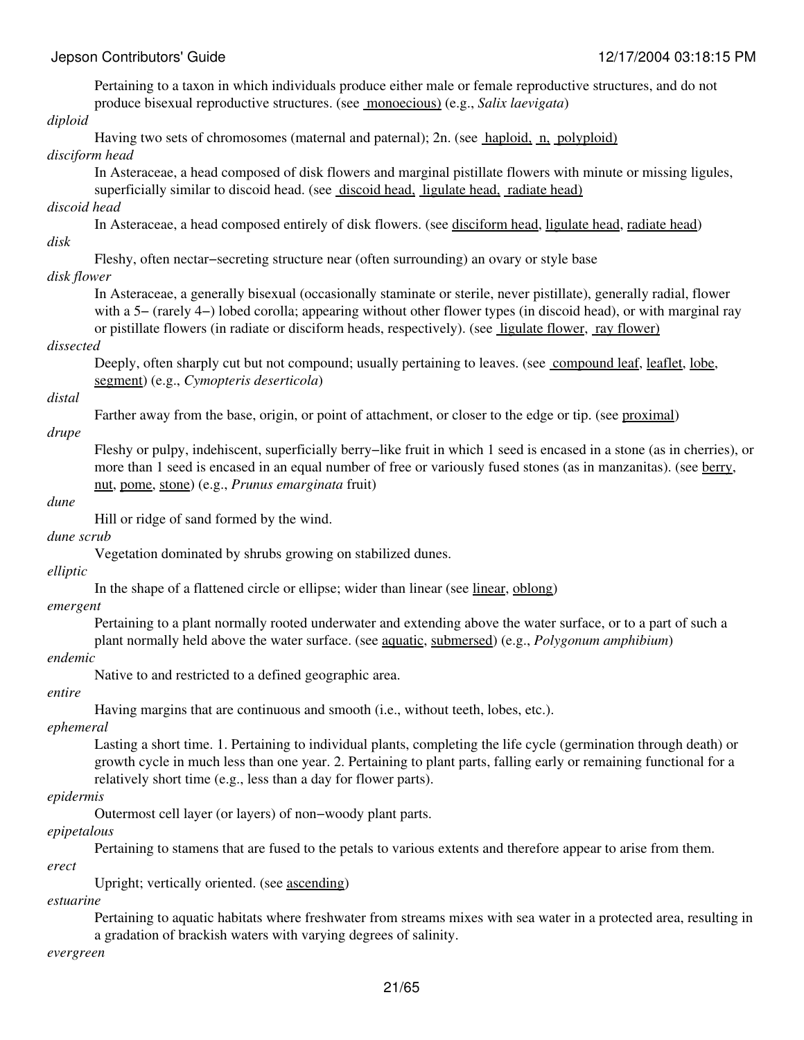Pertaining to a taxon in which individuals produce either male or female reproductive structures, and do not produce bisexual reproductive structures. (see monoecious) (e.g., *Salix laevigata*)

*diploid*

Having two sets of chromosomes (maternal and paternal); 2n. (see haploid, n, polyploid)

*disciform head*

In Asteraceae, a head composed of disk flowers and marginal pistillate flowers with minute or missing ligules, superficially similar to discoid head. (see discoid head, ligulate head, radiate head)

*discoid head*

In Asteraceae, a head composed entirely of disk flowers. (see disciform head, ligulate head, radiate head)

*disk*

Fleshy, often nectar−secreting structure near (often surrounding) an ovary or style base

*disk flower*

In Asteraceae, a generally bisexual (occasionally staminate or sterile, never pistillate), generally radial, flower with a 5− (rarely 4−) lobed corolla; appearing without other flower types (in discoid head), or with marginal ray or pistillate flowers (in radiate or disciform heads, respectively). (see ligulate flower, ray flower)

*dissected*

Deeply, often sharply cut but not compound; usually pertaining to leaves. (see compound leaf, leaflet, lobe, segment) (e.g., *Cymopteris deserticola*)

*distal*

Farther away from the base, origin, or point of attachment, or closer to the edge or tip. (see proximal)

*drupe*

Fleshy or pulpy, indehiscent, superficially berry−like fruit in which 1 seed is encased in a stone (as in cherries), or more than 1 seed is encased in an equal number of free or variously fused stones (as in manzanitas). (see berry, nut, pome, stone) (e.g., *Prunus emarginata* fruit)

*dune*

Hill or ridge of sand formed by the wind.

*dune scrub*

Vegetation dominated by shrubs growing on stabilized dunes.

*elliptic*

In the shape of a flattened circle or ellipse; wider than linear (see linear, oblong)

*emergent*

Pertaining to a plant normally rooted underwater and extending above the water surface, or to a part of such a plant normally held above the water surface. (see aquatic, submersed) (e.g., *Polygonum amphibium*)

*endemic*

Native to and restricted to a defined geographic area.

*entire*

Having margins that are continuous and smooth (i.e., without teeth, lobes, etc.).

*ephemeral*

Lasting a short time. 1. Pertaining to individual plants, completing the life cycle (germination through death) or growth cycle in much less than one year. 2. Pertaining to plant parts, falling early or remaining functional for a relatively short time (e.g., less than a day for flower parts).

*epidermis*

Outermost cell layer (or layers) of non−woody plant parts.

*epipetalous*

Pertaining to stamens that are fused to the petals to various extents and therefore appear to arise from them.

*erect*

Upright; vertically oriented. (see ascending)

*estuarine*

Pertaining to aquatic habitats where freshwater from streams mixes with sea water in a protected area, resulting in a gradation of brackish waters with varying degrees of salinity.

*evergreen*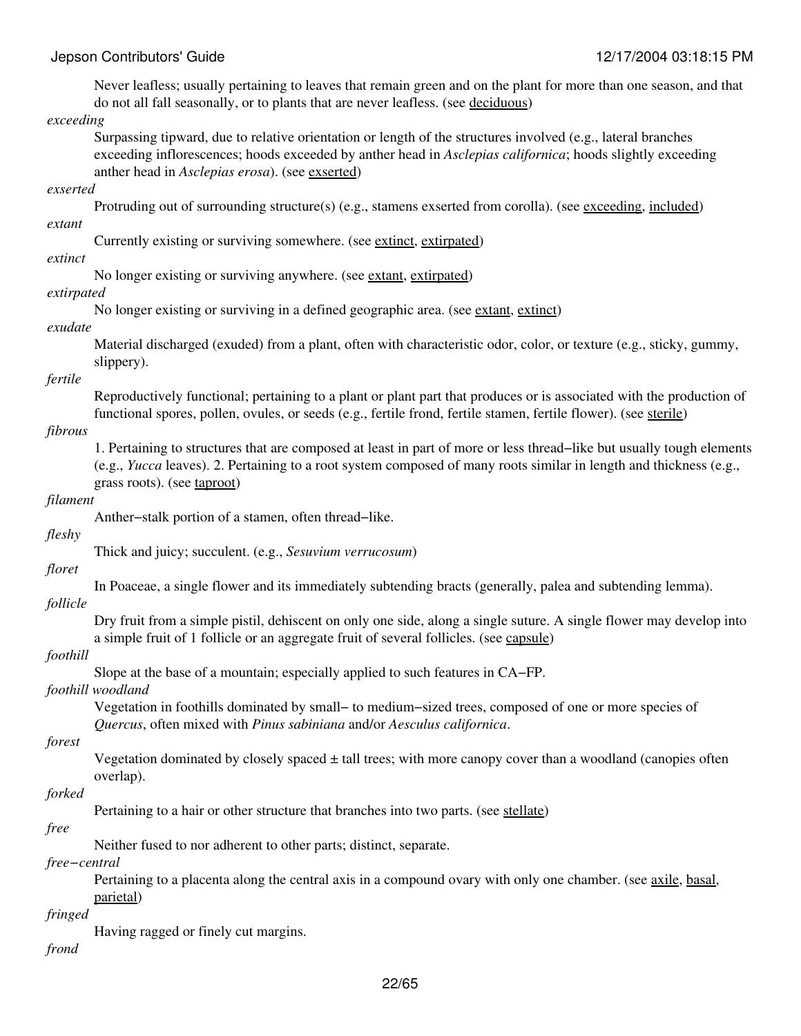Never leafless; usually pertaining to leaves that remain green and on the plant for more than one season, and that do not all fall seasonally, or to plants that are never leafless. (see deciduous)

*exceeding*

Surpassing tipward, due to relative orientation or length of the structures involved (e.g., lateral branches exceeding inflorescences; hoods exceeded by anther head in *Asclepias californica*; hoods slightly exceeding anther head in *Asclepias erosa*). (see exserted)

*exserted*

Protruding out of surrounding structure(s) (e.g., stamens exserted from corolla). (see exceeding, included)

*extant*

Currently existing or surviving somewhere. (see extinct, extirpated)

*extinct*

No longer existing or surviving anywhere. (see extant, extirpated)

*extirpated*

No longer existing or surviving in a defined geographic area. (see extant, extinct)

*exudate*

Material discharged (exuded) from a plant, often with characteristic odor, color, or texture (e.g., sticky, gummy, slippery).

*fertile*

Reproductively functional; pertaining to a plant or plant part that produces or is associated with the production of functional spores, pollen, ovules, or seeds (e.g., fertile frond, fertile stamen, fertile flower). (see sterile)

*fibrous*

1. Pertaining to structures that are composed at least in part of more or less thread−like but usually tough elements (e.g., *Yucca* leaves). 2. Pertaining to a root system composed of many roots similar in length and thickness (e.g., grass roots). (see taproot)

*filament*

Anther−stalk portion of a stamen, often thread−like.

*fleshy*

Thick and juicy; succulent. (e.g., *Sesuvium verrucosum*)

*floret*

In Poaceae, a single flower and its immediately subtending bracts (generally, palea and subtending lemma).

*follicle*

Dry fruit from a simple pistil, dehiscent on only one side, along a single suture. A single flower may develop into a simple fruit of 1 follicle or an aggregate fruit of several follicles. (see capsule)

*foothill*

Slope at the base of a mountain; especially applied to such features in CA−FP.

*foothill woodland*

Vegetation in foothills dominated by small− to medium−sized trees, composed of one or more species of *Quercus*, often mixed with *Pinus sabiniana* and/or *Aesculus californica*.

*forest*

Vegetation dominated by closely spaced ± tall trees; with more canopy cover than a woodland (canopies often overlap).

*forked*

Pertaining to a hair or other structure that branches into two parts. (see stellate)

*free*

Neither fused to nor adherent to other parts; distinct, separate.

*free−central*

Pertaining to a placenta along the central axis in a compound ovary with only one chamber. (see axile, basal, parietal)

*fringed*

Having ragged or finely cut margins.

*frond*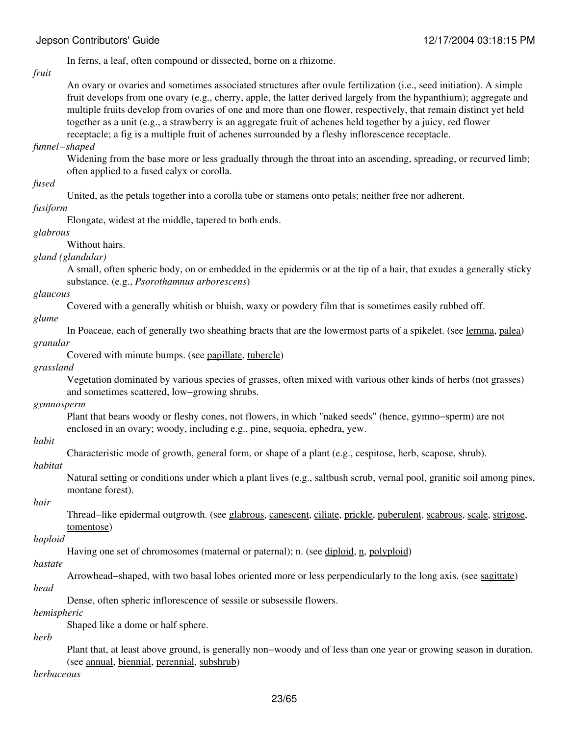In ferns, a leaf, often compound or dissected, borne on a rhizome.

*fruit*

An ovary or ovaries and sometimes associated structures after ovule fertilization (i.e., seed initiation). A simple fruit develops from one ovary (e.g., cherry, apple, the latter derived largely from the hypanthium); aggregate and multiple fruits develop from ovaries of one and more than one flower, respectively, that remain distinct yet held together as a unit (e.g., a strawberry is an aggregate fruit of achenes held together by a juicy, red flower receptacle; a fig is a multiple fruit of achenes surrounded by a fleshy inflorescence receptacle.

*funnel−shaped*

Widening from the base more or less gradually through the throat into an ascending, spreading, or recurved limb; often applied to a fused calyx or corolla.

*fused*

United, as the petals together into a corolla tube or stamens onto petals; neither free nor adherent.

*fusiform*

Elongate, widest at the middle, tapered to both ends.

*glabrous*

Without hairs.

*gland (glandular)*

A small, often spheric body, on or embedded in the epidermis or at the tip of a hair, that exudes a generally sticky substance. (e.g., *Psorothamnus arborescens*)

*glaucous*

Covered with a generally whitish or bluish, waxy or powdery film that is sometimes easily rubbed off.

*glume*

In Poaceae, each of generally two sheathing bracts that are the lowermost parts of a spikelet. (see lemma, palea)

*granular*

Covered with minute bumps. (see papillate, tubercle)

*grassland*

Vegetation dominated by various species of grasses, often mixed with various other kinds of herbs (not grasses) and sometimes scattered, low−growing shrubs.

*gymnosperm*

Plant that bears woody or fleshy cones, not flowers, in which "naked seeds" (hence, gymno−sperm) are not enclosed in an ovary; woody, including e.g., pine, sequoia, ephedra, yew.

*habit*

Characteristic mode of growth, general form, or shape of a plant (e.g., cespitose, herb, scapose, shrub).

*habitat*

Natural setting or conditions under which a plant lives (e.g., saltbush scrub, vernal pool, granitic soil among pines, montane forest).

*hair*

Thread−like epidermal outgrowth. (see glabrous, canescent, ciliate, prickle, puberulent, scabrous, scale, strigose, tomentose)

*haploid*

Having one set of chromosomes (maternal or paternal); n. (see diploid, n, polyploid)

*hastate*

Arrowhead−shaped, with two basal lobes oriented more or less perpendicularly to the long axis. (see sagittate)

*head*

Dense, often spheric inflorescence of sessile or subsessile flowers.

*hemispheric*

Shaped like a dome or half sphere.

*herb*

Plant that, at least above ground, is generally non−woody and of less than one year or growing season in duration. (see annual, biennial, perennial, subshrub)

*herbaceous*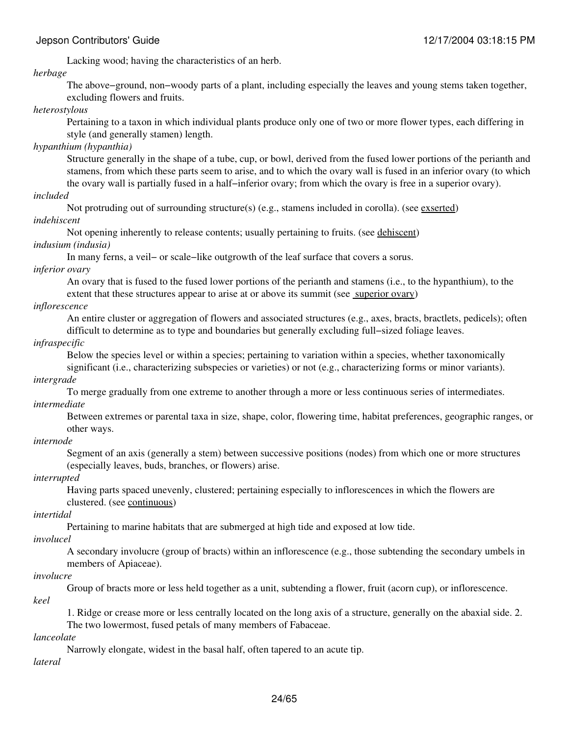Lacking wood; having the characteristics of an herb.

*herbage*

The above–ground, non–woody parts of a plant, including especially the leaves and young stems taken together, excluding flowers and fruits.

*heterostylous*

Pertaining to a taxon in which individual plants produce only one of two or more flower types, each differing in style (and generally stamen) length.

*hypanthium (hypanthia)*

Structure generally in the shape of a tube, cup, or bowl, derived from the fused lower portions of the perianth and stamens, from which these parts seem to arise, and to which the ovary wall is fused in an inferior ovary (to which the ovary wall is partially fused in a half–inferior ovary; from which the ovary is free in a superior ovary).

*included*

Not protruding out of surrounding structure(s) (e.g., stamens included in corolla). (see exserted)

*indehiscent*

Not opening inherently to release contents; usually pertaining to fruits. (see dehiscent)

*indusium (indusia)*

In many ferns, a veil– or scale–like outgrowth of the leaf surface that covers a sorus.

*inferior ovary*

An ovary that is fused to the fused lower portions of the perianth and stamens (i.e., to the hypanthium), to the extent that these structures appear to arise at or above its summit (see superior ovary)

*inflorescence*

An entire cluster or aggregation of flowers and associated structures (e.g., axes, bracts, bractlets, pedicels); often difficult to determine as to type and boundaries but generally excluding full–sized foliage leaves.

*infraspecific*

Below the species level or within a species; pertaining to variation within a species, whether taxonomically significant (i.e., characterizing subspecies or varieties) or not (e.g., characterizing forms or minor variants).

*intergrade*

To merge gradually from one extreme to another through a more or less continuous series of intermediates.

*intermediate*

Between extremes or parental taxa in size, shape, color, flowering time, habitat preferences, geographic ranges, or other ways.

*internode*

Segment of an axis (generally a stem) between successive positions (nodes) from which one or more structures (especially leaves, buds, branches, or flowers) arise.

*interrupted*

Having parts spaced unevenly, clustered; pertaining especially to inflorescences in which the flowers are clustered. (see continuous)

*intertidal*

Pertaining to marine habitats that are submerged at high tide and exposed at low tide.

*involucel*

A secondary involucre (group of bracts) within an inflorescence (e.g., those subtending the secondary umbels in members of Apiaceae).

*involucre*

Group of bracts more or less held together as a unit, subtending a flower, fruit (acorn cup), or inflorescence.

*keel*

1. Ridge or crease more or less centrally located on the long axis of a structure, generally on the abaxial side. 2. The two lowermost, fused petals of many members of Fabaceae.

*lanceolate*

Narrowly elongate, widest in the basal half, often tapered to an acute tip.

*lateral*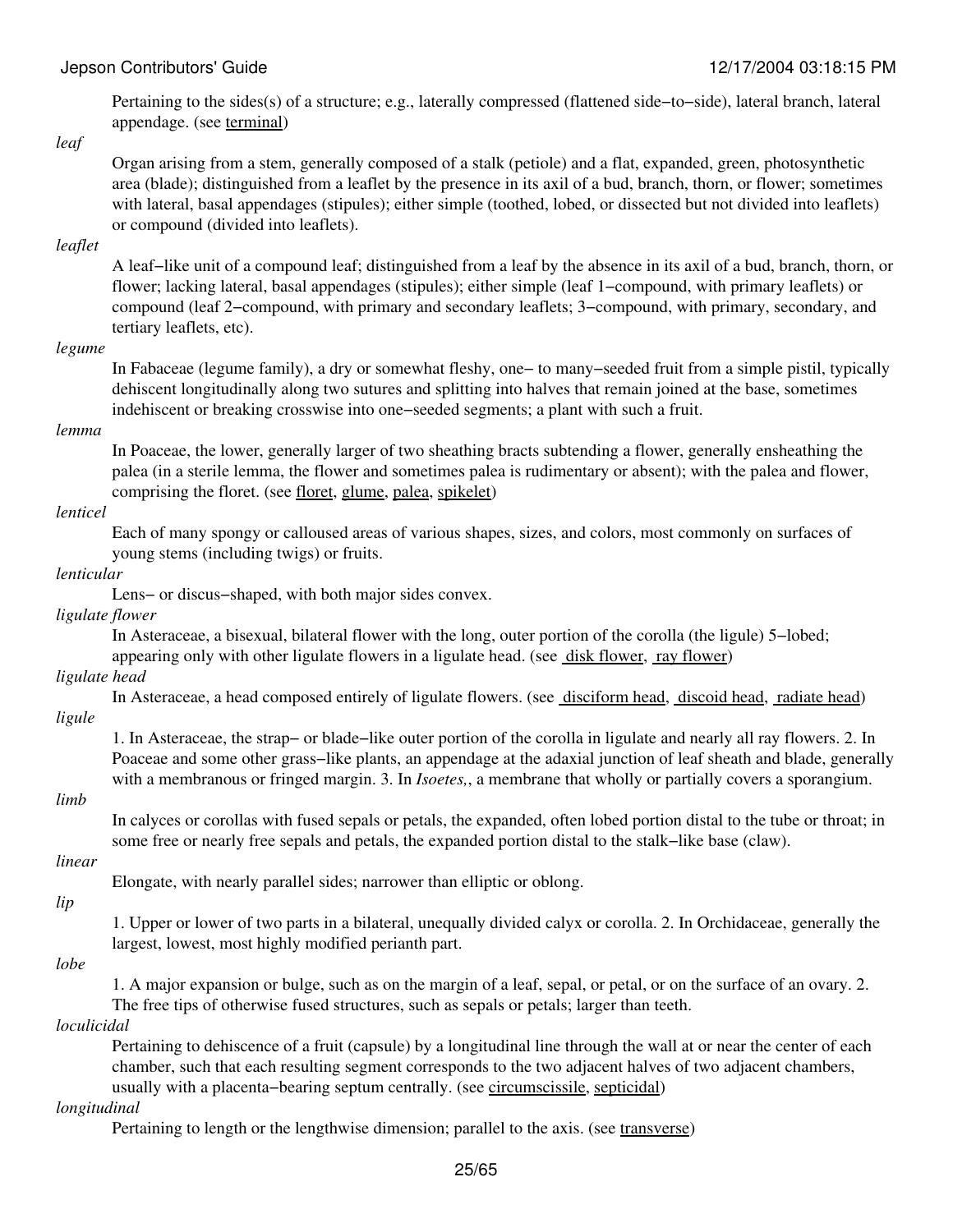Pertaining to the sides(s) of a structure; e.g., laterally compressed (flattened side−to−side), lateral branch, lateral appendage. (see terminal)

*leaf*

Organ arising from a stem, generally composed of a stalk (petiole) and a flat, expanded, green, photosynthetic area (blade); distinguished from a leaflet by the presence in its axil of a bud, branch, thorn, or flower; sometimes with lateral, basal appendages (stipules); either simple (toothed, lobed, or dissected but not divided into leaflets) or compound (divided into leaflets).

*leaflet*

A leaf−like unit of a compound leaf; distinguished from a leaf by the absence in its axil of a bud, branch, thorn, or flower; lacking lateral, basal appendages (stipules); either simple (leaf 1−compound, with primary leaflets) or compound (leaf 2−compound, with primary and secondary leaflets; 3−compound, with primary, secondary, and tertiary leaflets, etc).

*legume*

In Fabaceae (legume family), a dry or somewhat fleshy, one− to many−seeded fruit from a simple pistil, typically dehiscent longitudinally along two sutures and splitting into halves that remain joined at the base, sometimes indehiscent or breaking crosswise into one−seeded segments; a plant with such a fruit.

*lemma*

In Poaceae, the lower, generally larger of two sheathing bracts subtending a flower, generally ensheathing the palea (in a sterile lemma, the flower and sometimes palea is rudimentary or absent); with the palea and flower, comprising the floret. (see floret, glume, palea, spikelet)

*lenticel*

Each of many spongy or calloused areas of various shapes, sizes, and colors, most commonly on surfaces of young stems (including twigs) or fruits.

*lenticular*

Lens− or discus−shaped, with both major sides convex.

*ligulate flower*

In Asteraceae, a bisexual, bilateral flower with the long, outer portion of the corolla (the ligule) 5−lobed; appearing only with other ligulate flowers in a ligulate head. (see disk flower, ray flower)

*ligulate head*

In Asteraceae, a head composed entirely of ligulate flowers. (see disciform head, discoid head, radiate head)

*ligule*

1. In Asteraceae, the strap− or blade−like outer portion of the corolla in ligulate and nearly all ray flowers. 2. In Poaceae and some other grass−like plants, an appendage at the adaxial junction of leaf sheath and blade, generally with a membranous or fringed margin. 3. In *Isoetes,*, a membrane that wholly or partially covers a sporangium.

*limb*

In calyces or corollas with fused sepals or petals, the expanded, often lobed portion distal to the tube or throat; in some free or nearly free sepals and petals, the expanded portion distal to the stalk−like base (claw).

*linear*

Elongate, with nearly parallel sides; narrower than elliptic or oblong.

*lip*

1. Upper or lower of two parts in a bilateral, unequally divided calyx or corolla. 2. In Orchidaceae, generally the largest, lowest, most highly modified perianth part.

*lobe*

1. A major expansion or bulge, such as on the margin of a leaf, sepal, or petal, or on the surface of an ovary. 2. The free tips of otherwise fused structures, such as sepals or petals; larger than teeth.

*loculicidal*

Pertaining to dehiscence of a fruit (capsule) by a longitudinal line through the wall at or near the center of each chamber, such that each resulting segment corresponds to the two adjacent halves of two adjacent chambers, usually with a placenta−bearing septum centrally. (see circumscissile, septicidal)

*longitudinal*

Pertaining to length or the lengthwise dimension; parallel to the axis. (see transverse)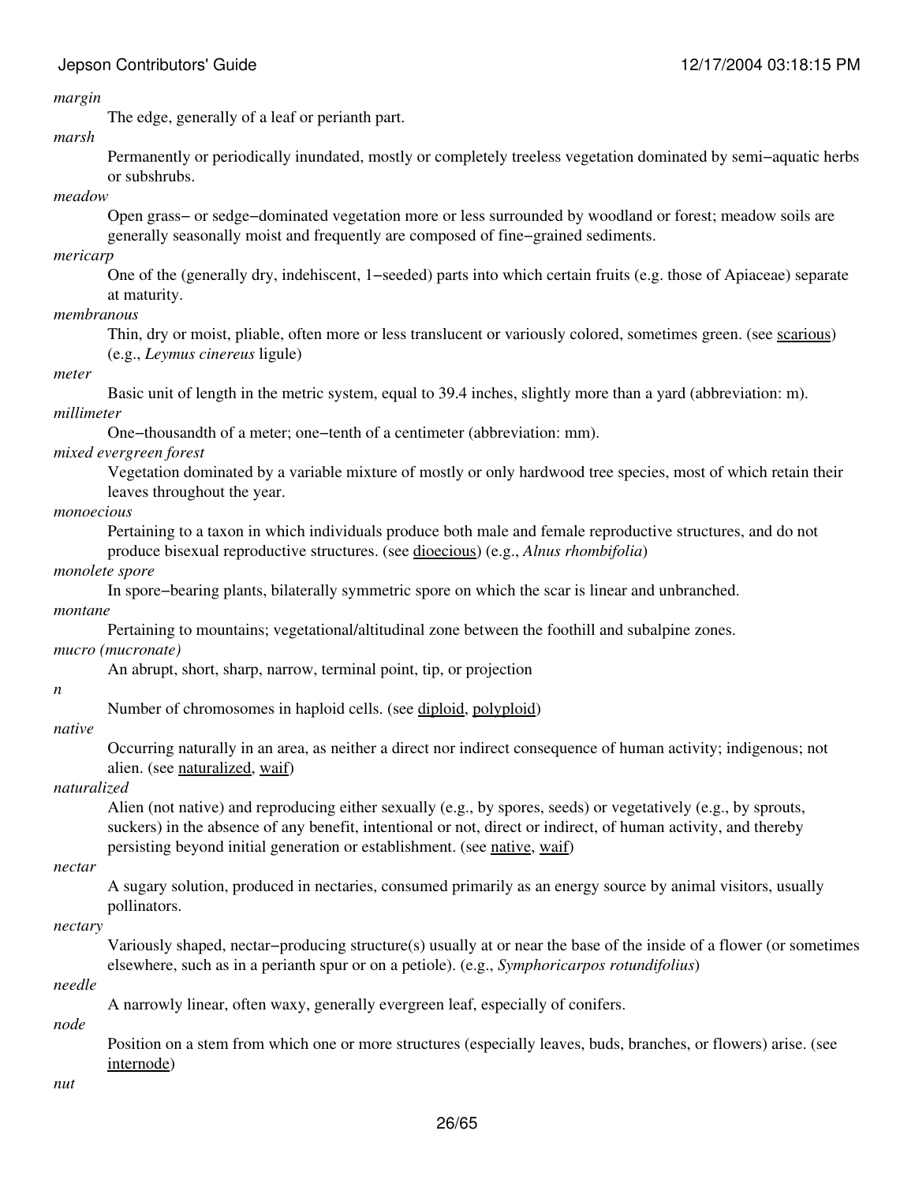*margin*

The edge, generally of a leaf or perianth part.

*marsh*

Permanently or periodically inundated, mostly or completely treeless vegetation dominated by semi−aquatic herbs or subshrubs.

*meadow*

Open grass− or sedge−dominated vegetation more or less surrounded by woodland or forest; meadow soils are generally seasonally moist and frequently are composed of fine−grained sediments.

*mericarp*

One of the (generally dry, indehiscent, 1−seeded) parts into which certain fruits (e.g. those of Apiaceae) separate at maturity.

*membranous*

Thin, dry or moist, pliable, often more or less translucent or variously colored, sometimes green. (see scarious) (e.g., *Leymus cinereus* ligule)

*meter*

Basic unit of length in the metric system, equal to 39.4 inches, slightly more than a yard (abbreviation: m).

*millimeter*

One−thousandth of a meter; one−tenth of a centimeter (abbreviation: mm).

*mixed evergreen forest*

Vegetation dominated by a variable mixture of mostly or only hardwood tree species, most of which retain their leaves throughout the year.

*monoecious*

Pertaining to a taxon in which individuals produce both male and female reproductive structures, and do not produce bisexual reproductive structures. (see dioecious) (e.g., *Alnus rhombifolia*)

*monolete spore*

In spore−bearing plants, bilaterally symmetric spore on which the scar is linear and unbranched.

*montane*

Pertaining to mountains; vegetational/altitudinal zone between the foothill and subalpine zones.

*mucro (mucronate)*

An abrupt, short, sharp, narrow, terminal point, tip, or projection

*n*

Number of chromosomes in haploid cells. (see diploid, polyploid)

*native*

Occurring naturally in an area, as neither a direct nor indirect consequence of human activity; indigenous; not alien. (see naturalized, waif)

*naturalized*

Alien (not native) and reproducing either sexually (e.g., by spores, seeds) or vegetatively (e.g., by sprouts, suckers) in the absence of any benefit, intentional or not, direct or indirect, of human activity, and thereby persisting beyond initial generation or establishment. (see native, waif)

*nectar*

A sugary solution, produced in nectaries, consumed primarily as an energy source by animal visitors, usually pollinators.

*nectary*

Variously shaped, nectar−producing structure(s) usually at or near the base of the inside of a flower (or sometimes elsewhere, such as in a perianth spur or on a petiole). (e.g., *Symphoricarpos rotundifolius*)

*needle*

A narrowly linear, often waxy, generally evergreen leaf, especially of conifers.

*node*

Position on a stem from which one or more structures (especially leaves, buds, branches, or flowers) arise. (see internode)

*nut*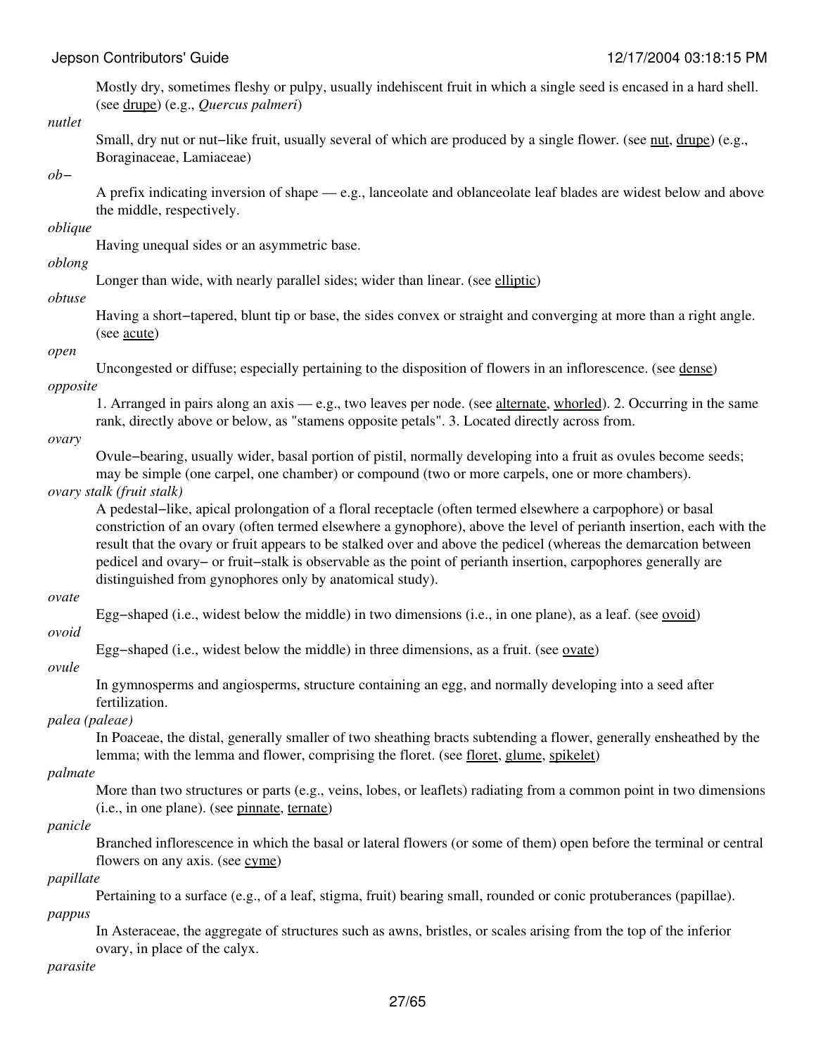Mostly dry, sometimes fleshy or pulpy, usually indehiscent fruit in which a single seed is encased in a hard shell. (see drupe) (e.g., *Quercus palmeri*)

*nutlet*

Small, dry nut or nut–like fruit, usually several of which are produced by a single flower. (see nut, drupe) (e.g., Boraginaceae, Lamiaceae)

*ob–*

A prefix indicating inversion of shape — e.g., lanceolate and oblanceolate leaf blades are widest below and above the middle, respectively.

*oblique*

Having unequal sides or an asymmetric base.

*oblong*

Longer than wide, with nearly parallel sides; wider than linear. (see elliptic)

*obtuse*

Having a short–tapered, blunt tip or base, the sides convex or straight and converging at more than a right angle. (see acute)

*open*

Uncongested or diffuse; especially pertaining to the disposition of flowers in an inflorescence. (see dense)

*opposite*

1. Arranged in pairs along an axis — e.g., two leaves per node. (see alternate, whorled). 2. Occurring in the same rank, directly above or below, as "stamens opposite petals". 3. Located directly across from.

*ovary*

Ovule–bearing, usually wider, basal portion of pistil, normally developing into a fruit as ovules become seeds; may be simple (one carpel, one chamber) or compound (two or more carpels, one or more chambers).

*ovary stalk (fruit stalk)*

A pedestal–like, apical prolongation of a floral receptacle (often termed elsewhere a carpophore) or basal constriction of an ovary (often termed elsewhere a gynophore), above the level of perianth insertion, each with the result that the ovary or fruit appears to be stalked over and above the pedicel (whereas the demarcation between pedicel and ovary– or fruit–stalk is observable as the point of perianth insertion, carpophores generally are distinguished from gynophores only by anatomical study).

*ovate*

Egg–shaped (i.e., widest below the middle) in two dimensions (i.e., in one plane), as a leaf. (see ovoid)

*ovoid*

Egg–shaped (i.e., widest below the middle) in three dimensions, as a fruit. (see ovate)

*ovule*

In gymnosperms and angiosperms, structure containing an egg, and normally developing into a seed after fertilization.

*palea (paleae)*

In Poaceae, the distal, generally smaller of two sheathing bracts subtending a flower, generally ensheathed by the lemma; with the lemma and flower, comprising the floret. (see floret, glume, spikelet)

*palmate*

More than two structures or parts (e.g., veins, lobes, or leaflets) radiating from a common point in two dimensions (i.e., in one plane). (see pinnate, ternate)

*panicle*

Branched inflorescence in which the basal or lateral flowers (or some of them) open before the terminal or central flowers on any axis. (see cyme)

*papillate*

Pertaining to a surface (e.g., of a leaf, stigma, fruit) bearing small, rounded or conic protuberances (papillae).

*pappus*

In Asteraceae, the aggregate of structures such as awns, bristles, or scales arising from the top of the inferior ovary, in place of the calyx.

*parasite*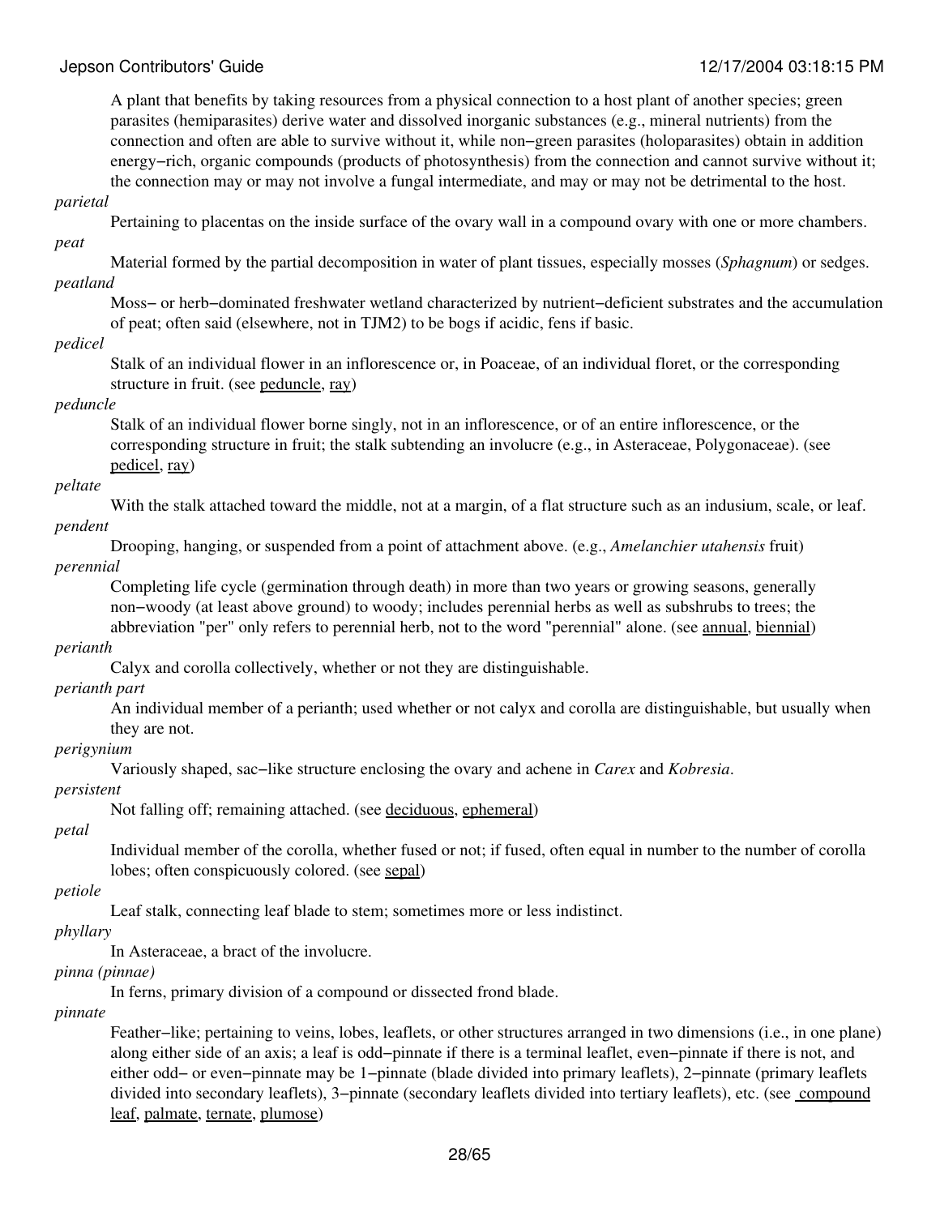A plant that benefits by taking resources from a physical connection to a host plant of another species; green parasites (hemiparasites) derive water and dissolved inorganic substances (e.g., mineral nutrients) from the connection and often are able to survive without it, while non−green parasites (holoparasites) obtain in addition energy−rich, organic compounds (products of photosynthesis) from the connection and cannot survive without it; the connection may or may not involve a fungal intermediate, and may or may not be detrimental to the host.

*parietal*
: Pertaining to placentas on the inside surface of the ovary wall in a compound ovary with one or more chambers.

*peat*
: Material formed by the partial decomposition in water of plant tissues, especially mosses (*Sphagnum*) or sedges.

*peatland*
: Moss− or herb−dominated freshwater wetland characterized by nutrient−deficient substrates and the accumulation of peat; often said (elsewhere, not in TJM2) to be bogs if acidic, fens if basic.

*pedicel*
: Stalk of an individual flower in an inflorescence or, in Poaceae, of an individual floret, or the corresponding structure in fruit. (see peduncle, ray)

*peduncle*
: Stalk of an individual flower borne singly, not in an inflorescence, or of an entire inflorescence, or the corresponding structure in fruit; the stalk subtending an involucre (e.g., in Asteraceae, Polygonaceae). (see pedicel, ray)

*peltate*
: With the stalk attached toward the middle, not at a margin, of a flat structure such as an indusium, scale, or leaf.

*pendent*
: Drooping, hanging, or suspended from a point of attachment above. (e.g., *Amelanchier utahensis* fruit)

*perennial*
: Completing life cycle (germination through death) in more than two years or growing seasons, generally non−woody (at least above ground) to woody; includes perennial herbs as well as subshrubs to trees; the abbreviation "per" only refers to perennial herb, not to the word "perennial" alone. (see annual, biennial)

*perianth*
: Calyx and corolla collectively, whether or not they are distinguishable.

*perianth part*
: An individual member of a perianth; used whether or not calyx and corolla are distinguishable, but usually when they are not.

*perigynium*
: Variously shaped, sac−like structure enclosing the ovary and achene in *Carex* and *Kobresia*.

*persistent*
: Not falling off; remaining attached. (see deciduous, ephemeral)

*petal*
: Individual member of the corolla, whether fused or not; if fused, often equal in number to the number of corolla lobes; often conspicuously colored. (see sepal)

*petiole*
: Leaf stalk, connecting leaf blade to stem; sometimes more or less indistinct.

*phyllary*
: In Asteraceae, a bract of the involucre.

*pinna (pinnae)*
: In ferns, primary division of a compound or dissected frond blade.

*pinnate*
: Feather−like; pertaining to veins, lobes, leaflets, or other structures arranged in two dimensions (i.e., in one plane) along either side of an axis; a leaf is odd−pinnate if there is a terminal leaflet, even−pinnate if there is not, and either odd− or even−pinnate may be 1−pinnate (blade divided into primary leaflets), 2−pinnate (primary leaflets divided into secondary leaflets), 3−pinnate (secondary leaflets divided into tertiary leaflets), etc. (see compound leaf, palmate, ternate, plumose)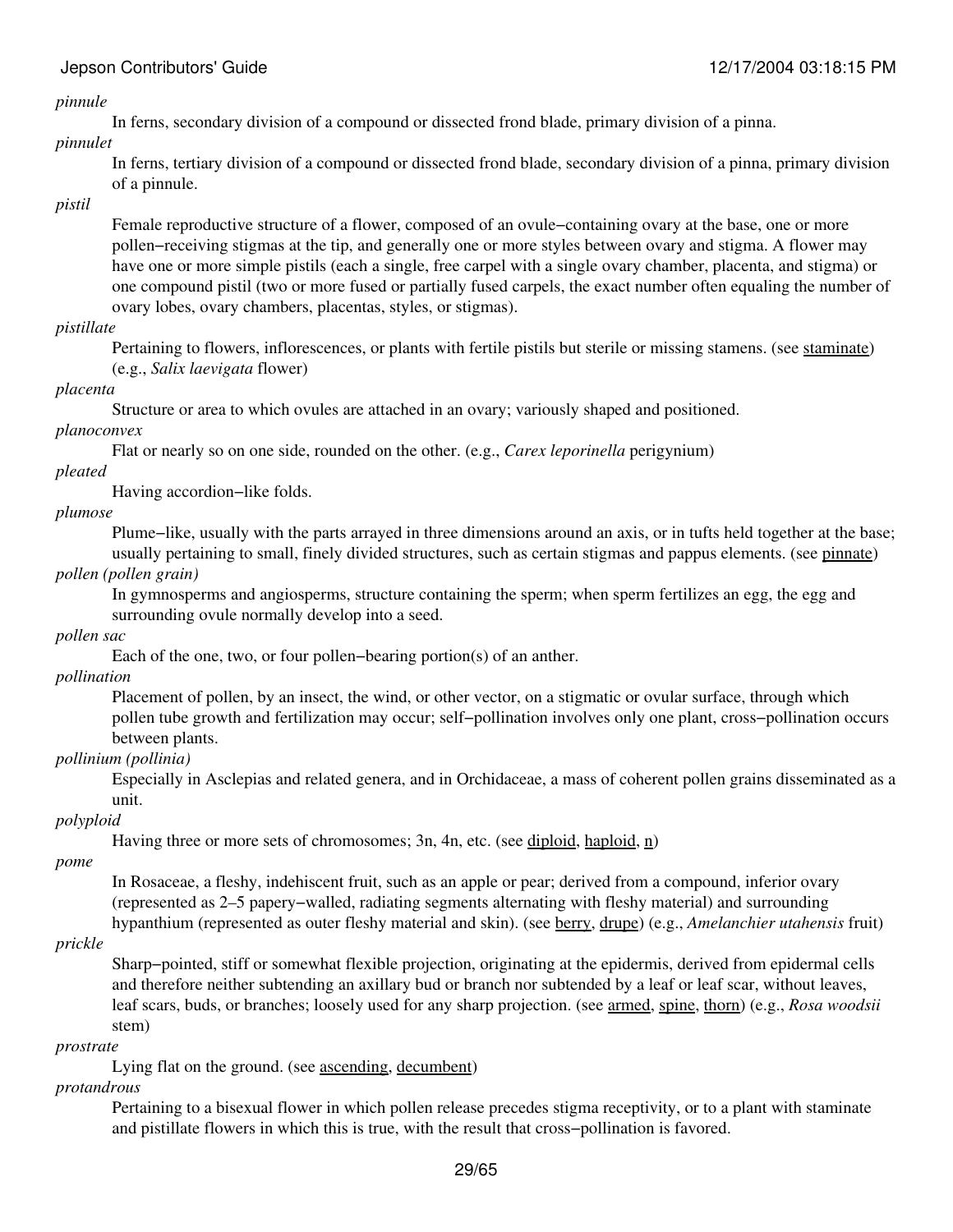*pinnule*

In ferns, secondary division of a compound or dissected frond blade, primary division of a pinna.

*pinnulet*

In ferns, tertiary division of a compound or dissected frond blade, secondary division of a pinna, primary division of a pinnule.

*pistil*

Female reproductive structure of a flower, composed of an ovule−containing ovary at the base, one or more pollen−receiving stigmas at the tip, and generally one or more styles between ovary and stigma. A flower may have one or more simple pistils (each a single, free carpel with a single ovary chamber, placenta, and stigma) or one compound pistil (two or more fused or partially fused carpels, the exact number often equaling the number of ovary lobes, ovary chambers, placentas, styles, or stigmas).

*pistillate*

Pertaining to flowers, inflorescences, or plants with fertile pistils but sterile or missing stamens. (see staminate) (e.g., *Salix laevigata* flower)

*placenta*

Structure or area to which ovules are attached in an ovary; variously shaped and positioned.

*planoconvex*

Flat or nearly so on one side, rounded on the other. (e.g., *Carex leporinella* perigynium)

*pleated*

Having accordion−like folds.

*plumose*

Plume−like, usually with the parts arrayed in three dimensions around an axis, or in tufts held together at the base; usually pertaining to small, finely divided structures, such as certain stigmas and pappus elements. (see pinnate)

*pollen (pollen grain)*

In gymnosperms and angiosperms, structure containing the sperm; when sperm fertilizes an egg, the egg and surrounding ovule normally develop into a seed.

*pollen sac*

Each of the one, two, or four pollen−bearing portion(s) of an anther.

*pollination*

Placement of pollen, by an insect, the wind, or other vector, on a stigmatic or ovular surface, through which pollen tube growth and fertilization may occur; self−pollination involves only one plant, cross−pollination occurs between plants.

*pollinium (pollinia)*

Especially in Asclepias and related genera, and in Orchidaceae, a mass of coherent pollen grains disseminated as a unit.

*polyploid*

Having three or more sets of chromosomes; 3n, 4n, etc. (see diploid, haploid, n)

*pome*

In Rosaceae, a fleshy, indehiscent fruit, such as an apple or pear; derived from a compound, inferior ovary (represented as 2–5 papery−walled, radiating segments alternating with fleshy material) and surrounding hypanthium (represented as outer fleshy material and skin). (see berry, drupe) (e.g., *Amelanchier utahensis* fruit)

*prickle*

Sharp−pointed, stiff or somewhat flexible projection, originating at the epidermis, derived from epidermal cells and therefore neither subtending an axillary bud or branch nor subtended by a leaf or leaf scar, without leaves, leaf scars, buds, or branches; loosely used for any sharp projection. (see armed, spine, thorn) (e.g., *Rosa woodsii* stem)

*prostrate*

Lying flat on the ground. (see ascending, decumbent)

*protandrous*

Pertaining to a bisexual flower in which pollen release precedes stigma receptivity, or to a plant with staminate and pistillate flowers in which this is true, with the result that cross−pollination is favored.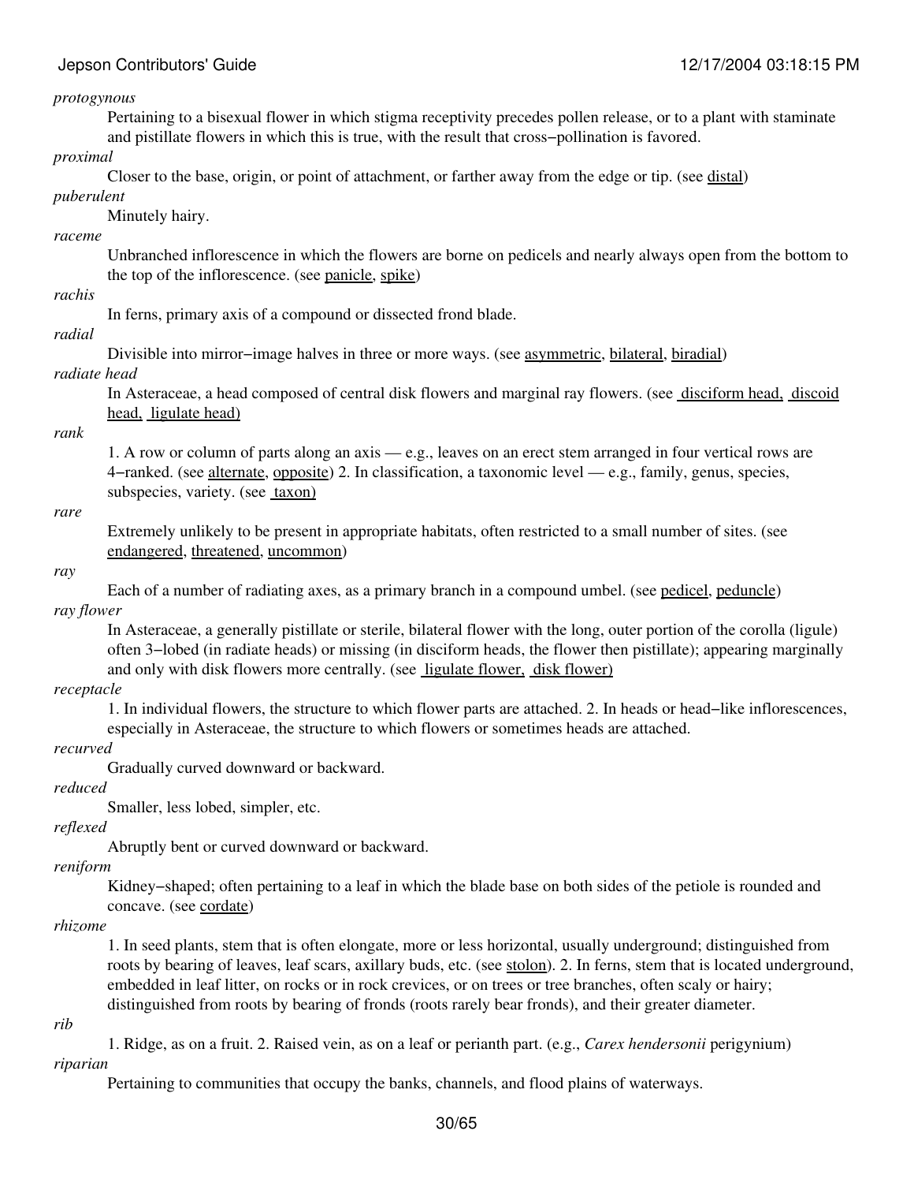*protogynous*

Pertaining to a bisexual flower in which stigma receptivity precedes pollen release, or to a plant with staminate and pistillate flowers in which this is true, with the result that cross−pollination is favored.

*proximal*

Closer to the base, origin, or point of attachment, or farther away from the edge or tip. (see distal)

*puberulent*

Minutely hairy.

*raceme*

Unbranched inflorescence in which the flowers are borne on pedicels and nearly always open from the bottom to the top of the inflorescence. (see panicle, spike)

*rachis*

In ferns, primary axis of a compound or dissected frond blade.

*radial*

Divisible into mirror−image halves in three or more ways. (see asymmetric, bilateral, biradial)

*radiate head*

In Asteraceae, a head composed of central disk flowers and marginal ray flowers. (see disciform head, discoid head, ligulate head)

*rank*

1. A row or column of parts along an axis — e.g., leaves on an erect stem arranged in four vertical rows are 4−ranked. (see alternate, opposite) 2. In classification, a taxonomic level — e.g., family, genus, species, subspecies, variety. (see taxon)

*rare*

Extremely unlikely to be present in appropriate habitats, often restricted to a small number of sites. (see endangered, threatened, uncommon)

*ray*

Each of a number of radiating axes, as a primary branch in a compound umbel. (see pedicel, peduncle)

*ray flower*

In Asteraceae, a generally pistillate or sterile, bilateral flower with the long, outer portion of the corolla (ligule) often 3−lobed (in radiate heads) or missing (in disciform heads, the flower then pistillate); appearing marginally and only with disk flowers more centrally. (see ligulate flower, disk flower)

*receptacle*

1. In individual flowers, the structure to which flower parts are attached. 2. In heads or head−like inflorescences, especially in Asteraceae, the structure to which flowers or sometimes heads are attached.

*recurved*

Gradually curved downward or backward.

*reduced*

Smaller, less lobed, simpler, etc.

*reflexed*

Abruptly bent or curved downward or backward.

*reniform*

Kidney−shaped; often pertaining to a leaf in which the blade base on both sides of the petiole is rounded and concave. (see cordate)

*rhizome*

1. In seed plants, stem that is often elongate, more or less horizontal, usually underground; distinguished from roots by bearing of leaves, leaf scars, axillary buds, etc. (see stolon). 2. In ferns, stem that is located underground, embedded in leaf litter, on rocks or in rock crevices, or on trees or tree branches, often scaly or hairy; distinguished from roots by bearing of fronds (roots rarely bear fronds), and their greater diameter.

*rib*

1. Ridge, as on a fruit. 2. Raised vein, as on a leaf or perianth part. (e.g., *Carex hendersonii* perigynium)

*riparian*

Pertaining to communities that occupy the banks, channels, and flood plains of waterways.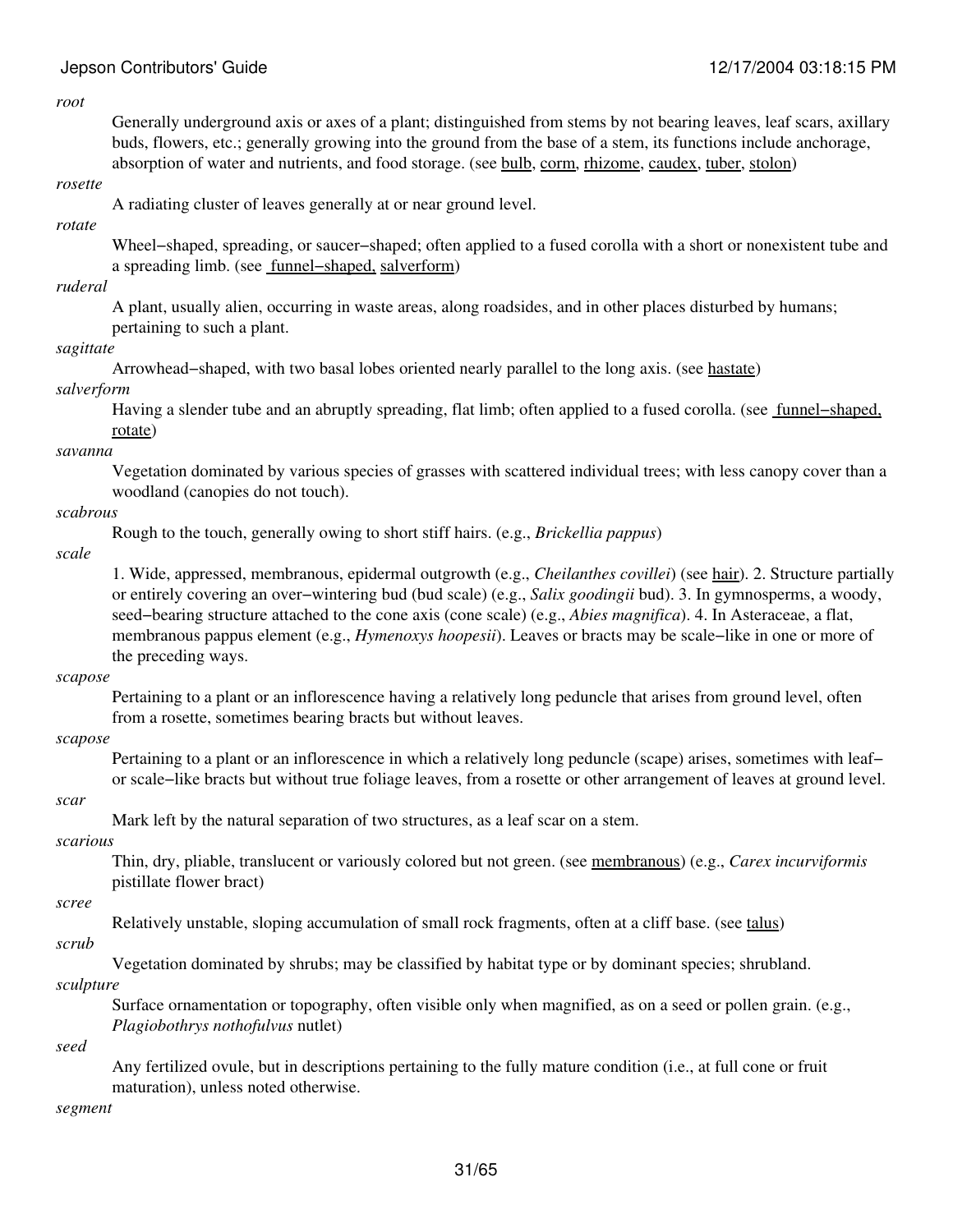*root*

Generally underground axis or axes of a plant; distinguished from stems by not bearing leaves, leaf scars, axillary buds, flowers, etc.; generally growing into the ground from the base of a stem, its functions include anchorage, absorption of water and nutrients, and food storage. (see bulb, corm, rhizome, caudex, tuber, stolon)

*rosette*

A radiating cluster of leaves generally at or near ground level.

*rotate*

Wheel−shaped, spreading, or saucer−shaped; often applied to a fused corolla with a short or nonexistent tube and a spreading limb. (see funnel−shaped, salverform)

*ruderal*

A plant, usually alien, occurring in waste areas, along roadsides, and in other places disturbed by humans; pertaining to such a plant.

*sagittate*

Arrowhead−shaped, with two basal lobes oriented nearly parallel to the long axis. (see hastate)

*salverform*

Having a slender tube and an abruptly spreading, flat limb; often applied to a fused corolla. (see funnel−shaped, rotate)

*savanna*

Vegetation dominated by various species of grasses with scattered individual trees; with less canopy cover than a woodland (canopies do not touch).

*scabrous*

Rough to the touch, generally owing to short stiff hairs. (e.g., *Brickellia pappus*)

*scale*

1. Wide, appressed, membranous, epidermal outgrowth (e.g., *Cheilanthes covillei*) (see hair). 2. Structure partially or entirely covering an over−wintering bud (bud scale) (e.g., *Salix goodingii* bud). 3. In gymnosperms, a woody, seed−bearing structure attached to the cone axis (cone scale) (e.g., *Abies magnifica*). 4. In Asteraceae, a flat, membranous pappus element (e.g., *Hymenoxys hoopesii*). Leaves or bracts may be scale−like in one or more of the preceding ways.

*scapose*

Pertaining to a plant or an inflorescence having a relatively long peduncle that arises from ground level, often from a rosette, sometimes bearing bracts but without leaves.

*scapose*

Pertaining to a plant or an inflorescence in which a relatively long peduncle (scape) arises, sometimes with leaf− or scale−like bracts but without true foliage leaves, from a rosette or other arrangement of leaves at ground level.

*scar*

Mark left by the natural separation of two structures, as a leaf scar on a stem.

*scarious*

Thin, dry, pliable, translucent or variously colored but not green. (see membranous) (e.g., *Carex incurviformis* pistillate flower bract)

*scree*

Relatively unstable, sloping accumulation of small rock fragments, often at a cliff base. (see talus)

*scrub*

Vegetation dominated by shrubs; may be classified by habitat type or by dominant species; shrubland.

*sculpture*

Surface ornamentation or topography, often visible only when magnified, as on a seed or pollen grain. (e.g., *Plagiobothrys nothofulvus* nutlet)

*seed*

Any fertilized ovule, but in descriptions pertaining to the fully mature condition (i.e., at full cone or fruit maturation), unless noted otherwise.

*segment*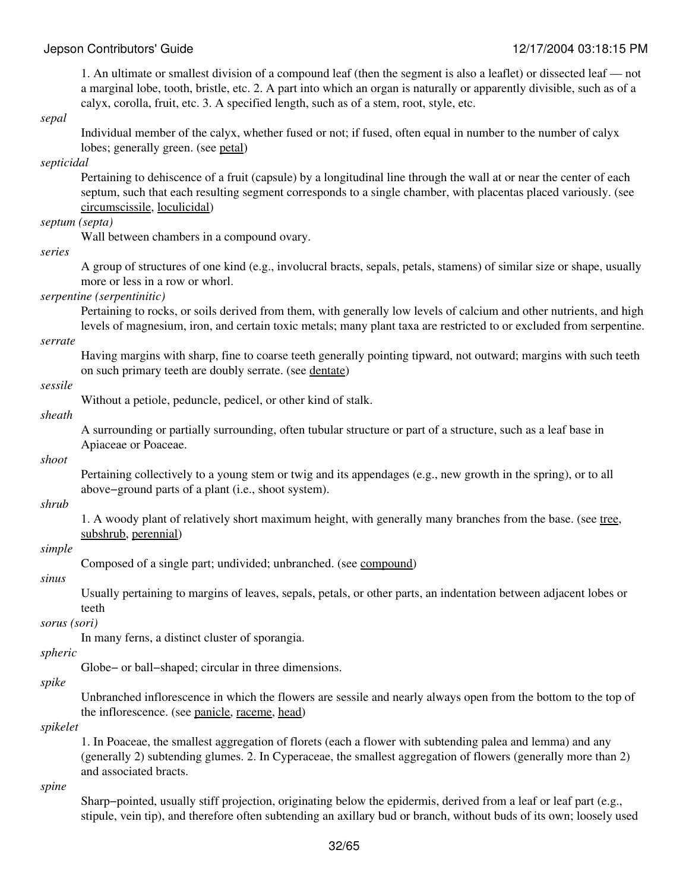1. An ultimate or smallest division of a compound leaf (then the segment is also a leaflet) or dissected leaf — not a marginal lobe, tooth, bristle, etc. 2. A part into which an organ is naturally or apparently divisible, such as of a calyx, corolla, fruit, etc. 3. A specified length, such as of a stem, root, style, etc.

*sepal*
: Individual member of the calyx, whether fused or not; if fused, often equal in number to the number of calyx lobes; generally green. (see petal)

*septicidal*
: Pertaining to dehiscence of a fruit (capsule) by a longitudinal line through the wall at or near the center of each septum, such that each resulting segment corresponds to a single chamber, with placentas placed variously. (see circumscissile, loculicidal)

*septum (septa)*
: Wall between chambers in a compound ovary.

*series*
: A group of structures of one kind (e.g., involucral bracts, sepals, petals, stamens) of similar size or shape, usually more or less in a row or whorl.

*serpentine (serpentinitic)*
: Pertaining to rocks, or soils derived from them, with generally low levels of calcium and other nutrients, and high levels of magnesium, iron, and certain toxic metals; many plant taxa are restricted to or excluded from serpentine.

*serrate*
: Having margins with sharp, fine to coarse teeth generally pointing tipward, not outward; margins with such teeth on such primary teeth are doubly serrate. (see dentate)

*sessile*
: Without a petiole, peduncle, pedicel, or other kind of stalk.

*sheath*
: A surrounding or partially surrounding, often tubular structure or part of a structure, such as a leaf base in Apiaceae or Poaceae.

*shoot*
: Pertaining collectively to a young stem or twig and its appendages (e.g., new growth in the spring), or to all above−ground parts of a plant (i.e., shoot system).

*shrub*
: 1. A woody plant of relatively short maximum height, with generally many branches from the base. (see tree, subshrub, perennial)

*simple*
: Composed of a single part; undivided; unbranched. (see compound)

*sinus*
: Usually pertaining to margins of leaves, sepals, petals, or other parts, an indentation between adjacent lobes or teeth

*sorus (sori)*
: In many ferns, a distinct cluster of sporangia.

*spheric*
: Globe− or ball−shaped; circular in three dimensions.

*spike*
: Unbranched inflorescence in which the flowers are sessile and nearly always open from the bottom to the top of the inflorescence. (see panicle, raceme, head)

*spikelet*
: 1. In Poaceae, the smallest aggregation of florets (each a flower with subtending palea and lemma) and any (generally 2) subtending glumes. 2. In Cyperaceae, the smallest aggregation of flowers (generally more than 2) and associated bracts.

*spine*
: Sharp−pointed, usually stiff projection, originating below the epidermis, derived from a leaf or leaf part (e.g., stipule, vein tip), and therefore often subtending an axillary bud or branch, without buds of its own; loosely used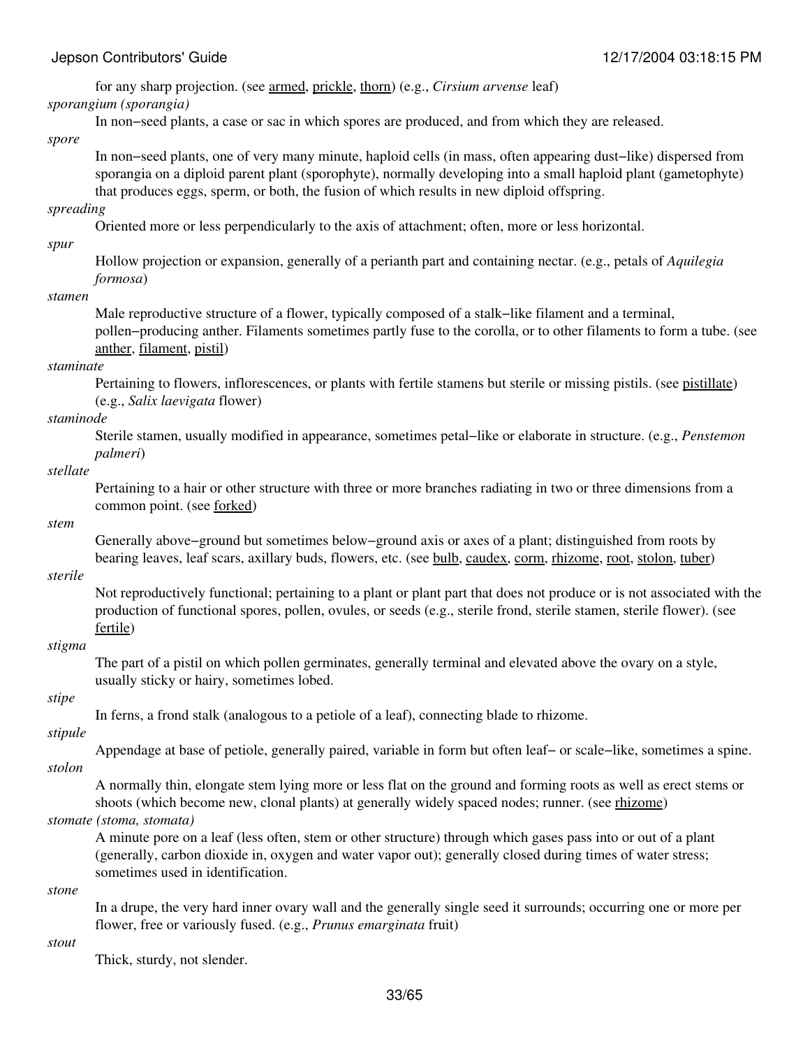for any sharp projection. (see armed, prickle, thorn) (e.g., *Cirsium arvense* leaf)

*sporangium (sporangia)*
: In non−seed plants, a case or sac in which spores are produced, and from which they are released.

*spore*
: In non−seed plants, one of very many minute, haploid cells (in mass, often appearing dust−like) dispersed from sporangia on a diploid parent plant (sporophyte), normally developing into a small haploid plant (gametophyte) that produces eggs, sperm, or both, the fusion of which results in new diploid offspring.

*spreading*
: Oriented more or less perpendicularly to the axis of attachment; often, more or less horizontal.

*spur*
: Hollow projection or expansion, generally of a perianth part and containing nectar. (e.g., petals of *Aquilegia formosa*)

*stamen*
: Male reproductive structure of a flower, typically composed of a stalk−like filament and a terminal, pollen−producing anther. Filaments sometimes partly fuse to the corolla, or to other filaments to form a tube. (see anther, filament, pistil)

*staminate*
: Pertaining to flowers, inflorescences, or plants with fertile stamens but sterile or missing pistils. (see pistillate) (e.g., *Salix laevigata* flower)

*staminode*
: Sterile stamen, usually modified in appearance, sometimes petal−like or elaborate in structure. (e.g., *Penstemon palmeri*)

*stellate*
: Pertaining to a hair or other structure with three or more branches radiating in two or three dimensions from a common point. (see forked)

*stem*
: Generally above−ground but sometimes below−ground axis or axes of a plant; distinguished from roots by bearing leaves, leaf scars, axillary buds, flowers, etc. (see bulb, caudex, corm, rhizome, root, stolon, tuber)

*sterile*
: Not reproductively functional; pertaining to a plant or plant part that does not produce or is not associated with the production of functional spores, pollen, ovules, or seeds (e.g., sterile frond, sterile stamen, sterile flower). (see fertile)

*stigma*
: The part of a pistil on which pollen germinates, generally terminal and elevated above the ovary on a style, usually sticky or hairy, sometimes lobed.

*stipe*
: In ferns, a frond stalk (analogous to a petiole of a leaf), connecting blade to rhizome.

*stipule*
: Appendage at base of petiole, generally paired, variable in form but often leaf− or scale−like, sometimes a spine.

*stolon*
: A normally thin, elongate stem lying more or less flat on the ground and forming roots as well as erect stems or shoots (which become new, clonal plants) at generally widely spaced nodes; runner. (see rhizome)

*stomate (stoma, stomata)*
: A minute pore on a leaf (less often, stem or other structure) through which gases pass into or out of a plant (generally, carbon dioxide in, oxygen and water vapor out); generally closed during times of water stress; sometimes used in identification.

*stone*
: In a drupe, the very hard inner ovary wall and the generally single seed it surrounds; occurring one or more per flower, free or variously fused. (e.g., *Prunus emarginata* fruit)

*stout*
: Thick, sturdy, not slender.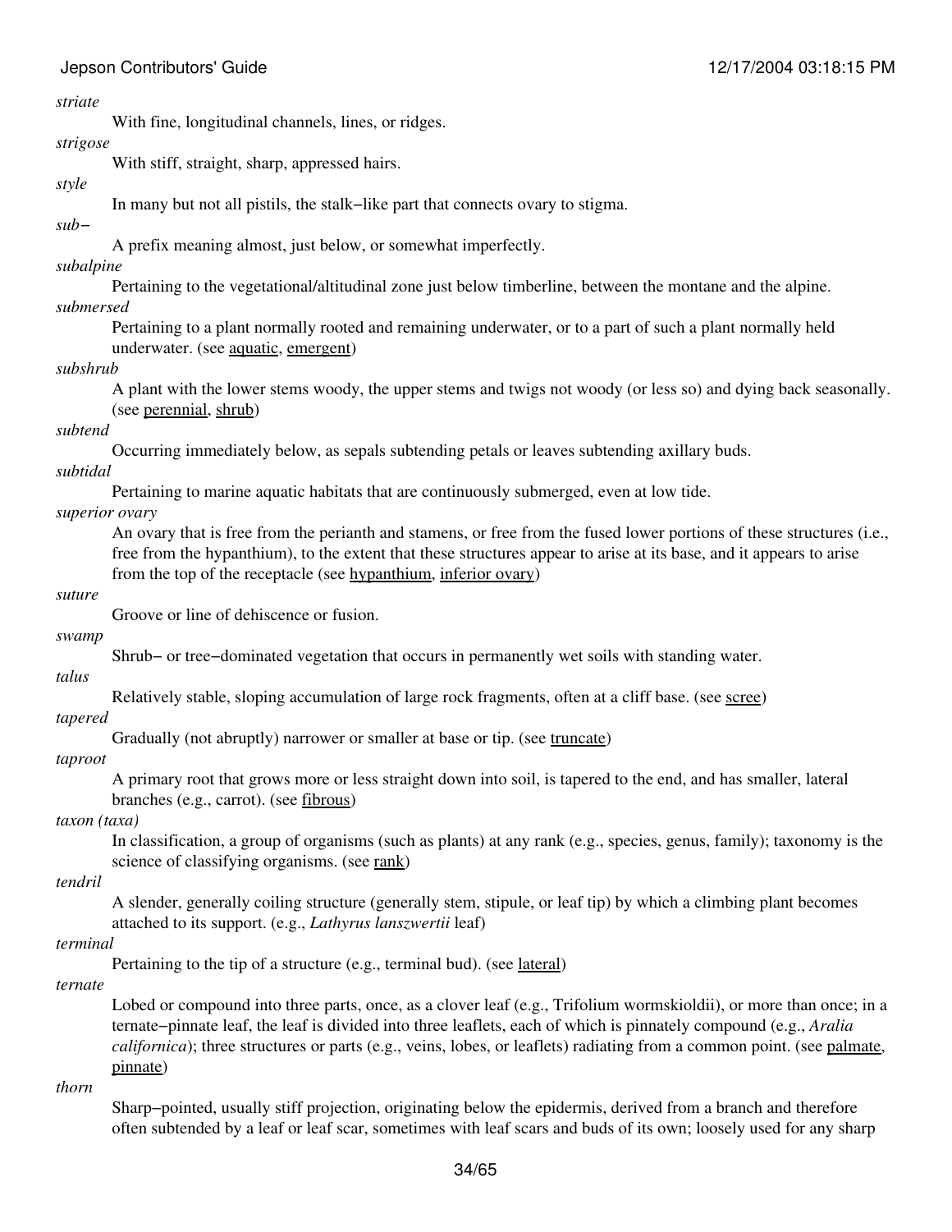*striate*

With fine, longitudinal channels, lines, or ridges.

*strigose*

With stiff, straight, sharp, appressed hairs.

*style*

In many but not all pistils, the stalk−like part that connects ovary to stigma.

*sub−*

A prefix meaning almost, just below, or somewhat imperfectly.

*subalpine*

Pertaining to the vegetational/altitudinal zone just below timberline, between the montane and the alpine.

*submersed*

Pertaining to a plant normally rooted and remaining underwater, or to a part of such a plant normally held underwater. (see aquatic, emergent)

*subshrub*

A plant with the lower stems woody, the upper stems and twigs not woody (or less so) and dying back seasonally. (see perennial, shrub)

*subtend*

Occurring immediately below, as sepals subtending petals or leaves subtending axillary buds.

*subtidal*

Pertaining to marine aquatic habitats that are continuously submerged, even at low tide.

*superior ovary*

An ovary that is free from the perianth and stamens, or free from the fused lower portions of these structures (i.e., free from the hypanthium), to the extent that these structures appear to arise at its base, and it appears to arise from the top of the receptacle (see hypanthium, inferior ovary)

*suture*

Groove or line of dehiscence or fusion.

*swamp*

Shrub− or tree−dominated vegetation that occurs in permanently wet soils with standing water.

*talus*

Relatively stable, sloping accumulation of large rock fragments, often at a cliff base. (see scree)

*tapered*

Gradually (not abruptly) narrower or smaller at base or tip. (see truncate)

*taproot*

A primary root that grows more or less straight down into soil, is tapered to the end, and has smaller, lateral branches (e.g., carrot). (see fibrous)

*taxon (taxa)*

In classification, a group of organisms (such as plants) at any rank (e.g., species, genus, family); taxonomy is the science of classifying organisms. (see rank)

*tendril*

A slender, generally coiling structure (generally stem, stipule, or leaf tip) by which a climbing plant becomes attached to its support. (e.g., *Lathyrus lanszwertii* leaf)

*terminal*

Pertaining to the tip of a structure (e.g., terminal bud). (see lateral)

*ternate*

Lobed or compound into three parts, once, as a clover leaf (e.g., Trifolium wormskioldii), or more than once; in a ternate−pinnate leaf, the leaf is divided into three leaflets, each of which is pinnately compound (e.g., *Aralia californica*); three structures or parts (e.g., veins, lobes, or leaflets) radiating from a common point. (see palmate, pinnate)

*thorn*

Sharp−pointed, usually stiff projection, originating below the epidermis, derived from a branch and therefore often subtended by a leaf or leaf scar, sometimes with leaf scars and buds of its own; loosely used for any sharp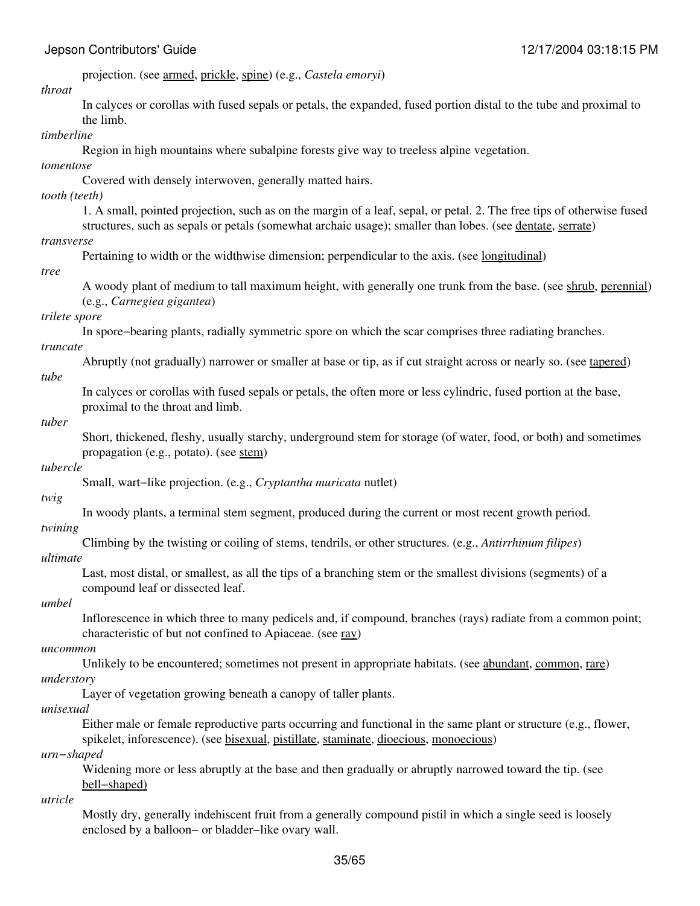projection. (see armed, prickle, spine) (e.g., *Castela emoryi*)

*throat*

In calyces or corollas with fused sepals or petals, the expanded, fused portion distal to the tube and proximal to the limb.

*timberline*

Region in high mountains where subalpine forests give way to treeless alpine vegetation.

*tomentose*

Covered with densely interwoven, generally matted hairs.

*tooth (teeth)*

1. A small, pointed projection, such as on the margin of a leaf, sepal, or petal. 2. The free tips of otherwise fused structures, such as sepals or petals (somewhat archaic usage); smaller than lobes. (see dentate, serrate)

*transverse*

Pertaining to width or the widthwise dimension; perpendicular to the axis. (see longitudinal)

*tree*

A woody plant of medium to tall maximum height, with generally one trunk from the base. (see shrub, perennial) (e.g., *Carnegiea gigantea*)

*trilete spore*

In spore−bearing plants, radially symmetric spore on which the scar comprises three radiating branches.

*truncate*

Abruptly (not gradually) narrower or smaller at base or tip, as if cut straight across or nearly so. (see tapered)

*tube*

In calyces or corollas with fused sepals or petals, the often more or less cylindric, fused portion at the base, proximal to the throat and limb.

*tuber*

Short, thickened, fleshy, usually starchy, underground stem for storage (of water, food, or both) and sometimes propagation (e.g., potato). (see stem)

*tubercle*

Small, wart−like projection. (e.g., *Cryptantha muricata* nutlet)

*twig*

In woody plants, a terminal stem segment, produced during the current or most recent growth period.

*twining*

Climbing by the twisting or coiling of stems, tendrils, or other structures. (e.g., *Antirrhinum filipes*)

*ultimate*

Last, most distal, or smallest, as all the tips of a branching stem or the smallest divisions (segments) of a compound leaf or dissected leaf.

*umbel*

Inflorescence in which three to many pedicels and, if compound, branches (rays) radiate from a common point; characteristic of but not confined to Apiaceae. (see ray)

*uncommon*

Unlikely to be encountered; sometimes not present in appropriate habitats. (see abundant, common, rare)

*understory*

Layer of vegetation growing beneath a canopy of taller plants.

*unisexual*

Either male or female reproductive parts occurring and functional in the same plant or structure (e.g., flower, spikelet, inforescence). (see bisexual, pistillate, staminate, dioecious, monoecious)

*urn−shaped*

Widening more or less abruptly at the base and then gradually or abruptly narrowed toward the tip. (see bell−shaped)

*utricle*

Mostly dry, generally indehiscent fruit from a generally compound pistil in which a single seed is loosely enclosed by a balloon− or bladder−like ovary wall.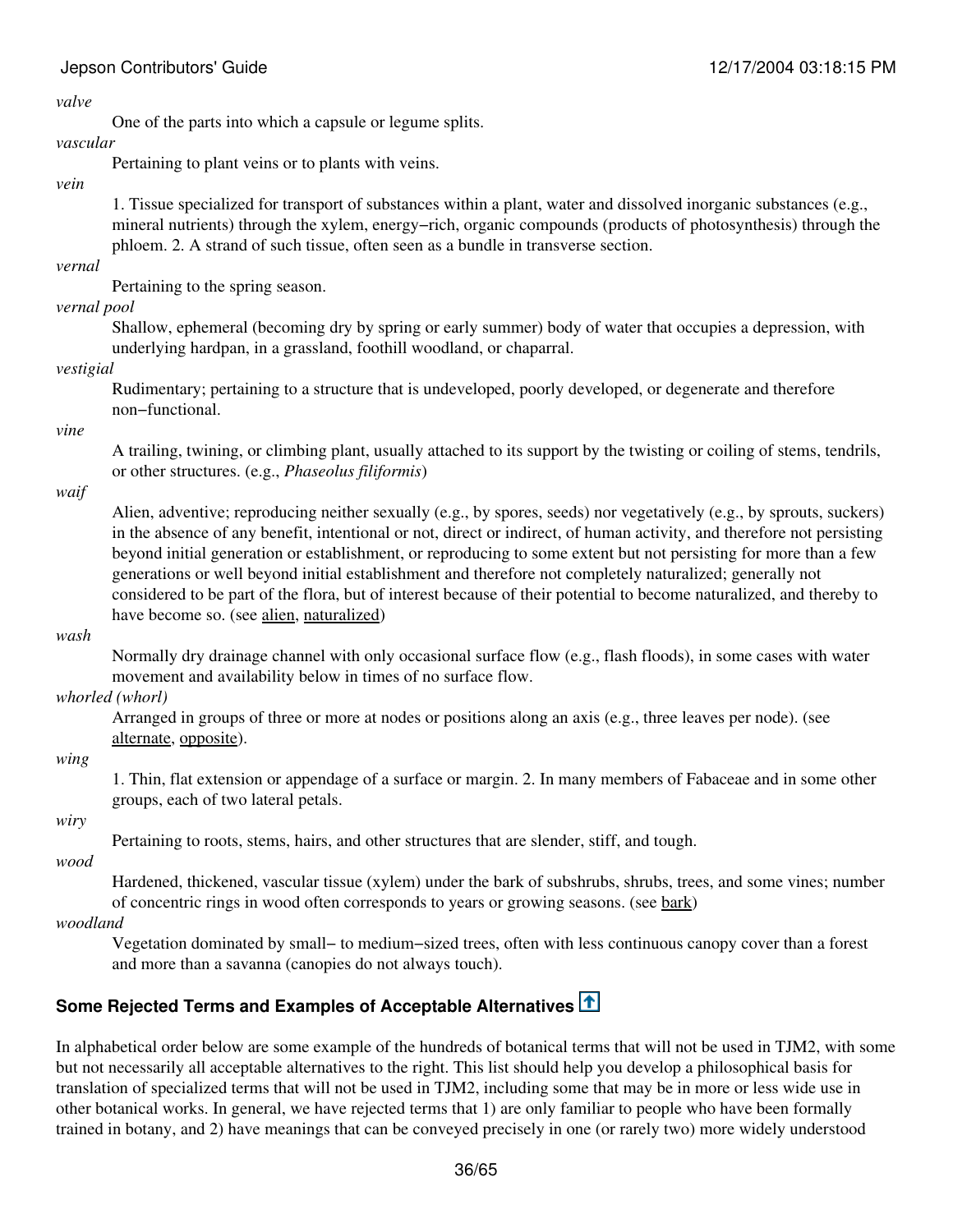*valve*

One of the parts into which a capsule or legume splits.

*vascular*

Pertaining to plant veins or to plants with veins.

*vein*

1. Tissue specialized for transport of substances within a plant, water and dissolved inorganic substances (e.g., mineral nutrients) through the xylem, energy−rich, organic compounds (products of photosynthesis) through the phloem. 2. A strand of such tissue, often seen as a bundle in transverse section.

*vernal*

Pertaining to the spring season.

*vernal pool*

Shallow, ephemeral (becoming dry by spring or early summer) body of water that occupies a depression, with underlying hardpan, in a grassland, foothill woodland, or chaparral.

*vestigial*

Rudimentary; pertaining to a structure that is undeveloped, poorly developed, or degenerate and therefore non−functional.

*vine*

A trailing, twining, or climbing plant, usually attached to its support by the twisting or coiling of stems, tendrils, or other structures. (e.g., *Phaseolus filiformis*)

*waif*

Alien, adventive; reproducing neither sexually (e.g., by spores, seeds) nor vegetatively (e.g., by sprouts, suckers) in the absence of any benefit, intentional or not, direct or indirect, of human activity, and therefore not persisting beyond initial generation or establishment, or reproducing to some extent but not persisting for more than a few generations or well beyond initial establishment and therefore not completely naturalized; generally not considered to be part of the flora, but of interest because of their potential to become naturalized, and thereby to have become so. (see alien, naturalized)

*wash*

Normally dry drainage channel with only occasional surface flow (e.g., flash floods), in some cases with water movement and availability below in times of no surface flow.

*whorled (whorl)*

Arranged in groups of three or more at nodes or positions along an axis (e.g., three leaves per node). (see alternate, opposite).

*wing*

1. Thin, flat extension or appendage of a surface or margin. 2. In many members of Fabaceae and in some other groups, each of two lateral petals.

*wiry*

Pertaining to roots, stems, hairs, and other structures that are slender, stiff, and tough.

*wood*

Hardened, thickened, vascular tissue (xylem) under the bark of subshrubs, shrubs, trees, and some vines; number of concentric rings in wood often corresponds to years or growing seasons. (see bark)

*woodland*

Vegetation dominated by small− to medium−sized trees, often with less continuous canopy cover than a forest and more than a savanna (canopies do not always touch).

## Some Rejected Terms and Examples of Acceptable Alternatives

In alphabetical order below are some example of the hundreds of botanical terms that will not be used in TJM2, with some but not necessarily all acceptable alternatives to the right. This list should help you develop a philosophical basis for translation of specialized terms that will not be used in TJM2, including some that may be in more or less wide use in other botanical works. In general, we have rejected terms that 1) are only familiar to people who have been formally trained in botany, and 2) have meanings that can be conveyed precisely in one (or rarely two) more widely understood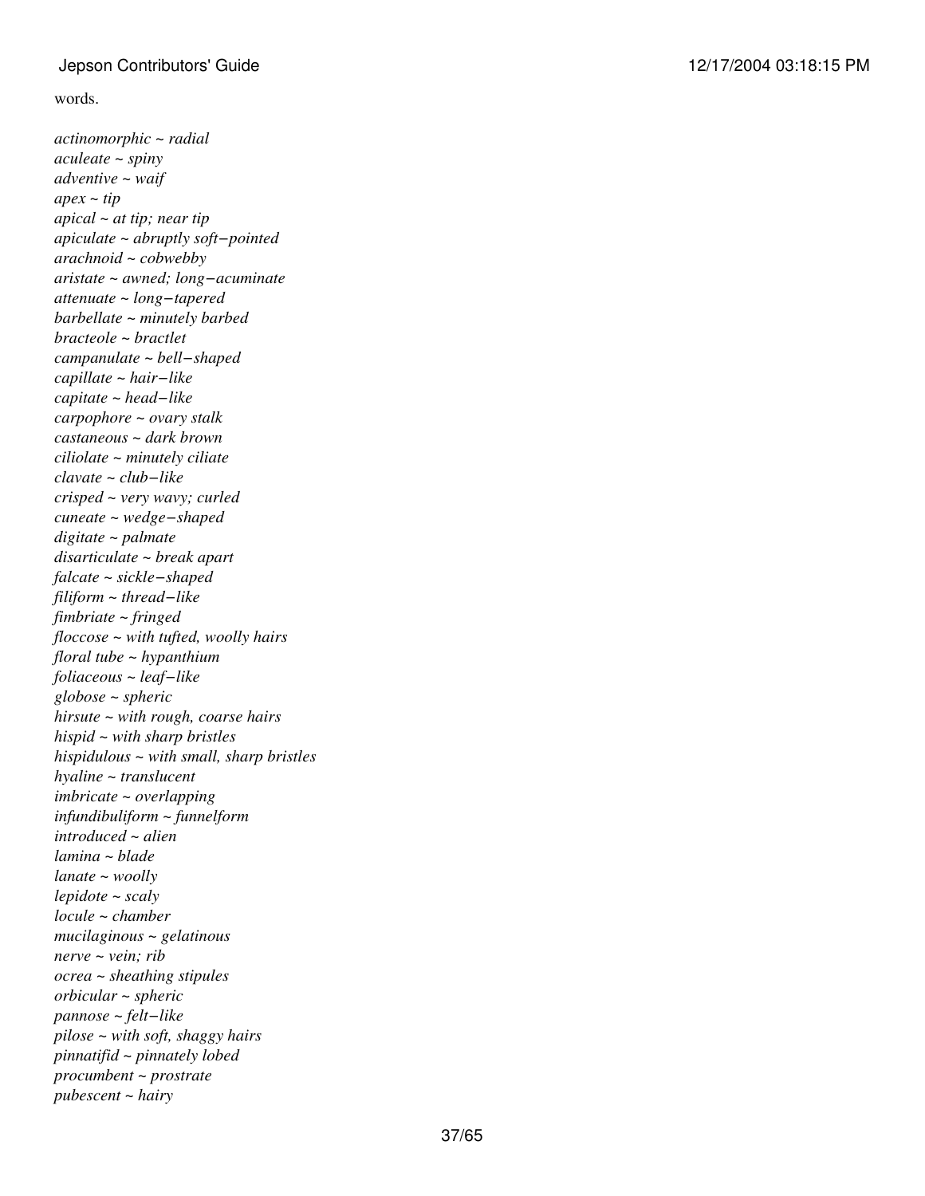words.

*actinomorphic ~ radial*
*aculeate ~ spiny*
*adventive ~ waif*
*apex ~ tip*
*apical ~ at tip; near tip*
*apiculate ~ abruptly soft−pointed*
*arachnoid ~ cobwebby*
*aristate ~ awned; long−acuminate*
*attenuate ~ long−tapered*
*barbellate ~ minutely barbed*
*bracteole ~ bractlet*
*campanulate ~ bell−shaped*
*capillate ~ hair−like*
*capitate ~ head−like*
*carpophore ~ ovary stalk*
*castaneous ~ dark brown*
*ciliolate ~ minutely ciliate*
*clavate ~ club−like*
*crisped ~ very wavy; curled*
*cuneate ~ wedge−shaped*
*digitate ~ palmate*
*disarticulate ~ break apart*
*falcate ~ sickle−shaped*
*filiform ~ thread−like*
*fimbriate ~ fringed*
*floccose ~ with tufted, woolly hairs*
*floral tube ~ hypanthium*
*foliaceous ~ leaf−like*
*globose ~ spheric*
*hirsute ~ with rough, coarse hairs*
*hispid ~ with sharp bristles*
*hispidulous ~ with small, sharp bristles*
*hyaline ~ translucent*
*imbricate ~ overlapping*
*infundibuliform ~ funnelform*
*introduced ~ alien*
*lamina ~ blade*
*lanate ~ woolly*
*lepidote ~ scaly*
*locule ~ chamber*
*mucilaginous ~ gelatinous*
*nerve ~ vein; rib*
*ocrea ~ sheathing stipules*
*orbicular ~ spheric*
*pannose ~ felt−like*
*pilose ~ with soft, shaggy hairs*
*pinnatifid ~ pinnately lobed*
*procumbent ~ prostrate*
*pubescent ~ hairy*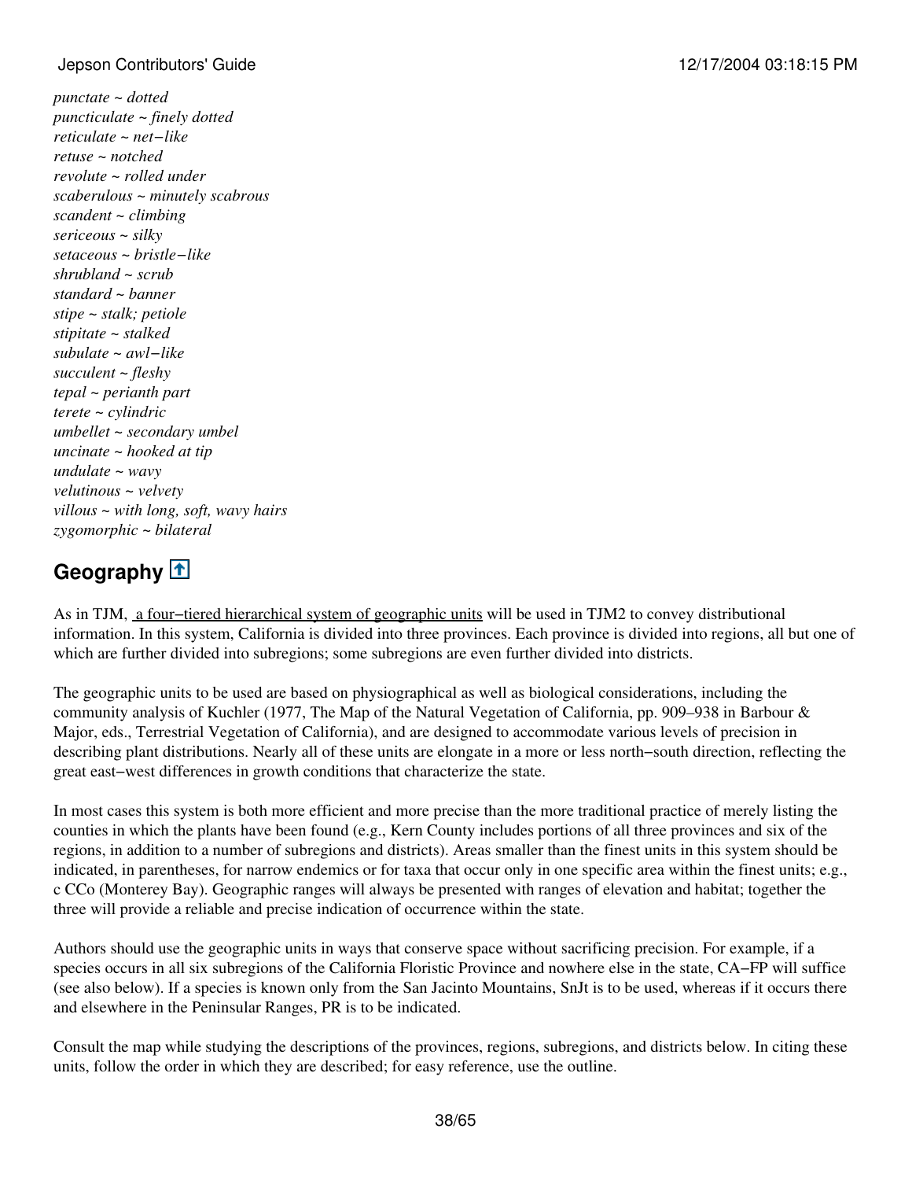*punctate ~ dotted*
*puncticulate ~ finely dotted*
*reticulate ~ net−like*
*retuse ~ notched*
*revolute ~ rolled under*
*scaberulous ~ minutely scabrous*
*scandent ~ climbing*
*sericeous ~ silky*
*setaceous ~ bristle−like*
*shrubland ~ scrub*
*standard ~ banner*
*stipe ~ stalk; petiole*
*stipitate ~ stalked*
*subulate ~ awl−like*
*succulent ~ fleshy*
*tepal ~ perianth part*
*terete ~ cylindric*
*umbellet ~ secondary umbel*
*uncinate ~ hooked at tip*
*undulate ~ wavy*
*velutinous ~ velvety*
*villous ~ with long, soft, wavy hairs*
*zygomorphic ~ bilateral*

## Geography

As in TJM, a four−tiered hierarchical system of geographic units will be used in TJM2 to convey distributional information. In this system, California is divided into three provinces. Each province is divided into regions, all but one of which are further divided into subregions; some subregions are even further divided into districts.

The geographic units to be used are based on physiographical as well as biological considerations, including the community analysis of Kuchler (1977, The Map of the Natural Vegetation of California, pp. 909–938 in Barbour & Major, eds., Terrestrial Vegetation of California), and are designed to accommodate various levels of precision in describing plant distributions. Nearly all of these units are elongate in a more or less north−south direction, reflecting the great east−west differences in growth conditions that characterize the state.

In most cases this system is both more efficient and more precise than the more traditional practice of merely listing the counties in which the plants have been found (e.g., Kern County includes portions of all three provinces and six of the regions, in addition to a number of subregions and districts). Areas smaller than the finest units in this system should be indicated, in parentheses, for narrow endemics or for taxa that occur only in one specific area within the finest units; e.g., c CCo (Monterey Bay). Geographic ranges will always be presented with ranges of elevation and habitat; together the three will provide a reliable and precise indication of occurrence within the state.

Authors should use the geographic units in ways that conserve space without sacrificing precision. For example, if a species occurs in all six subregions of the California Floristic Province and nowhere else in the state, CA−FP will suffice (see also below). If a species is known only from the San Jacinto Mountains, SnJt is to be used, whereas if it occurs there and elsewhere in the Peninsular Ranges, PR is to be indicated.

Consult the map while studying the descriptions of the provinces, regions, subregions, and districts below. In citing these units, follow the order in which they are described; for easy reference, use the outline.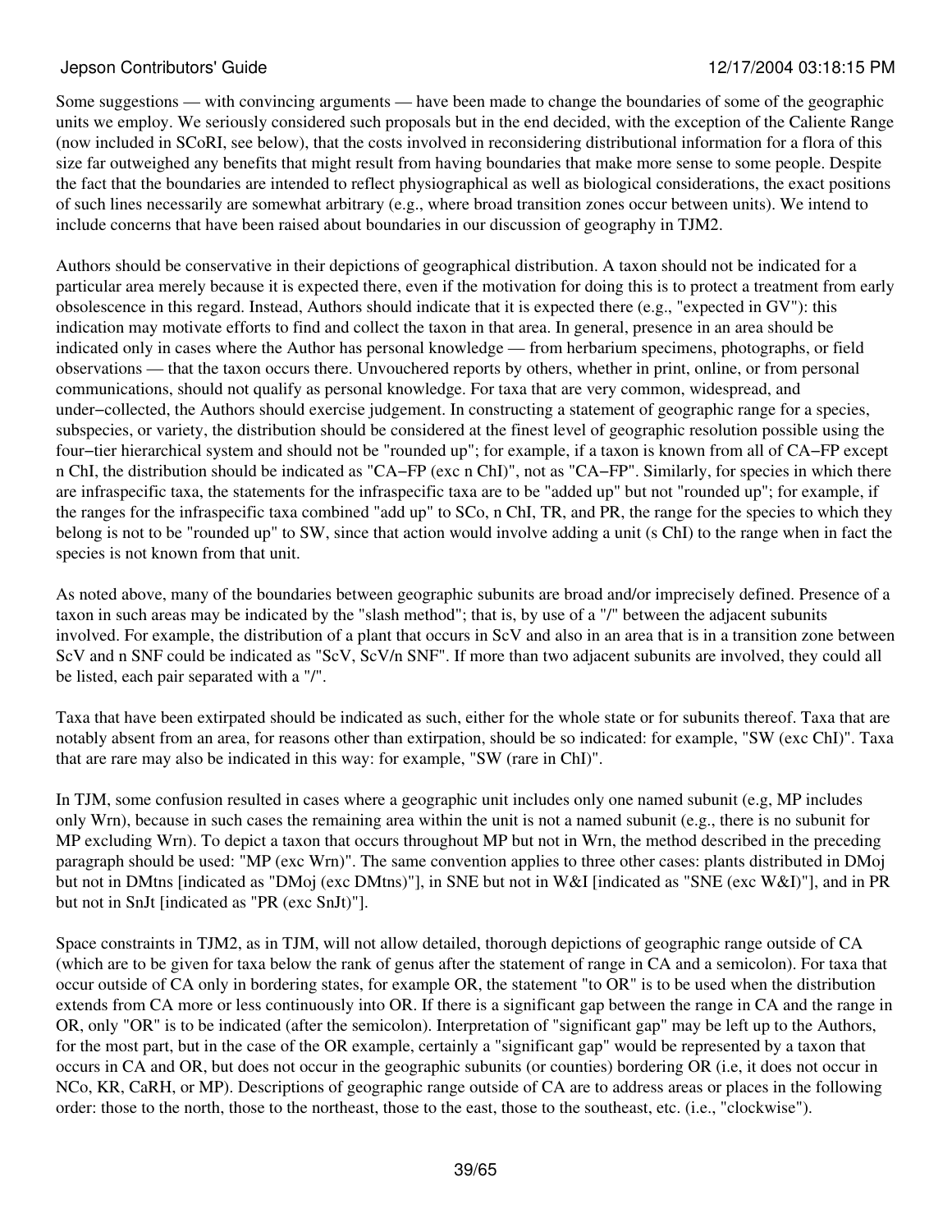Some suggestions — with convincing arguments — have been made to change the boundaries of some of the geographic units we employ. We seriously considered such proposals but in the end decided, with the exception of the Caliente Range (now included in SCoRI, see below), that the costs involved in reconsidering distributional information for a flora of this size far outweighed any benefits that might result from having boundaries that make more sense to some people. Despite the fact that the boundaries are intended to reflect physiographical as well as biological considerations, the exact positions of such lines necessarily are somewhat arbitrary (e.g., where broad transition zones occur between units). We intend to include concerns that have been raised about boundaries in our discussion of geography in TJM2.

Authors should be conservative in their depictions of geographical distribution. A taxon should not be indicated for a particular area merely because it is expected there, even if the motivation for doing this is to protect a treatment from early obsolescence in this regard. Instead, Authors should indicate that it is expected there (e.g., "expected in GV"): this indication may motivate efforts to find and collect the taxon in that area. In general, presence in an area should be indicated only in cases where the Author has personal knowledge — from herbarium specimens, photographs, or field observations — that the taxon occurs there. Unvouchered reports by others, whether in print, online, or from personal communications, should not qualify as personal knowledge. For taxa that are very common, widespread, and under−collected, the Authors should exercise judgement. In constructing a statement of geographic range for a species, subspecies, or variety, the distribution should be considered at the finest level of geographic resolution possible using the four−tier hierarchical system and should not be "rounded up"; for example, if a taxon is known from all of CA−FP except n ChI, the distribution should be indicated as "CA−FP (exc n ChI)", not as "CA−FP". Similarly, for species in which there are infraspecific taxa, the statements for the infraspecific taxa are to be "added up" but not "rounded up"; for example, if the ranges for the infraspecific taxa combined "add up" to SCo, n ChI, TR, and PR, the range for the species to which they belong is not to be "rounded up" to SW, since that action would involve adding a unit (s ChI) to the range when in fact the species is not known from that unit.

As noted above, many of the boundaries between geographic subunits are broad and/or imprecisely defined. Presence of a taxon in such areas may be indicated by the "slash method"; that is, by use of a "/" between the adjacent subunits involved. For example, the distribution of a plant that occurs in ScV and also in an area that is in a transition zone between ScV and n SNF could be indicated as "ScV, ScV/n SNF". If more than two adjacent subunits are involved, they could all be listed, each pair separated with a "/".

Taxa that have been extirpated should be indicated as such, either for the whole state or for subunits thereof. Taxa that are notably absent from an area, for reasons other than extirpation, should be so indicated: for example, "SW (exc ChI)". Taxa that are rare may also be indicated in this way: for example, "SW (rare in ChI)".

In TJM, some confusion resulted in cases where a geographic unit includes only one named subunit (e.g, MP includes only Wrn), because in such cases the remaining area within the unit is not a named subunit (e.g., there is no subunit for MP excluding Wrn). To depict a taxon that occurs throughout MP but not in Wrn, the method described in the preceding paragraph should be used: "MP (exc Wrn)". The same convention applies to three other cases: plants distributed in DMoj but not in DMtns [indicated as "DMoj (exc DMtns)"], in SNE but not in W&I [indicated as "SNE (exc W&I)"], and in PR but not in SnJt [indicated as "PR (exc SnJt)"].

Space constraints in TJM2, as in TJM, will not allow detailed, thorough depictions of geographic range outside of CA (which are to be given for taxa below the rank of genus after the statement of range in CA and a semicolon). For taxa that occur outside of CA only in bordering states, for example OR, the statement "to OR" is to be used when the distribution extends from CA more or less continuously into OR. If there is a significant gap between the range in CA and the range in OR, only "OR" is to be indicated (after the semicolon). Interpretation of "significant gap" may be left up to the Authors, for the most part, but in the case of the OR example, certainly a "significant gap" would be represented by a taxon that occurs in CA and OR, but does not occur in the geographic subunits (or counties) bordering OR (i.e, it does not occur in NCo, KR, CaRH, or MP). Descriptions of geographic range outside of CA are to address areas or places in the following order: those to the north, those to the northeast, those to the east, those to the southeast, etc. (i.e., "clockwise").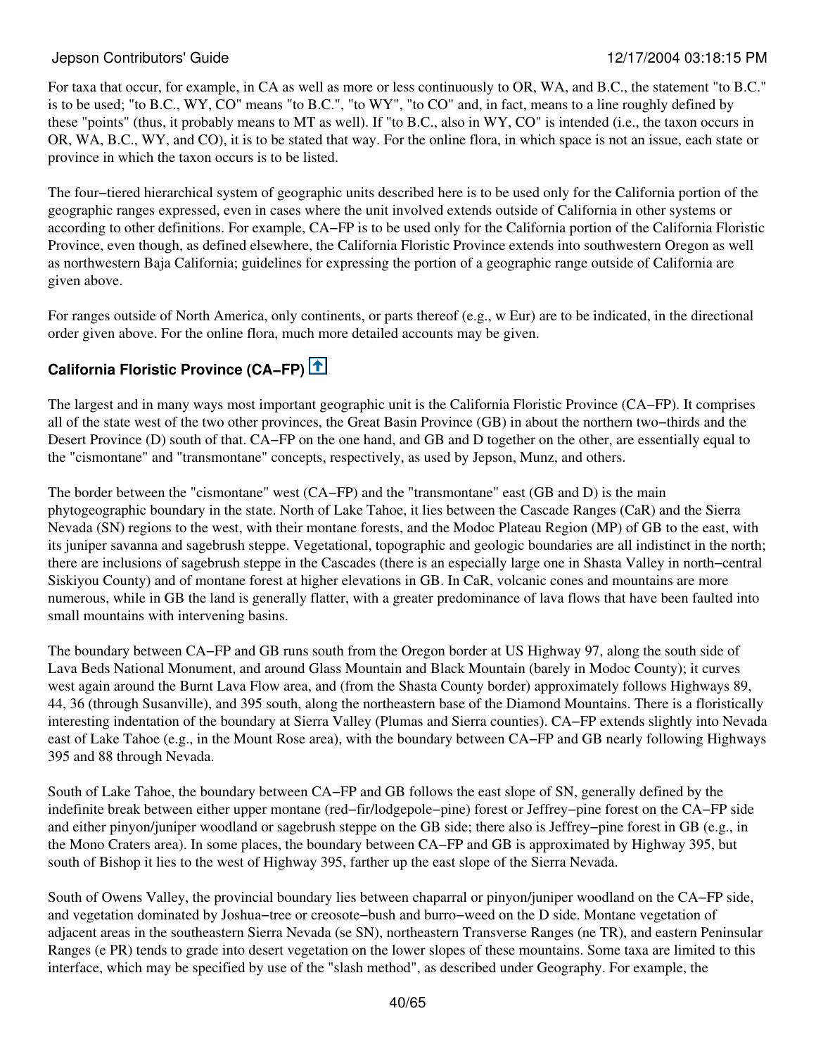For taxa that occur, for example, in CA as well as more or less continuously to OR, WA, and B.C., the statement "to B.C." is to be used; "to B.C., WY, CO" means "to B.C.", "to WY", "to CO" and, in fact, means to a line roughly defined by these "points" (thus, it probably means to MT as well). If "to B.C., also in WY, CO" is intended (i.e., the taxon occurs in OR, WA, B.C., WY, and CO), it is to be stated that way. For the online flora, in which space is not an issue, each state or province in which the taxon occurs is to be listed.

The four−tiered hierarchical system of geographic units described here is to be used only for the California portion of the geographic ranges expressed, even in cases where the unit involved extends outside of California in other systems or according to other definitions. For example, CA−FP is to be used only for the California portion of the California Floristic Province, even though, as defined elsewhere, the California Floristic Province extends into southwestern Oregon as well as northwestern Baja California; guidelines for expressing the portion of a geographic range outside of California are given above.

For ranges outside of North America, only continents, or parts thereof (e.g., w Eur) are to be indicated, in the directional order given above. For the online flora, much more detailed accounts may be given.

## California Floristic Province (CA−FP)

The largest and in many ways most important geographic unit is the California Floristic Province (CA−FP). It comprises all of the state west of the two other provinces, the Great Basin Province (GB) in about the northern two−thirds and the Desert Province (D) south of that. CA−FP on the one hand, and GB and D together on the other, are essentially equal to the "cismontane" and "transmontane" concepts, respectively, as used by Jepson, Munz, and others.

The border between the "cismontane" west (CA−FP) and the "transmontane" east (GB and D) is the main phytogeographic boundary in the state. North of Lake Tahoe, it lies between the Cascade Ranges (CaR) and the Sierra Nevada (SN) regions to the west, with their montane forests, and the Modoc Plateau Region (MP) of GB to the east, with its juniper savanna and sagebrush steppe. Vegetational, topographic and geologic boundaries are all indistinct in the north; there are inclusions of sagebrush steppe in the Cascades (there is an especially large one in Shasta Valley in north−central Siskiyou County) and of montane forest at higher elevations in GB. In CaR, volcanic cones and mountains are more numerous, while in GB the land is generally flatter, with a greater predominance of lava flows that have been faulted into small mountains with intervening basins.

The boundary between CA−FP and GB runs south from the Oregon border at US Highway 97, along the south side of Lava Beds National Monument, and around Glass Mountain and Black Mountain (barely in Modoc County); it curves west again around the Burnt Lava Flow area, and (from the Shasta County border) approximately follows Highways 89, 44, 36 (through Susanville), and 395 south, along the northeastern base of the Diamond Mountains. There is a floristically interesting indentation of the boundary at Sierra Valley (Plumas and Sierra counties). CA−FP extends slightly into Nevada east of Lake Tahoe (e.g., in the Mount Rose area), with the boundary between CA−FP and GB nearly following Highways 395 and 88 through Nevada.

South of Lake Tahoe, the boundary between CA−FP and GB follows the east slope of SN, generally defined by the indefinite break between either upper montane (red−fir/lodgepole−pine) forest or Jeffrey−pine forest on the CA−FP side and either pinyon/juniper woodland or sagebrush steppe on the GB side; there also is Jeffrey−pine forest in GB (e.g., in the Mono Craters area). In some places, the boundary between CA−FP and GB is approximated by Highway 395, but south of Bishop it lies to the west of Highway 395, farther up the east slope of the Sierra Nevada.

South of Owens Valley, the provincial boundary lies between chaparral or pinyon/juniper woodland on the CA−FP side, and vegetation dominated by Joshua−tree or creosote−bush and burro−weed on the D side. Montane vegetation of adjacent areas in the southeastern Sierra Nevada (se SN), northeastern Transverse Ranges (ne TR), and eastern Peninsular Ranges (e PR) tends to grade into desert vegetation on the lower slopes of these mountains. Some taxa are limited to this interface, which may be specified by use of the "slash method", as described under Geography. For example, the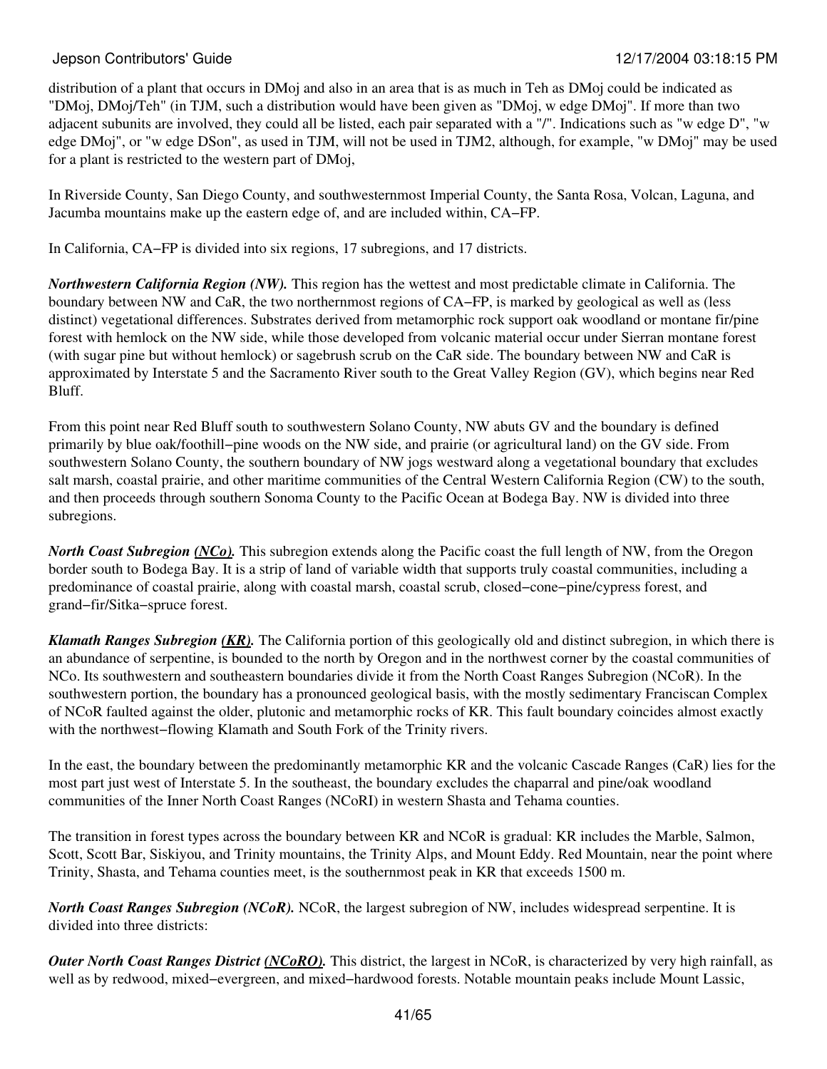distribution of a plant that occurs in DMoj and also in an area that is as much in Teh as DMoj could be indicated as "DMoj, DMoj/Teh" (in TJM, such a distribution would have been given as "DMoj, w edge DMoj". If more than two adjacent subunits are involved, they could all be listed, each pair separated with a "/". Indications such as "w edge D", "w edge DMoj", or "w edge DSon", as used in TJM, will not be used in TJM2, although, for example, "w DMoj" may be used for a plant is restricted to the western part of DMoj,

In Riverside County, San Diego County, and southwesternmost Imperial County, the Santa Rosa, Volcan, Laguna, and Jacumba mountains make up the eastern edge of, and are included within, CA−FP.

In California, CA−FP is divided into six regions, 17 subregions, and 17 districts.

***Northwestern California Region (NW).*** This region has the wettest and most predictable climate in California. The boundary between NW and CaR, the two northernmost regions of CA−FP, is marked by geological as well as (less distinct) vegetational differences. Substrates derived from metamorphic rock support oak woodland or montane fir/pine forest with hemlock on the NW side, while those developed from volcanic material occur under Sierran montane forest (with sugar pine but without hemlock) or sagebrush scrub on the CaR side. The boundary between NW and CaR is approximated by Interstate 5 and the Sacramento River south to the Great Valley Region (GV), which begins near Red Bluff.

From this point near Red Bluff south to southwestern Solano County, NW abuts GV and the boundary is defined primarily by blue oak/foothill−pine woods on the NW side, and prairie (or agricultural land) on the GV side. From southwestern Solano County, the southern boundary of NW jogs westward along a vegetational boundary that excludes salt marsh, coastal prairie, and other maritime communities of the Central Western California Region (CW) to the south, and then proceeds through southern Sonoma County to the Pacific Ocean at Bodega Bay. NW is divided into three subregions.

***North Coast Subregion (NCo).*** This subregion extends along the Pacific coast the full length of NW, from the Oregon border south to Bodega Bay. It is a strip of land of variable width that supports truly coastal communities, including a predominance of coastal prairie, along with coastal marsh, coastal scrub, closed−cone−pine/cypress forest, and grand−fir/Sitka−spruce forest.

***Klamath Ranges Subregion (KR).*** The California portion of this geologically old and distinct subregion, in which there is an abundance of serpentine, is bounded to the north by Oregon and in the northwest corner by the coastal communities of NCo. Its southwestern and southeastern boundaries divide it from the North Coast Ranges Subregion (NCoR). In the southwestern portion, the boundary has a pronounced geological basis, with the mostly sedimentary Franciscan Complex of NCoR faulted against the older, plutonic and metamorphic rocks of KR. This fault boundary coincides almost exactly with the northwest−flowing Klamath and South Fork of the Trinity rivers.

In the east, the boundary between the predominantly metamorphic KR and the volcanic Cascade Ranges (CaR) lies for the most part just west of Interstate 5. In the southeast, the boundary excludes the chaparral and pine/oak woodland communities of the Inner North Coast Ranges (NCoRI) in western Shasta and Tehama counties.

The transition in forest types across the boundary between KR and NCoR is gradual: KR includes the Marble, Salmon, Scott, Scott Bar, Siskiyou, and Trinity mountains, the Trinity Alps, and Mount Eddy. Red Mountain, near the point where Trinity, Shasta, and Tehama counties meet, is the southernmost peak in KR that exceeds 1500 m.

***North Coast Ranges Subregion (NCoR).*** NCoR, the largest subregion of NW, includes widespread serpentine. It is divided into three districts:

***Outer North Coast Ranges District (NCoRO).*** This district, the largest in NCoR, is characterized by very high rainfall, as well as by redwood, mixed−evergreen, and mixed−hardwood forests. Notable mountain peaks include Mount Lassic,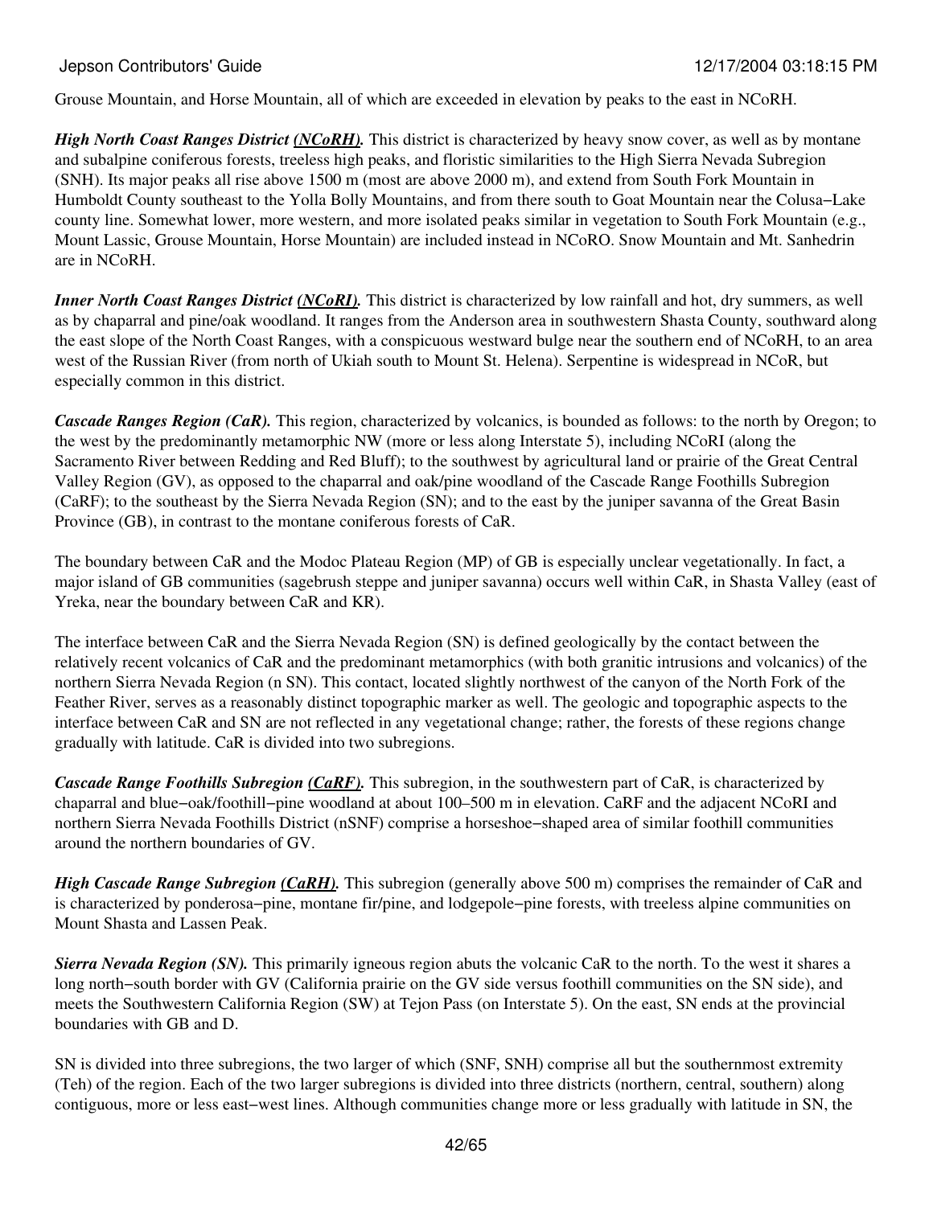Grouse Mountain, and Horse Mountain, all of which are exceeded in elevation by peaks to the east in NCoRH.

***High North Coast Ranges District (NCoRH).*** This district is characterized by heavy snow cover, as well as by montane and subalpine coniferous forests, treeless high peaks, and floristic similarities to the High Sierra Nevada Subregion (SNH). Its major peaks all rise above 1500 m (most are above 2000 m), and extend from South Fork Mountain in Humboldt County southeast to the Yolla Bolly Mountains, and from there south to Goat Mountain near the Colusa−Lake county line. Somewhat lower, more western, and more isolated peaks similar in vegetation to South Fork Mountain (e.g., Mount Lassic, Grouse Mountain, Horse Mountain) are included instead in NCoRO. Snow Mountain and Mt. Sanhedrin are in NCoRH.

***Inner North Coast Ranges District (NCoRI).*** This district is characterized by low rainfall and hot, dry summers, as well as by chaparral and pine/oak woodland. It ranges from the Anderson area in southwestern Shasta County, southward along the east slope of the North Coast Ranges, with a conspicuous westward bulge near the southern end of NCoRH, to an area west of the Russian River (from north of Ukiah south to Mount St. Helena). Serpentine is widespread in NCoR, but especially common in this district.

***Cascade Ranges Region (CaR).*** This region, characterized by volcanics, is bounded as follows: to the north by Oregon; to the west by the predominantly metamorphic NW (more or less along Interstate 5), including NCoRI (along the Sacramento River between Redding and Red Bluff); to the southwest by agricultural land or prairie of the Great Central Valley Region (GV), as opposed to the chaparral and oak/pine woodland of the Cascade Range Foothills Subregion (CaRF); to the southeast by the Sierra Nevada Region (SN); and to the east by the juniper savanna of the Great Basin Province (GB), in contrast to the montane coniferous forests of CaR.

The boundary between CaR and the Modoc Plateau Region (MP) of GB is especially unclear vegetationally. In fact, a major island of GB communities (sagebrush steppe and juniper savanna) occurs well within CaR, in Shasta Valley (east of Yreka, near the boundary between CaR and KR).

The interface between CaR and the Sierra Nevada Region (SN) is defined geologically by the contact between the relatively recent volcanics of CaR and the predominant metamorphics (with both granitic intrusions and volcanics) of the northern Sierra Nevada Region (n SN). This contact, located slightly northwest of the canyon of the North Fork of the Feather River, serves as a reasonably distinct topographic marker as well. The geologic and topographic aspects to the interface between CaR and SN are not reflected in any vegetational change; rather, the forests of these regions change gradually with latitude. CaR is divided into two subregions.

***Cascade Range Foothills Subregion (CaRF).*** This subregion, in the southwestern part of CaR, is characterized by chaparral and blue−oak/foothill−pine woodland at about 100–500 m in elevation. CaRF and the adjacent NCoRI and northern Sierra Nevada Foothills District (nSNF) comprise a horseshoe−shaped area of similar foothill communities around the northern boundaries of GV.

***High Cascade Range Subregion (CaRH).*** This subregion (generally above 500 m) comprises the remainder of CaR and is characterized by ponderosa−pine, montane fir/pine, and lodgepole−pine forests, with treeless alpine communities on Mount Shasta and Lassen Peak.

***Sierra Nevada Region (SN).*** This primarily igneous region abuts the volcanic CaR to the north. To the west it shares a long north−south border with GV (California prairie on the GV side versus foothill communities on the SN side), and meets the Southwestern California Region (SW) at Tejon Pass (on Interstate 5). On the east, SN ends at the provincial boundaries with GB and D.

SN is divided into three subregions, the two larger of which (SNF, SNH) comprise all but the southernmost extremity (Teh) of the region. Each of the two larger subregions is divided into three districts (northern, central, southern) along contiguous, more or less east−west lines. Although communities change more or less gradually with latitude in SN, the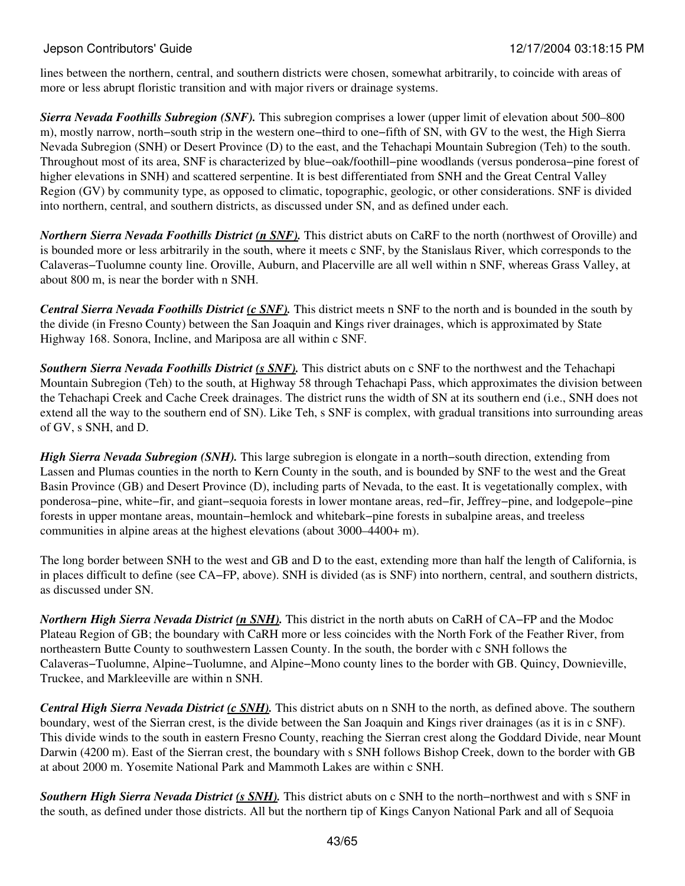lines between the northern, central, and southern districts were chosen, somewhat arbitrarily, to coincide with areas of more or less abrupt floristic transition and with major rivers or drainage systems.

***Sierra Nevada Foothills Subregion (SNF).*** This subregion comprises a lower (upper limit of elevation about 500–800 m), mostly narrow, north−south strip in the western one−third to one−fifth of SN, with GV to the west, the High Sierra Nevada Subregion (SNH) or Desert Province (D) to the east, and the Tehachapi Mountain Subregion (Teh) to the south. Throughout most of its area, SNF is characterized by blue−oak/foothill−pine woodlands (versus ponderosa−pine forest of higher elevations in SNH) and scattered serpentine. It is best differentiated from SNH and the Great Central Valley Region (GV) by community type, as opposed to climatic, topographic, geologic, or other considerations. SNF is divided into northern, central, and southern districts, as discussed under SN, and as defined under each.

***Northern Sierra Nevada Foothills District (n SNF).*** This district abuts on CaRF to the north (northwest of Oroville) and is bounded more or less arbitrarily in the south, where it meets c SNF, by the Stanislaus River, which corresponds to the Calaveras−Tuolumne county line. Oroville, Auburn, and Placerville are all well within n SNF, whereas Grass Valley, at about 800 m, is near the border with n SNH.

***Central Sierra Nevada Foothills District (c SNF).*** This district meets n SNF to the north and is bounded in the south by the divide (in Fresno County) between the San Joaquin and Kings river drainages, which is approximated by State Highway 168. Sonora, Incline, and Mariposa are all within c SNF.

***Southern Sierra Nevada Foothills District (s SNF).*** This district abuts on c SNF to the northwest and the Tehachapi Mountain Subregion (Teh) to the south, at Highway 58 through Tehachapi Pass, which approximates the division between the Tehachapi Creek and Cache Creek drainages. The district runs the width of SN at its southern end (i.e., SNH does not extend all the way to the southern end of SN). Like Teh, s SNF is complex, with gradual transitions into surrounding areas of GV, s SNH, and D.

***High Sierra Nevada Subregion (SNH).*** This large subregion is elongate in a north−south direction, extending from Lassen and Plumas counties in the north to Kern County in the south, and is bounded by SNF to the west and the Great Basin Province (GB) and Desert Province (D), including parts of Nevada, to the east. It is vegetationally complex, with ponderosa−pine, white−fir, and giant−sequoia forests in lower montane areas, red−fir, Jeffrey−pine, and lodgepole−pine forests in upper montane areas, mountain−hemlock and whitebark−pine forests in subalpine areas, and treeless communities in alpine areas at the highest elevations (about 3000–4400+ m).

The long border between SNH to the west and GB and D to the east, extending more than half the length of California, is in places difficult to define (see CA−FP, above). SNH is divided (as is SNF) into northern, central, and southern districts, as discussed under SN.

***Northern High Sierra Nevada District (n SNH).*** This district in the north abuts on CaRH of CA−FP and the Modoc Plateau Region of GB; the boundary with CaRH more or less coincides with the North Fork of the Feather River, from northeastern Butte County to southwestern Lassen County. In the south, the border with c SNH follows the Calaveras−Tuolumne, Alpine−Tuolumne, and Alpine−Mono county lines to the border with GB. Quincy, Downieville, Truckee, and Markleeville are within n SNH.

***Central High Sierra Nevada District (c SNH).*** This district abuts on n SNH to the north, as defined above. The southern boundary, west of the Sierran crest, is the divide between the San Joaquin and Kings river drainages (as it is in c SNF). This divide winds to the south in eastern Fresno County, reaching the Sierran crest along the Goddard Divide, near Mount Darwin (4200 m). East of the Sierran crest, the boundary with s SNH follows Bishop Creek, down to the border with GB at about 2000 m. Yosemite National Park and Mammoth Lakes are within c SNH.

***Southern High Sierra Nevada District (s SNH).*** This district abuts on c SNH to the north−northwest and with s SNF in the south, as defined under those districts. All but the northern tip of Kings Canyon National Park and all of Sequoia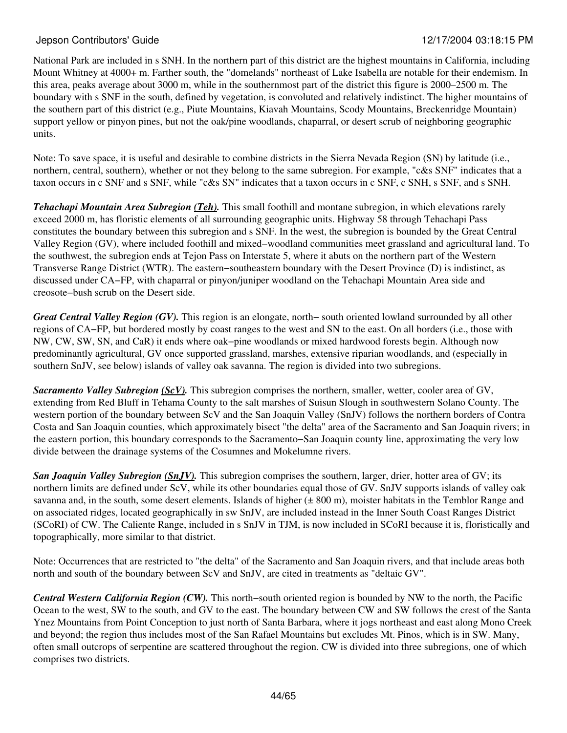National Park are included in s SNH. In the northern part of this district are the highest mountains in California, including Mount Whitney at 4000+ m. Farther south, the "domelands" northeast of Lake Isabella are notable for their endemism. In this area, peaks average about 3000 m, while in the southernmost part of the district this figure is 2000–2500 m. The boundary with s SNF in the south, defined by vegetation, is convoluted and relatively indistinct. The higher mountains of the southern part of this district (e.g., Piute Mountains, Kiavah Mountains, Scody Mountains, Breckenridge Mountain) support yellow or pinyon pines, but not the oak/pine woodlands, chaparral, or desert scrub of neighboring geographic units.

Note: To save space, it is useful and desirable to combine districts in the Sierra Nevada Region (SN) by latitude (i.e., northern, central, southern), whether or not they belong to the same subregion. For example, "c&s SNF" indicates that a taxon occurs in c SNF and s SNF, while "c&s SN" indicates that a taxon occurs in c SNF, c SNH, s SNF, and s SNH.

***Tehachapi Mountain Area Subregion (Teh).*** This small foothill and montane subregion, in which elevations rarely exceed 2000 m, has floristic elements of all surrounding geographic units. Highway 58 through Tehachapi Pass constitutes the boundary between this subregion and s SNF. In the west, the subregion is bounded by the Great Central Valley Region (GV), where included foothill and mixed−woodland communities meet grassland and agricultural land. To the southwest, the subregion ends at Tejon Pass on Interstate 5, where it abuts on the northern part of the Western Transverse Range District (WTR). The eastern−southeastern boundary with the Desert Province (D) is indistinct, as discussed under CA−FP, with chaparral or pinyon/juniper woodland on the Tehachapi Mountain Area side and creosote−bush scrub on the Desert side.

***Great Central Valley Region (GV).*** This region is an elongate, north− south oriented lowland surrounded by all other regions of CA−FP, but bordered mostly by coast ranges to the west and SN to the east. On all borders (i.e., those with NW, CW, SW, SN, and CaR) it ends where oak−pine woodlands or mixed hardwood forests begin. Although now predominantly agricultural, GV once supported grassland, marshes, extensive riparian woodlands, and (especially in southern SnJV, see below) islands of valley oak savanna. The region is divided into two subregions.

***Sacramento Valley Subregion (ScV).*** This subregion comprises the northern, smaller, wetter, cooler area of GV, extending from Red Bluff in Tehama County to the salt marshes of Suisun Slough in southwestern Solano County. The western portion of the boundary between ScV and the San Joaquin Valley (SnJV) follows the northern borders of Contra Costa and San Joaquin counties, which approximately bisect "the delta" area of the Sacramento and San Joaquin rivers; in the eastern portion, this boundary corresponds to the Sacramento−San Joaquin county line, approximating the very low divide between the drainage systems of the Cosumnes and Mokelumne rivers.

***San Joaquin Valley Subregion (SnJV).*** This subregion comprises the southern, larger, drier, hotter area of GV; its northern limits are defined under ScV, while its other boundaries equal those of GV. SnJV supports islands of valley oak savanna and, in the south, some desert elements. Islands of higher (± 800 m), moister habitats in the Temblor Range and on associated ridges, located geographically in sw SnJV, are included instead in the Inner South Coast Ranges District (SCoRI) of CW. The Caliente Range, included in s SnJV in TJM, is now included in SCoRI because it is, floristically and topographically, more similar to that district.

Note: Occurrences that are restricted to "the delta" of the Sacramento and San Joaquin rivers, and that include areas both north and south of the boundary between ScV and SnJV, are cited in treatments as "deltaic GV".

***Central Western California Region (CW).*** This north−south oriented region is bounded by NW to the north, the Pacific Ocean to the west, SW to the south, and GV to the east. The boundary between CW and SW follows the crest of the Santa Ynez Mountains from Point Conception to just north of Santa Barbara, where it jogs northeast and east along Mono Creek and beyond; the region thus includes most of the San Rafael Mountains but excludes Mt. Pinos, which is in SW. Many, often small outcrops of serpentine are scattered throughout the region. CW is divided into three subregions, one of which comprises two districts.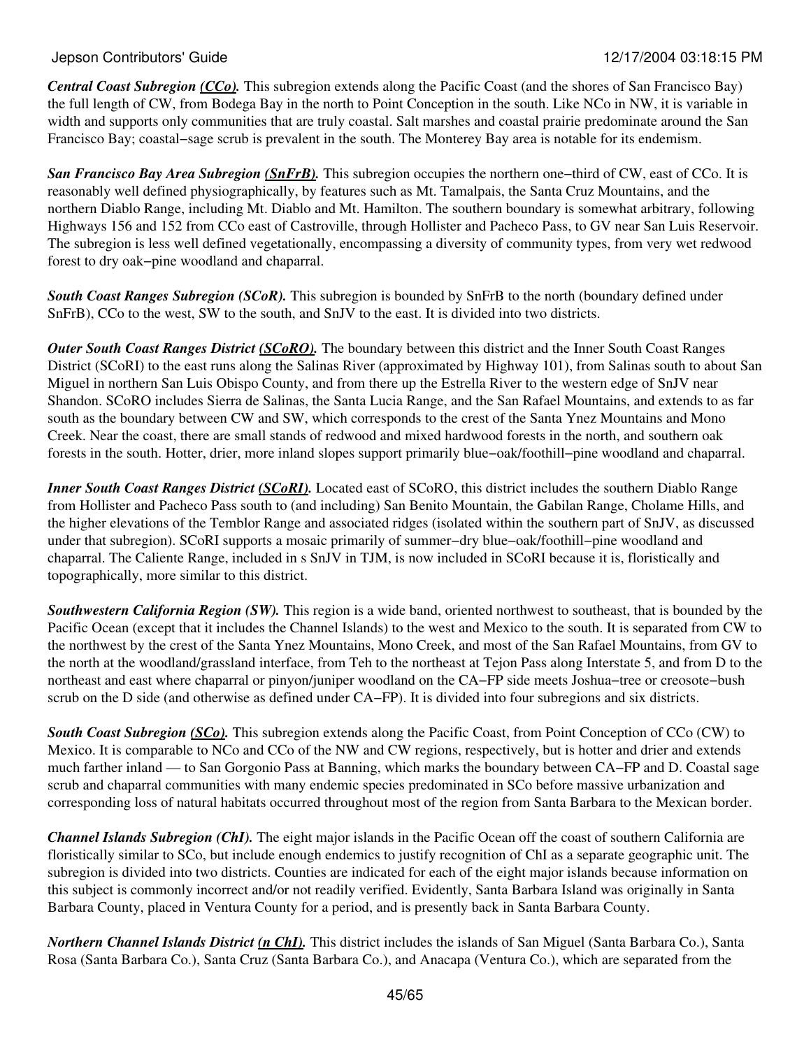***Central Coast Subregion (CCo).*** This subregion extends along the Pacific Coast (and the shores of San Francisco Bay) the full length of CW, from Bodega Bay in the north to Point Conception in the south. Like NCo in NW, it is variable in width and supports only communities that are truly coastal. Salt marshes and coastal prairie predominate around the San Francisco Bay; coastal−sage scrub is prevalent in the south. The Monterey Bay area is notable for its endemism.

***San Francisco Bay Area Subregion (SnFrB).*** This subregion occupies the northern one−third of CW, east of CCo. It is reasonably well defined physiographically, by features such as Mt. Tamalpais, the Santa Cruz Mountains, and the northern Diablo Range, including Mt. Diablo and Mt. Hamilton. The southern boundary is somewhat arbitrary, following Highways 156 and 152 from CCo east of Castroville, through Hollister and Pacheco Pass, to GV near San Luis Reservoir. The subregion is less well defined vegetationally, encompassing a diversity of community types, from very wet redwood forest to dry oak−pine woodland and chaparral.

***South Coast Ranges Subregion (SCoR).*** This subregion is bounded by SnFrB to the north (boundary defined under SnFrB), CCo to the west, SW to the south, and SnJV to the east. It is divided into two districts.

***Outer South Coast Ranges District (SCoRO).*** The boundary between this district and the Inner South Coast Ranges District (SCoRI) to the east runs along the Salinas River (approximated by Highway 101), from Salinas south to about San Miguel in northern San Luis Obispo County, and from there up the Estrella River to the western edge of SnJV near Shandon. SCoRO includes Sierra de Salinas, the Santa Lucia Range, and the San Rafael Mountains, and extends to as far south as the boundary between CW and SW, which corresponds to the crest of the Santa Ynez Mountains and Mono Creek. Near the coast, there are small stands of redwood and mixed hardwood forests in the north, and southern oak forests in the south. Hotter, drier, more inland slopes support primarily blue−oak/foothill−pine woodland and chaparral.

***Inner South Coast Ranges District (SCoRI).*** Located east of SCoRO, this district includes the southern Diablo Range from Hollister and Pacheco Pass south to (and including) San Benito Mountain, the Gabilan Range, Cholame Hills, and the higher elevations of the Temblor Range and associated ridges (isolated within the southern part of SnJV, as discussed under that subregion). SCoRI supports a mosaic primarily of summer−dry blue−oak/foothill−pine woodland and chaparral. The Caliente Range, included in s SnJV in TJM, is now included in SCoRI because it is, floristically and topographically, more similar to this district.

***Southwestern California Region (SW).*** This region is a wide band, oriented northwest to southeast, that is bounded by the Pacific Ocean (except that it includes the Channel Islands) to the west and Mexico to the south. It is separated from CW to the northwest by the crest of the Santa Ynez Mountains, Mono Creek, and most of the San Rafael Mountains, from GV to the north at the woodland/grassland interface, from Teh to the northeast at Tejon Pass along Interstate 5, and from D to the northeast and east where chaparral or pinyon/juniper woodland on the CA−FP side meets Joshua−tree or creosote−bush scrub on the D side (and otherwise as defined under CA−FP). It is divided into four subregions and six districts.

***South Coast Subregion (SCo).*** This subregion extends along the Pacific Coast, from Point Conception of CCo (CW) to Mexico. It is comparable to NCo and CCo of the NW and CW regions, respectively, but is hotter and drier and extends much farther inland — to San Gorgonio Pass at Banning, which marks the boundary between CA−FP and D. Coastal sage scrub and chaparral communities with many endemic species predominated in SCo before massive urbanization and corresponding loss of natural habitats occurred throughout most of the region from Santa Barbara to the Mexican border.

***Channel Islands Subregion (ChI).*** The eight major islands in the Pacific Ocean off the coast of southern California are floristically similar to SCo, but include enough endemics to justify recognition of ChI as a separate geographic unit. The subregion is divided into two districts. Counties are indicated for each of the eight major islands because information on this subject is commonly incorrect and/or not readily verified. Evidently, Santa Barbara Island was originally in Santa Barbara County, placed in Ventura County for a period, and is presently back in Santa Barbara County.

***Northern Channel Islands District (n ChI).*** This district includes the islands of San Miguel (Santa Barbara Co.), Santa Rosa (Santa Barbara Co.), Santa Cruz (Santa Barbara Co.), and Anacapa (Ventura Co.), which are separated from the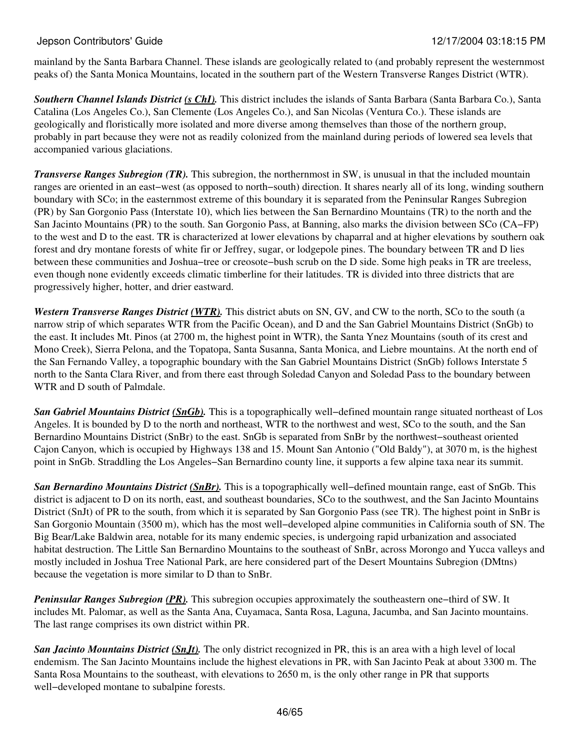mainland by the Santa Barbara Channel. These islands are geologically related to (and probably represent the westernmost peaks of) the Santa Monica Mountains, located in the southern part of the Western Transverse Ranges District (WTR).

***Southern Channel Islands District (s ChI).*** This district includes the islands of Santa Barbara (Santa Barbara Co.), Santa Catalina (Los Angeles Co.), San Clemente (Los Angeles Co.), and San Nicolas (Ventura Co.). These islands are geologically and floristically more isolated and more diverse among themselves than those of the northern group, probably in part because they were not as readily colonized from the mainland during periods of lowered sea levels that accompanied various glaciations.

***Transverse Ranges Subregion (TR).*** This subregion, the northernmost in SW, is unusual in that the included mountain ranges are oriented in an east−west (as opposed to north−south) direction. It shares nearly all of its long, winding southern boundary with SCo; in the easternmost extreme of this boundary it is separated from the Peninsular Ranges Subregion (PR) by San Gorgonio Pass (Interstate 10), which lies between the San Bernardino Mountains (TR) to the north and the San Jacinto Mountains (PR) to the south. San Gorgonio Pass, at Banning, also marks the division between SCo (CA−FP) to the west and D to the east. TR is characterized at lower elevations by chaparral and at higher elevations by southern oak forest and dry montane forests of white fir or Jeffrey, sugar, or lodgepole pines. The boundary between TR and D lies between these communities and Joshua−tree or creosote−bush scrub on the D side. Some high peaks in TR are treeless, even though none evidently exceeds climatic timberline for their latitudes. TR is divided into three districts that are progressively higher, hotter, and drier eastward.

***Western Transverse Ranges District (WTR).*** This district abuts on SN, GV, and CW to the north, SCo to the south (a narrow strip of which separates WTR from the Pacific Ocean), and D and the San Gabriel Mountains District (SnGb) to the east. It includes Mt. Pinos (at 2700 m, the highest point in WTR), the Santa Ynez Mountains (south of its crest and Mono Creek), Sierra Pelona, and the Topatopa, Santa Susanna, Santa Monica, and Liebre mountains. At the north end of the San Fernando Valley, a topographic boundary with the San Gabriel Mountains District (SnGb) follows Interstate 5 north to the Santa Clara River, and from there east through Soledad Canyon and Soledad Pass to the boundary between WTR and D south of Palmdale.

***San Gabriel Mountains District (SnGb).*** This is a topographically well−defined mountain range situated northeast of Los Angeles. It is bounded by D to the north and northeast, WTR to the northwest and west, SCo to the south, and the San Bernardino Mountains District (SnBr) to the east. SnGb is separated from SnBr by the northwest−southeast oriented Cajon Canyon, which is occupied by Highways 138 and 15. Mount San Antonio ("Old Baldy"), at 3070 m, is the highest point in SnGb. Straddling the Los Angeles−San Bernardino county line, it supports a few alpine taxa near its summit.

***San Bernardino Mountains District (SnBr).*** This is a topographically well−defined mountain range, east of SnGb. This district is adjacent to D on its north, east, and southeast boundaries, SCo to the southwest, and the San Jacinto Mountains District (SnJt) of PR to the south, from which it is separated by San Gorgonio Pass (see TR). The highest point in SnBr is San Gorgonio Mountain (3500 m), which has the most well−developed alpine communities in California south of SN. The Big Bear/Lake Baldwin area, notable for its many endemic species, is undergoing rapid urbanization and associated habitat destruction. The Little San Bernardino Mountains to the southeast of SnBr, across Morongo and Yucca valleys and mostly included in Joshua Tree National Park, are here considered part of the Desert Mountains Subregion (DMtns) because the vegetation is more similar to D than to SnBr.

***Peninsular Ranges Subregion (PR).*** This subregion occupies approximately the southeastern one−third of SW. It includes Mt. Palomar, as well as the Santa Ana, Cuyamaca, Santa Rosa, Laguna, Jacumba, and San Jacinto mountains. The last range comprises its own district within PR.

***San Jacinto Mountains District (SnJt).*** The only district recognized in PR, this is an area with a high level of local endemism. The San Jacinto Mountains include the highest elevations in PR, with San Jacinto Peak at about 3300 m. The Santa Rosa Mountains to the southeast, with elevations to 2650 m, is the only other range in PR that supports well−developed montane to subalpine forests.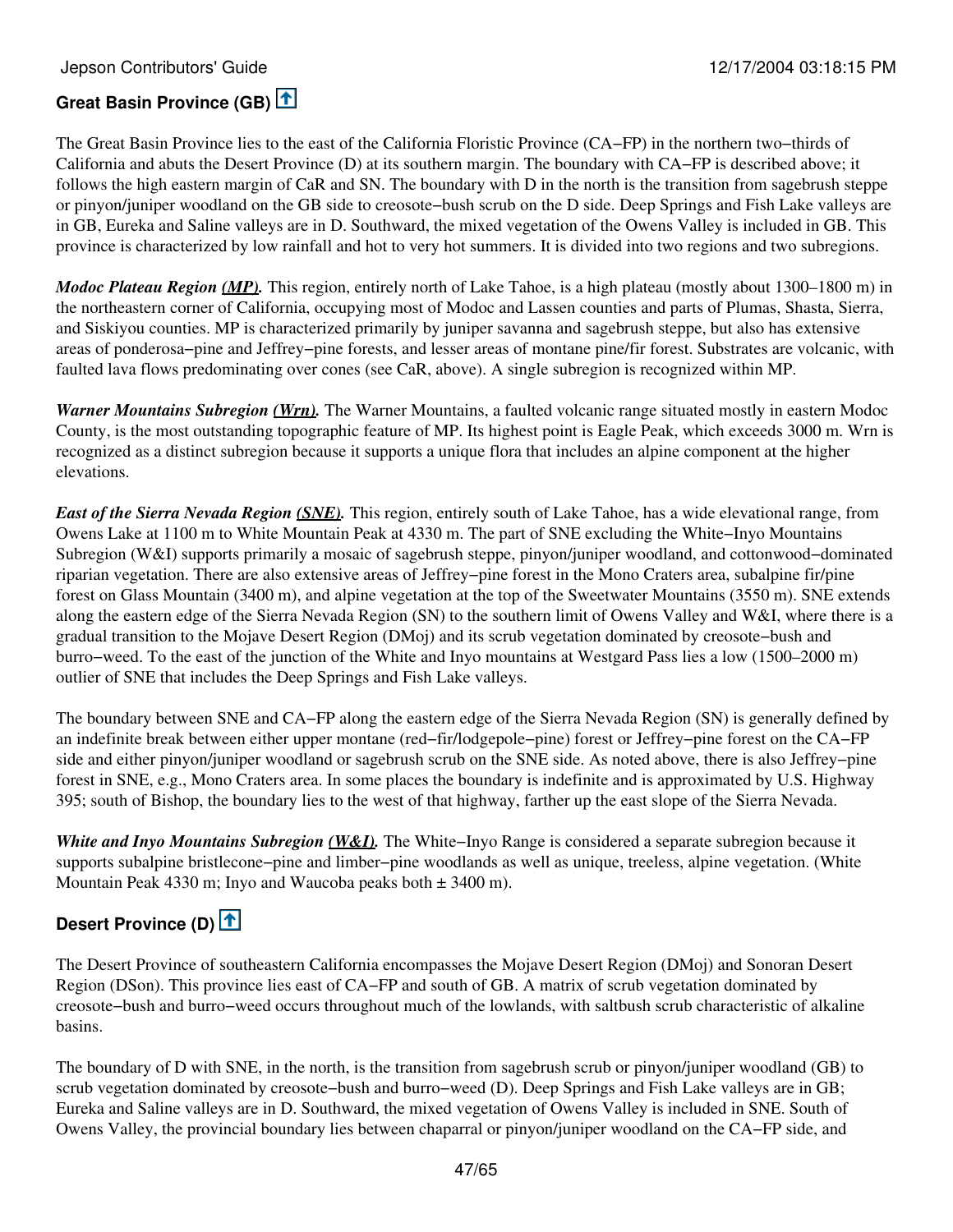## Great Basin Province (GB)

The Great Basin Province lies to the east of the California Floristic Province (CA−FP) in the northern two−thirds of California and abuts the Desert Province (D) at its southern margin. The boundary with CA−FP is described above; it follows the high eastern margin of CaR and SN. The boundary with D in the north is the transition from sagebrush steppe or pinyon/juniper woodland on the GB side to creosote−bush scrub on the D side. Deep Springs and Fish Lake valleys are in GB, Eureka and Saline valleys are in D. Southward, the mixed vegetation of the Owens Valley is included in GB. This province is characterized by low rainfall and hot to very hot summers. It is divided into two regions and two subregions.

***Modoc Plateau Region (MP).*** This region, entirely north of Lake Tahoe, is a high plateau (mostly about 1300–1800 m) in the northeastern corner of California, occupying most of Modoc and Lassen counties and parts of Plumas, Shasta, Sierra, and Siskiyou counties. MP is characterized primarily by juniper savanna and sagebrush steppe, but also has extensive areas of ponderosa−pine and Jeffrey−pine forests, and lesser areas of montane pine/fir forest. Substrates are volcanic, with faulted lava flows predominating over cones (see CaR, above). A single subregion is recognized within MP.

***Warner Mountains Subregion (Wrn).*** The Warner Mountains, a faulted volcanic range situated mostly in eastern Modoc County, is the most outstanding topographic feature of MP. Its highest point is Eagle Peak, which exceeds 3000 m. Wrn is recognized as a distinct subregion because it supports a unique flora that includes an alpine component at the higher elevations.

***East of the Sierra Nevada Region (SNE).*** This region, entirely south of Lake Tahoe, has a wide elevational range, from Owens Lake at 1100 m to White Mountain Peak at 4330 m. The part of SNE excluding the White−Inyo Mountains Subregion (W&I) supports primarily a mosaic of sagebrush steppe, pinyon/juniper woodland, and cottonwood−dominated riparian vegetation. There are also extensive areas of Jeffrey−pine forest in the Mono Craters area, subalpine fir/pine forest on Glass Mountain (3400 m), and alpine vegetation at the top of the Sweetwater Mountains (3550 m). SNE extends along the eastern edge of the Sierra Nevada Region (SN) to the southern limit of Owens Valley and W&I, where there is a gradual transition to the Mojave Desert Region (DMoj) and its scrub vegetation dominated by creosote−bush and burro−weed. To the east of the junction of the White and Inyo mountains at Westgard Pass lies a low (1500–2000 m) outlier of SNE that includes the Deep Springs and Fish Lake valleys.

The boundary between SNE and CA−FP along the eastern edge of the Sierra Nevada Region (SN) is generally defined by an indefinite break between either upper montane (red−fir/lodgepole−pine) forest or Jeffrey−pine forest on the CA−FP side and either pinyon/juniper woodland or sagebrush scrub on the SNE side. As noted above, there is also Jeffrey−pine forest in SNE, e.g., Mono Craters area. In some places the boundary is indefinite and is approximated by U.S. Highway 395; south of Bishop, the boundary lies to the west of that highway, farther up the east slope of the Sierra Nevada.

***White and Inyo Mountains Subregion (W&I).*** The White−Inyo Range is considered a separate subregion because it supports subalpine bristlecone−pine and limber−pine woodlands as well as unique, treeless, alpine vegetation. (White Mountain Peak 4330 m; Inyo and Waucoba peaks both ± 3400 m).

## Desert Province (D)

The Desert Province of southeastern California encompasses the Mojave Desert Region (DMoj) and Sonoran Desert Region (DSon). This province lies east of CA−FP and south of GB. A matrix of scrub vegetation dominated by creosote−bush and burro−weed occurs throughout much of the lowlands, with saltbush scrub characteristic of alkaline basins.

The boundary of D with SNE, in the north, is the transition from sagebrush scrub or pinyon/juniper woodland (GB) to scrub vegetation dominated by creosote−bush and burro−weed (D). Deep Springs and Fish Lake valleys are in GB; Eureka and Saline valleys are in D. Southward, the mixed vegetation of Owens Valley is included in SNE. South of Owens Valley, the provincial boundary lies between chaparral or pinyon/juniper woodland on the CA−FP side, and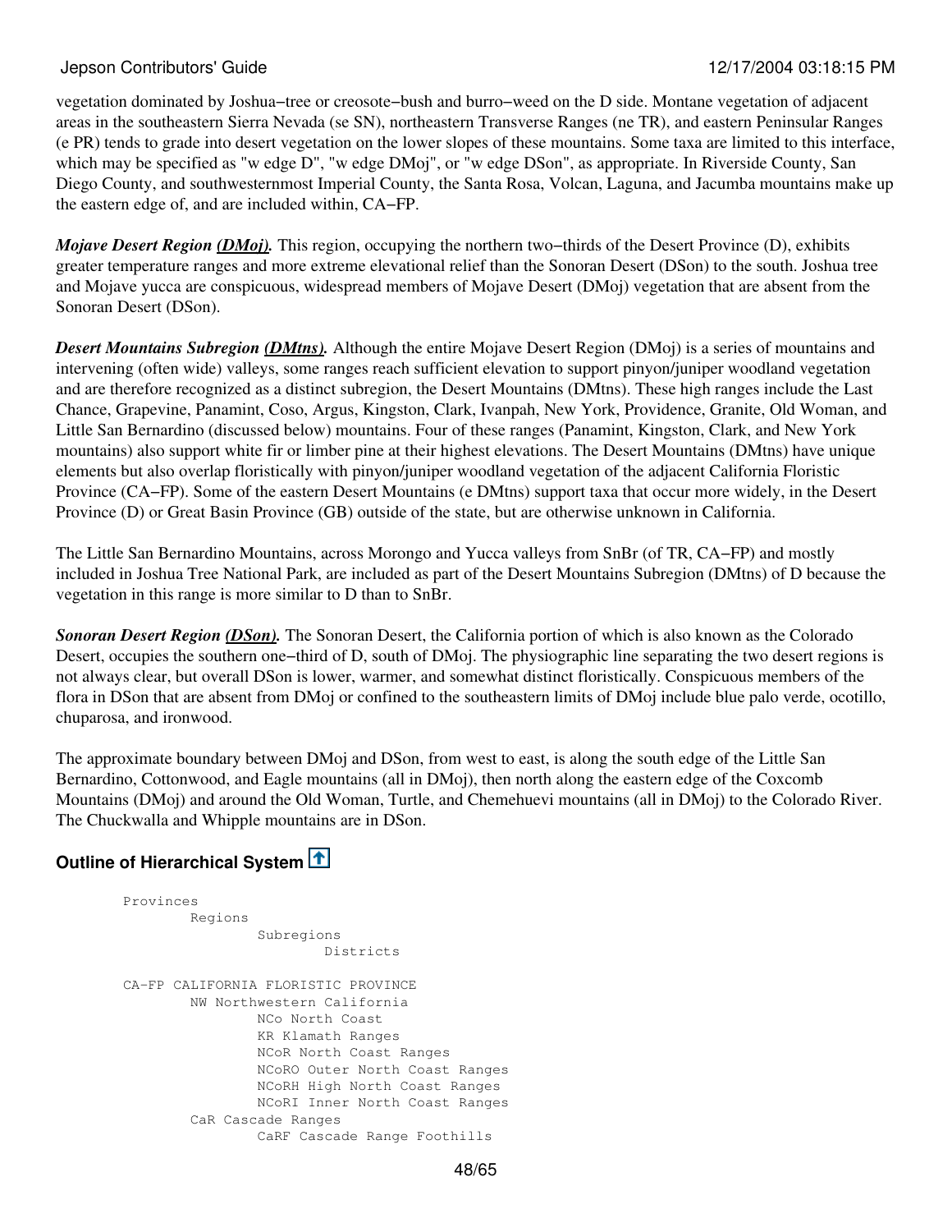vegetation dominated by Joshua−tree or creosote−bush and burro−weed on the D side. Montane vegetation of adjacent areas in the southeastern Sierra Nevada (se SN), northeastern Transverse Ranges (ne TR), and eastern Peninsular Ranges (e PR) tends to grade into desert vegetation on the lower slopes of these mountains. Some taxa are limited to this interface, which may be specified as "w edge D", "w edge DMoj", or "w edge DSon", as appropriate. In Riverside County, San Diego County, and southwesternmost Imperial County, the Santa Rosa, Volcan, Laguna, and Jacumba mountains make up the eastern edge of, and are included within, CA−FP.

***Mojave Desert Region (DMoj).*** This region, occupying the northern two−thirds of the Desert Province (D), exhibits greater temperature ranges and more extreme elevational relief than the Sonoran Desert (DSon) to the south. Joshua tree and Mojave yucca are conspicuous, widespread members of Mojave Desert (DMoj) vegetation that are absent from the Sonoran Desert (DSon).

***Desert Mountains Subregion (DMtns).*** Although the entire Mojave Desert Region (DMoj) is a series of mountains and intervening (often wide) valleys, some ranges reach sufficient elevation to support pinyon/juniper woodland vegetation and are therefore recognized as a distinct subregion, the Desert Mountains (DMtns). These high ranges include the Last Chance, Grapevine, Panamint, Coso, Argus, Kingston, Clark, Ivanpah, New York, Providence, Granite, Old Woman, and Little San Bernardino (discussed below) mountains. Four of these ranges (Panamint, Kingston, Clark, and New York mountains) also support white fir or limber pine at their highest elevations. The Desert Mountains (DMtns) have unique elements but also overlap floristically with pinyon/juniper woodland vegetation of the adjacent California Floristic Province (CA−FP). Some of the eastern Desert Mountains (e DMtns) support taxa that occur more widely, in the Desert Province (D) or Great Basin Province (GB) outside of the state, but are otherwise unknown in California.

The Little San Bernardino Mountains, across Morongo and Yucca valleys from SnBr (of TR, CA−FP) and mostly included in Joshua Tree National Park, are included as part of the Desert Mountains Subregion (DMtns) of D because the vegetation in this range is more similar to D than to SnBr.

***Sonoran Desert Region (DSon).*** The Sonoran Desert, the California portion of which is also known as the Colorado Desert, occupies the southern one−third of D, south of DMoj. The physiographic line separating the two desert regions is not always clear, but overall DSon is lower, warmer, and somewhat distinct floristically. Conspicuous members of the flora in DSon that are absent from DMoj or confined to the southeastern limits of DMoj include blue palo verde, ocotillo, chuparosa, and ironwood.

The approximate boundary between DMoj and DSon, from west to east, is along the south edge of the Little San Bernardino, Cottonwood, and Eagle mountains (all in DMoj), then north along the eastern edge of the Coxcomb Mountains (DMoj) and around the Old Woman, Turtle, and Chemehuevi mountains (all in DMoj) to the Colorado River. The Chuckwalla and Whipple mountains are in DSon.

## Outline of Hierarchical System

```
Provinces
        Regions
                Subregions
                        Districts

CA-FP CALIFORNIA FLORISTIC PROVINCE
        NW Northwestern California
                NCo North Coast
                KR Klamath Ranges
                NCoR North Coast Ranges
                NCoRO Outer North Coast Ranges
                NCoRH High North Coast Ranges
                NCoRI Inner North Coast Ranges
        CaR Cascade Ranges
                CaRF Cascade Range Foothills
```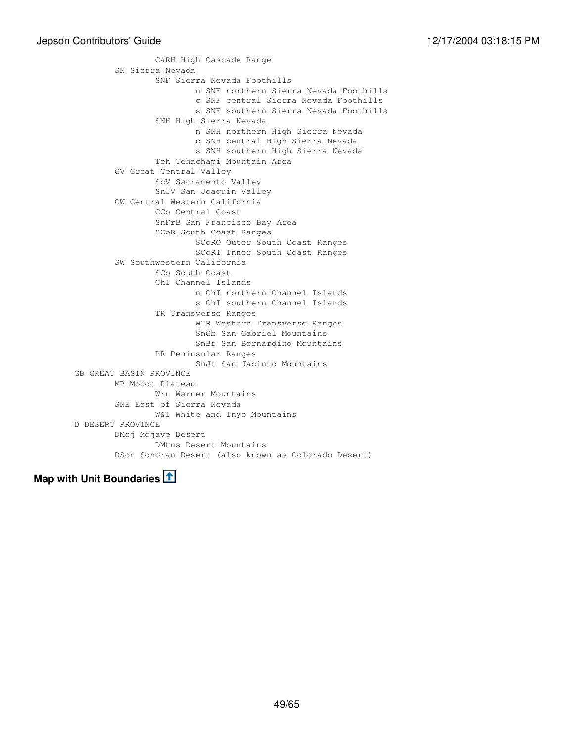```
                CaRH High Cascade Range
        SN Sierra Nevada
                SNF Sierra Nevada Foothills
                        n SNF northern Sierra Nevada Foothills
                        c SNF central Sierra Nevada Foothills
                        s SNF southern Sierra Nevada Foothills
                SNH High Sierra Nevada
                        n SNH northern High Sierra Nevada
                        c SNH central High Sierra Nevada
                        s SNH southern High Sierra Nevada
                Teh Tehachapi Mountain Area
        GV Great Central Valley
                ScV Sacramento Valley
                SnJV San Joaquin Valley
        CW Central Western California
                CCo Central Coast
                SnFrB San Francisco Bay Area
                SCoR South Coast Ranges
                        SCoRO Outer South Coast Ranges
                        SCoRI Inner South Coast Ranges
        SW Southwestern California
                SCo South Coast
                ChI Channel Islands
                        n ChI northern Channel Islands
                        s ChI southern Channel Islands
                TR Transverse Ranges
                        WTR Western Transverse Ranges
                        SnGb San Gabriel Mountains
                        SnBr San Bernardino Mountains
                PR Peninsular Ranges
                        SnJt San Jacinto Mountains
GB GREAT BASIN PROVINCE
        MP Modoc Plateau
                Wrn Warner Mountains
        SNE East of Sierra Nevada
                W&I White and Inyo Mountains
D DESERT PROVINCE
        DMoj Mojave Desert
                DMtns Desert Mountains
        DSon Sonoran Desert (also known as Colorado Desert)
```

### Map with Unit Boundaries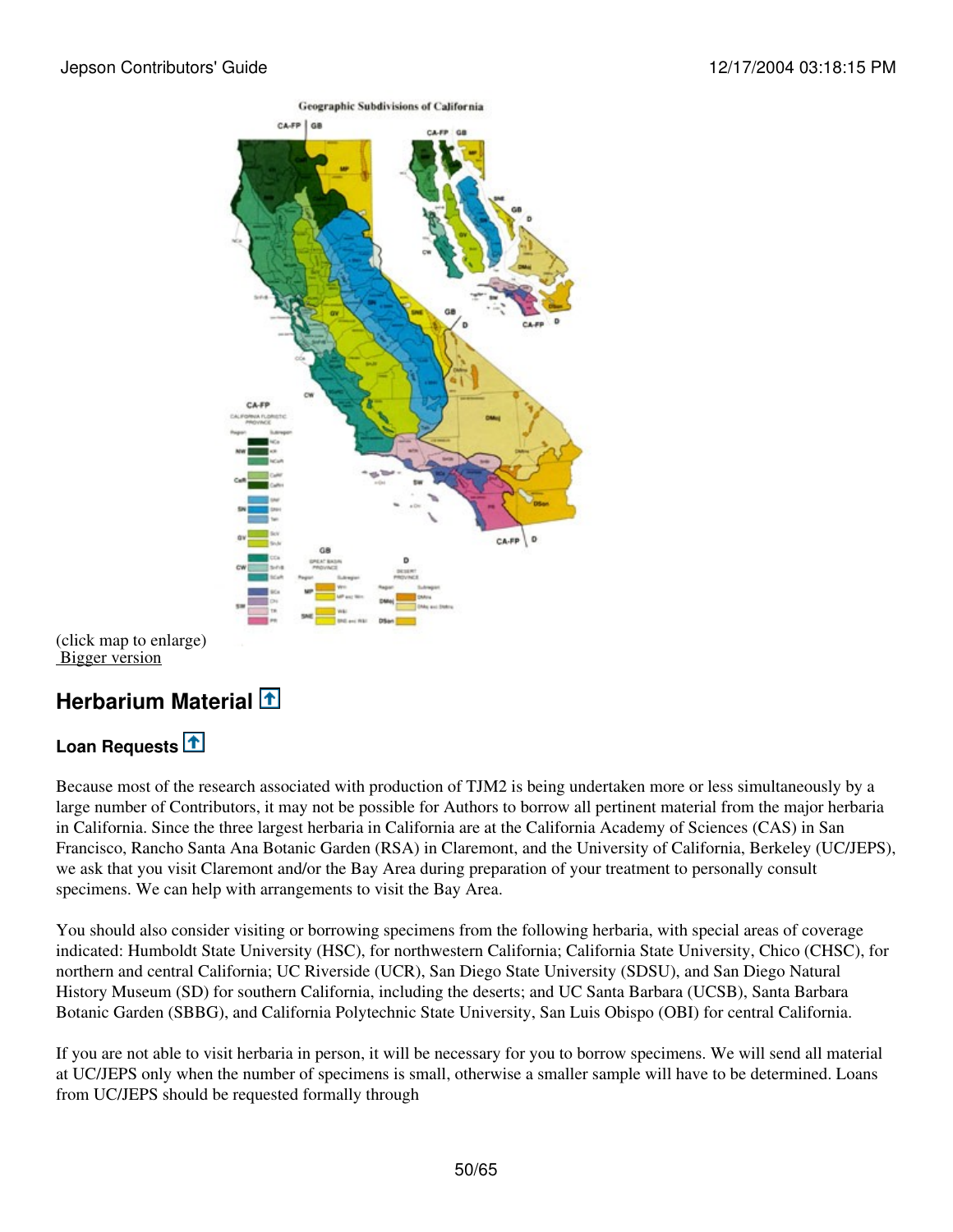(click map to enlarge)
Bigger version

## Herbarium Material

### Loan Requests

Because most of the research associated with production of TJM2 is being undertaken more or less simultaneously by a large number of Contributors, it may not be possible for Authors to borrow all pertinent material from the major herbaria in California. Since the three largest herbaria in California are at the California Academy of Sciences (CAS) in San Francisco, Rancho Santa Ana Botanic Garden (RSA) in Claremont, and the University of California, Berkeley (UC/JEPS), we ask that you visit Claremont and/or the Bay Area during preparation of your treatment to personally consult specimens. We can help with arrangements to visit the Bay Area.

You should also consider visiting or borrowing specimens from the following herbaria, with special areas of coverage indicated: Humboldt State University (HSC), for northwestern California; California State University, Chico (CHSC), for northern and central California; UC Riverside (UCR), San Diego State University (SDSU), and San Diego Natural History Museum (SD) for southern California, including the deserts; and UC Santa Barbara (UCSB), Santa Barbara Botanic Garden (SBBG), and California Polytechnic State University, San Luis Obispo (OBI) for central California.

If you are not able to visit herbaria in person, it will be necessary for you to borrow specimens. We will send all material at UC/JEPS only when the number of specimens is small, otherwise a smaller sample will have to be determined. Loans from UC/JEPS should be requested formally through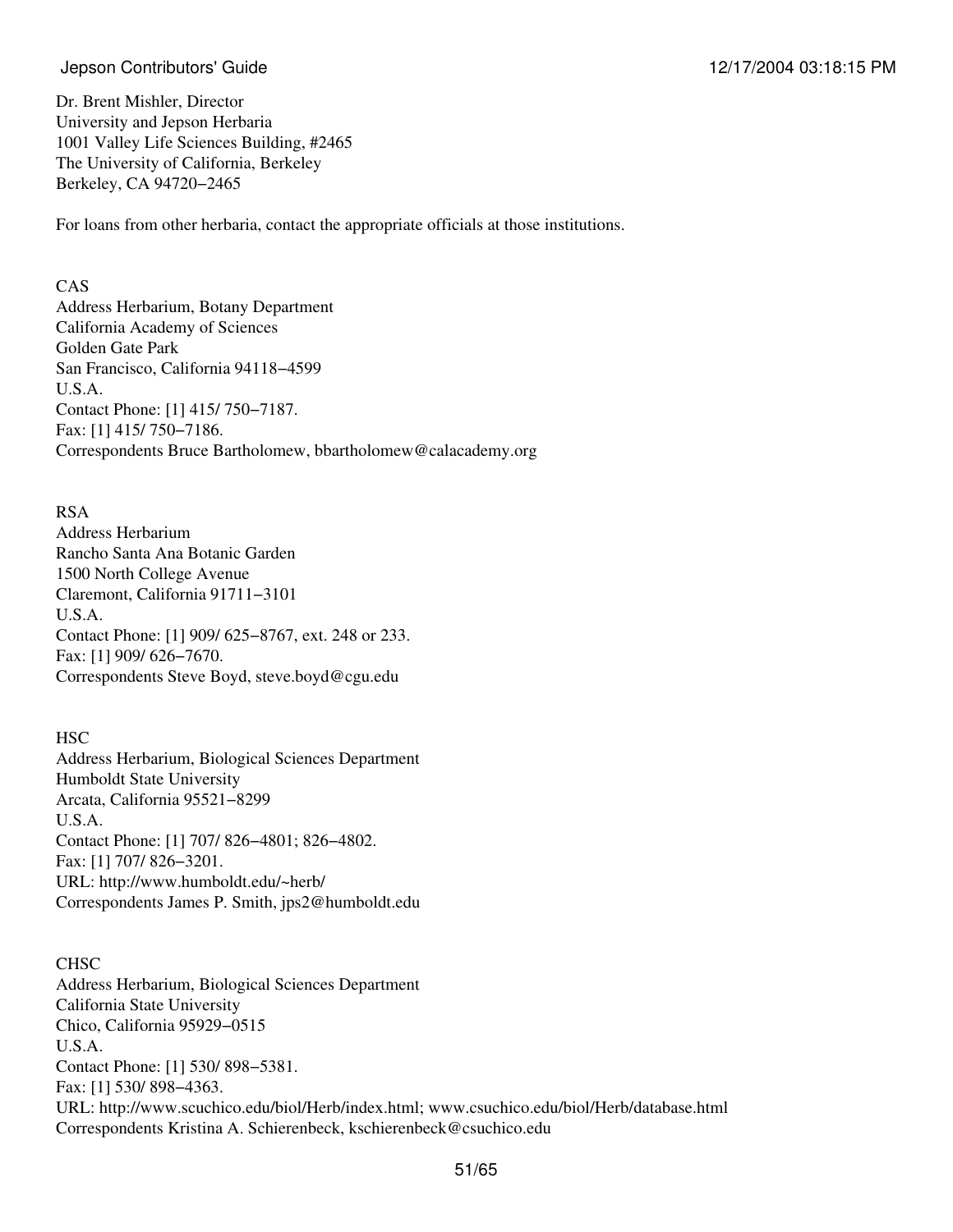Dr. Brent Mishler, Director
University and Jepson Herbaria
1001 Valley Life Sciences Building, #2465
The University of California, Berkeley
Berkeley, CA 94720−2465

For loans from other herbaria, contact the appropriate officials at those institutions.

CAS
Address Herbarium, Botany Department
California Academy of Sciences
Golden Gate Park
San Francisco, California 94118−4599
U.S.A.
Contact Phone: [1] 415/ 750−7187.
Fax: [1] 415/ 750−7186.
Correspondents Bruce Bartholomew, bbartholomew@calacademy.org

RSA
Address Herbarium
Rancho Santa Ana Botanic Garden
1500 North College Avenue
Claremont, California 91711−3101
U.S.A.
Contact Phone: [1] 909/ 625−8767, ext. 248 or 233.
Fax: [1] 909/ 626−7670.
Correspondents Steve Boyd, steve.boyd@cgu.edu

HSC
Address Herbarium, Biological Sciences Department
Humboldt State University
Arcata, California 95521−8299
U.S.A.
Contact Phone: [1] 707/ 826−4801; 826−4802.
Fax: [1] 707/ 826−3201.
URL: http://www.humboldt.edu/~herb/
Correspondents James P. Smith, jps2@humboldt.edu

CHSC
Address Herbarium, Biological Sciences Department
California State University
Chico, California 95929−0515
U.S.A.
Contact Phone: [1] 530/ 898−5381.
Fax: [1] 530/ 898−4363.
URL: http://www.scuchico.edu/biol/Herb/index.html; www.csuchico.edu/biol/Herb/database.html
Correspondents Kristina A. Schierenbeck, kschierenbeck@csuchico.edu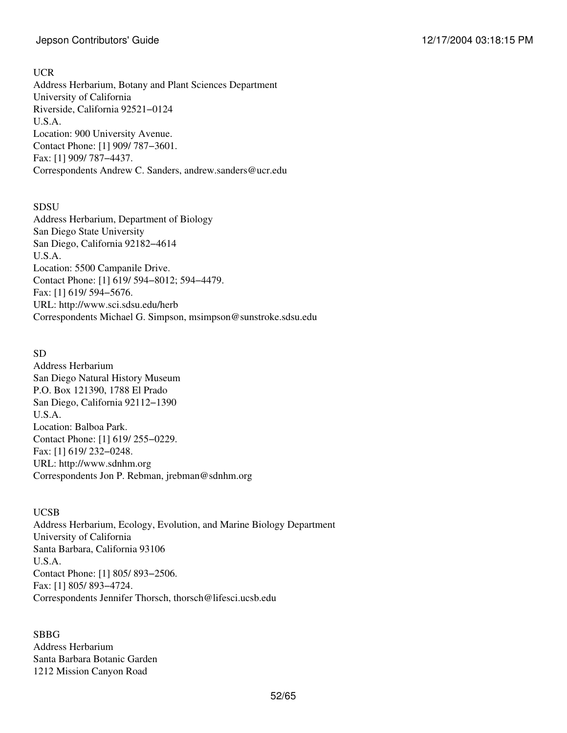UCR
Address Herbarium, Botany and Plant Sciences Department
University of California
Riverside, California 92521−0124
U.S.A.
Location: 900 University Avenue.
Contact Phone: [1] 909/ 787−3601.
Fax: [1] 909/ 787−4437.
Correspondents Andrew C. Sanders, andrew.sanders@ucr.edu

SDSU
Address Herbarium, Department of Biology
San Diego State University
San Diego, California 92182−4614
U.S.A.
Location: 5500 Campanile Drive.
Contact Phone: [1] 619/ 594−8012; 594−4479.
Fax: [1] 619/ 594−5676.
URL: http://www.sci.sdsu.edu/herb
Correspondents Michael G. Simpson, msimpson@sunstroke.sdsu.edu

SD
Address Herbarium
San Diego Natural History Museum
P.O. Box 121390, 1788 El Prado
San Diego, California 92112−1390
U.S.A.
Location: Balboa Park.
Contact Phone: [1] 619/ 255−0229.
Fax: [1] 619/ 232−0248.
URL: http://www.sdnhm.org
Correspondents Jon P. Rebman, jrebman@sdnhm.org

UCSB
Address Herbarium, Ecology, Evolution, and Marine Biology Department
University of California
Santa Barbara, California 93106
U.S.A.
Contact Phone: [1] 805/ 893−2506.
Fax: [1] 805/ 893−4724.
Correspondents Jennifer Thorsch, thorsch@lifesci.ucsb.edu

SBBG
Address Herbarium
Santa Barbara Botanic Garden
1212 Mission Canyon Road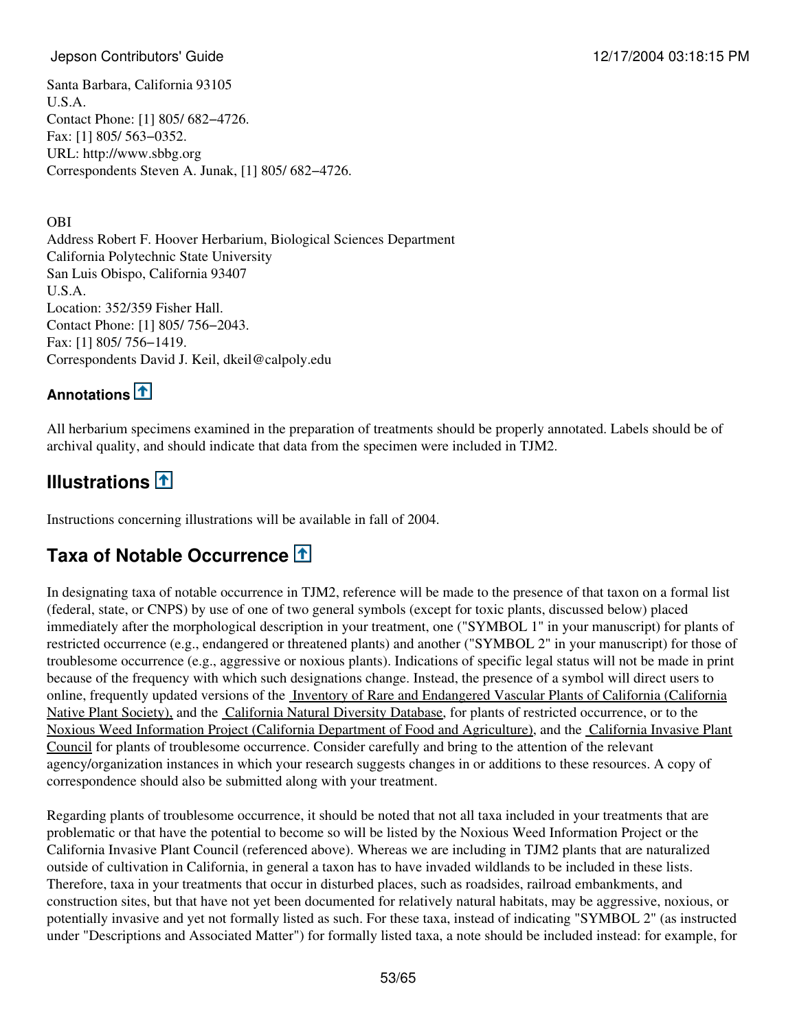Santa Barbara, California 93105
U.S.A.
Contact Phone: [1] 805/ 682−4726.
Fax: [1] 805/ 563−0352.
URL: http://www.sbbg.org
Correspondents Steven A. Junak, [1] 805/ 682−4726.

OBI
Address Robert F. Hoover Herbarium, Biological Sciences Department
California Polytechnic State University
San Luis Obispo, California 93407
U.S.A.
Location: 352/359 Fisher Hall.
Contact Phone: [1] 805/ 756−2043.
Fax: [1] 805/ 756−1419.
Correspondents David J. Keil, dkeil@calpoly.edu

### Annotations

All herbarium specimens examined in the preparation of treatments should be properly annotated. Labels should be of archival quality, and should indicate that data from the specimen were included in TJM2.

## Illustrations

Instructions concerning illustrations will be available in fall of 2004.

## Taxa of Notable Occurrence

In designating taxa of notable occurrence in TJM2, reference will be made to the presence of that taxon on a formal list (federal, state, or CNPS) by use of one of two general symbols (except for toxic plants, discussed below) placed immediately after the morphological description in your treatment, one ("SYMBOL 1" in your manuscript) for plants of restricted occurrence (e.g., endangered or threatened plants) and another ("SYMBOL 2" in your manuscript) for those of troublesome occurrence (e.g., aggressive or noxious plants). Indications of specific legal status will not be made in print because of the frequency with which such designations change. Instead, the presence of a symbol will direct users to online, frequently updated versions of the Inventory of Rare and Endangered Vascular Plants of California (California Native Plant Society), and the California Natural Diversity Database, for plants of restricted occurrence, or to the Noxious Weed Information Project (California Department of Food and Agriculture), and the California Invasive Plant Council for plants of troublesome occurrence. Consider carefully and bring to the attention of the relevant agency/organization instances in which your research suggests changes in or additions to these resources. A copy of correspondence should also be submitted along with your treatment.

Regarding plants of troublesome occurrence, it should be noted that not all taxa included in your treatments that are problematic or that have the potential to become so will be listed by the Noxious Weed Information Project or the California Invasive Plant Council (referenced above). Whereas we are including in TJM2 plants that are naturalized outside of cultivation in California, in general a taxon has to have invaded wildlands to be included in these lists. Therefore, taxa in your treatments that occur in disturbed places, such as roadsides, railroad embankments, and construction sites, but that have not yet been documented for relatively natural habitats, may be aggressive, noxious, or potentially invasive and yet not formally listed as such. For these taxa, instead of indicating "SYMBOL 2" (as instructed under "Descriptions and Associated Matter") for formally listed taxa, a note should be included instead: for example, for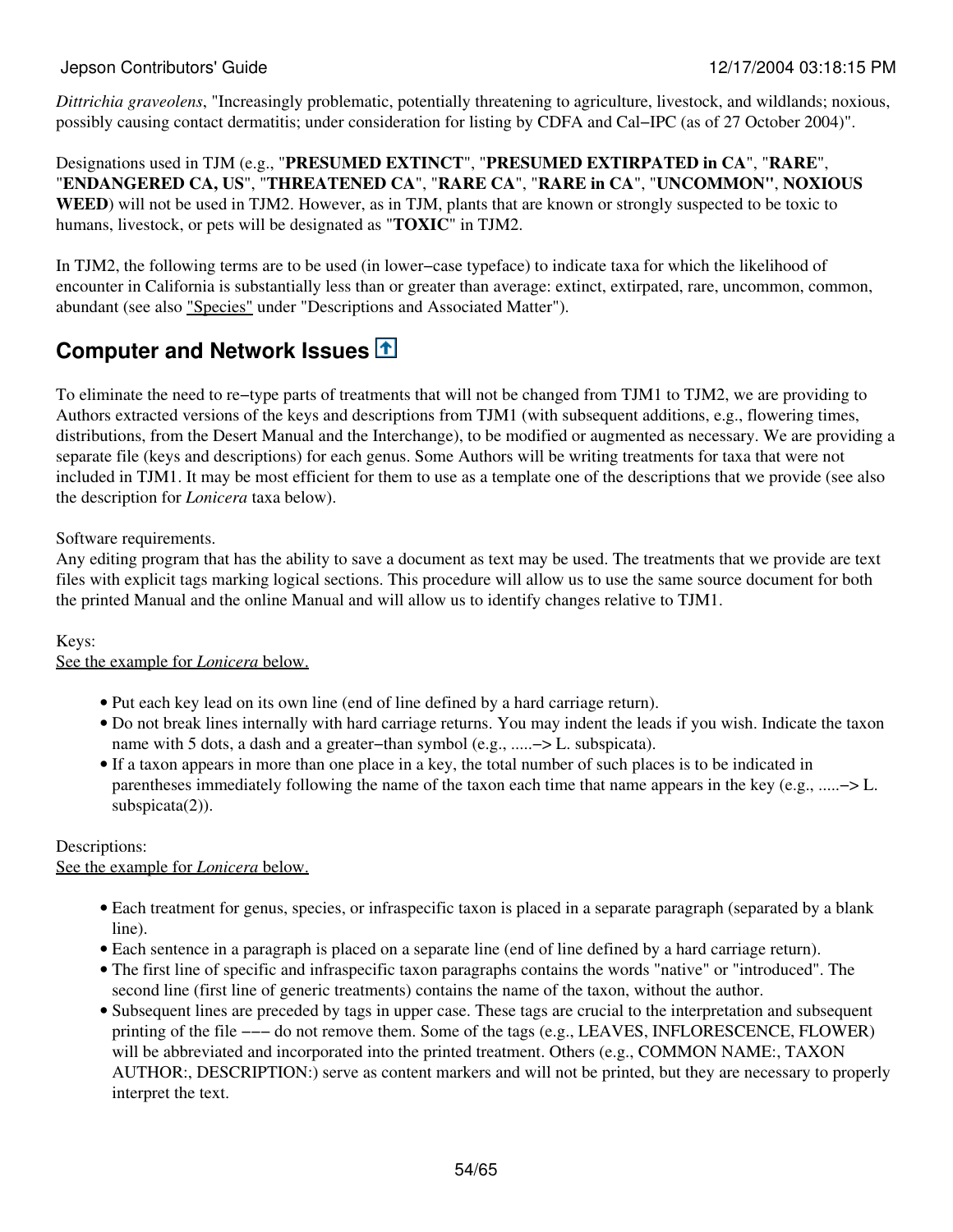*Dittrichia graveolens*, "Increasingly problematic, potentially threatening to agriculture, livestock, and wildlands; noxious, possibly causing contact dermatitis; under consideration for listing by CDFA and Cal−IPC (as of 27 October 2004)".

Designations used in TJM (e.g., "**PRESUMED EXTINCT**", "**PRESUMED EXTIRPATED in CA**", "**RARE**", "**ENDANGERED CA, US**", "**THREATENED CA**", "**RARE CA**", "**RARE in CA**", "**UNCOMMON"**, **NOXIOUS WEED**) will not be used in TJM2. However, as in TJM, plants that are known or strongly suspected to be toxic to humans, livestock, or pets will be designated as "**TOXIC**" in TJM2.

In TJM2, the following terms are to be used (in lower−case typeface) to indicate taxa for which the likelihood of encounter in California is substantially less than or greater than average: extinct, extirpated, rare, uncommon, common, abundant (see also "Species" under "Descriptions and Associated Matter").

## Computer and Network Issues

To eliminate the need to re−type parts of treatments that will not be changed from TJM1 to TJM2, we are providing to Authors extracted versions of the keys and descriptions from TJM1 (with subsequent additions, e.g., flowering times, distributions, from the Desert Manual and the Interchange), to be modified or augmented as necessary. We are providing a separate file (keys and descriptions) for each genus. Some Authors will be writing treatments for taxa that were not included in TJM1. It may be most efficient for them to use as a template one of the descriptions that we provide (see also the description for *Lonicera* taxa below).

Software requirements.
Any editing program that has the ability to save a document as text may be used. The treatments that we provide are text files with explicit tags marking logical sections. This procedure will allow us to use the same source document for both the printed Manual and the online Manual and will allow us to identify changes relative to TJM1.

Keys:
See the example for *Lonicera* below.

- Put each key lead on its own line (end of line defined by a hard carriage return).
- Do not break lines internally with hard carriage returns. You may indent the leads if you wish. Indicate the taxon name with 5 dots, a dash and a greater−than symbol (e.g., .....−> L. subspicata).
- If a taxon appears in more than one place in a key, the total number of such places is to be indicated in parentheses immediately following the name of the taxon each time that name appears in the key (e.g., .....−> L. subspicata(2)).

Descriptions:
See the example for *Lonicera* below.

- Each treatment for genus, species, or infraspecific taxon is placed in a separate paragraph (separated by a blank line).
- Each sentence in a paragraph is placed on a separate line (end of line defined by a hard carriage return).
- The first line of specific and infraspecific taxon paragraphs contains the words "native" or "introduced". The second line (first line of generic treatments) contains the name of the taxon, without the author.
- Subsequent lines are preceded by tags in upper case. These tags are crucial to the interpretation and subsequent printing of the file −−− do not remove them. Some of the tags (e.g., LEAVES, INFLORESCENCE, FLOWER) will be abbreviated and incorporated into the printed treatment. Others (e.g., COMMON NAME:, TAXON AUTHOR:, DESCRIPTION:) serve as content markers and will not be printed, but they are necessary to properly interpret the text.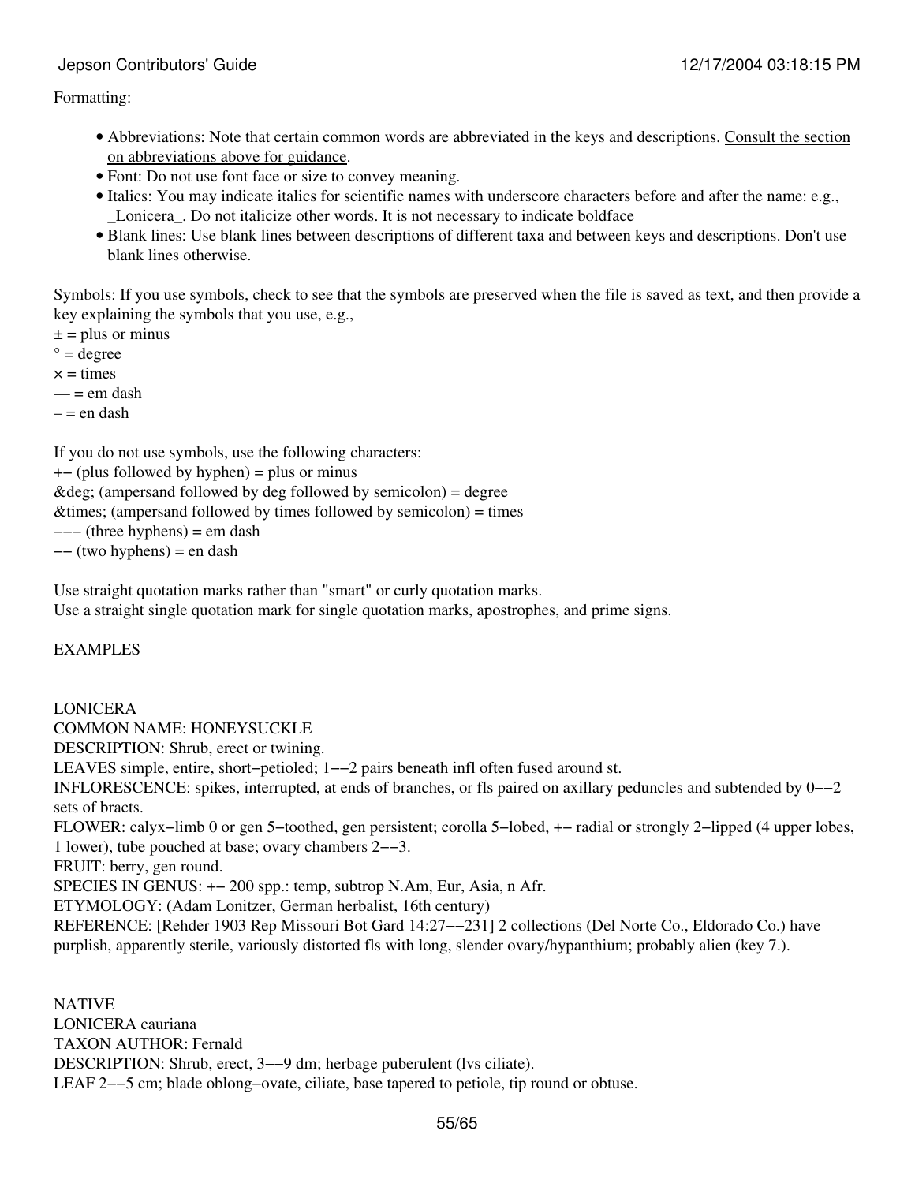Formatting:

- Abbreviations: Note that certain common words are abbreviated in the keys and descriptions. Consult the section on abbreviations above for guidance.
- Font: Do not use font face or size to convey meaning.
- Italics: You may indicate italics for scientific names with underscore characters before and after the name: e.g., _Lonicera_. Do not italicize other words. It is not necessary to indicate boldface
- Blank lines: Use blank lines between descriptions of different taxa and between keys and descriptions. Don't use blank lines otherwise.

Symbols: If you use symbols, check to see that the symbols are preserved when the file is saved as text, and then provide a key explaining the symbols that you use, e.g.,
± = plus or minus
° = degree
× = times
— = em dash
– = en dash

If you do not use symbols, use the following characters:
+- (plus followed by hyphen) = plus or minus
&deg; (ampersand followed by deg followed by semicolon) = degree
&times; (ampersand followed by times followed by semicolon) = times
--- (three hyphens) = em dash
-- (two hyphens) = en dash

Use straight quotation marks rather than "smart" or curly quotation marks.
Use a straight single quotation mark for single quotation marks, apostrophes, and prime signs.

EXAMPLES

LONICERA
COMMON NAME: HONEYSUCKLE
DESCRIPTION: Shrub, erect or twining.
LEAVES simple, entire, short-petioled; 1--2 pairs beneath infl often fused around st.
INFLORESCENCE: spikes, interrupted, at ends of branches, or fls paired on axillary peduncles and subtended by 0--2 sets of bracts.
FLOWER: calyx-limb 0 or gen 5-toothed, gen persistent; corolla 5-lobed, +- radial or strongly 2-lipped (4 upper lobes, 1 lower), tube pouched at base; ovary chambers 2--3.
FRUIT: berry, gen round.
SPECIES IN GENUS: +- 200 spp.: temp, subtrop N.Am, Eur, Asia, n Afr.
ETYMOLOGY: (Adam Lonitzer, German herbalist, 16th century)
REFERENCE: [Rehder 1903 Rep Missouri Bot Gard 14:27--231] 2 collections (Del Norte Co., Eldorado Co.) have purplish, apparently sterile, variously distorted fls with long, slender ovary/hypanthium; probably alien (key 7.).

NATIVE
LONICERA cauriana
TAXON AUTHOR: Fernald
DESCRIPTION: Shrub, erect, 3--9 dm; herbage puberulent (lvs ciliate).
LEAF 2--5 cm; blade oblong-ovate, ciliate, base tapered to petiole, tip round or obtuse.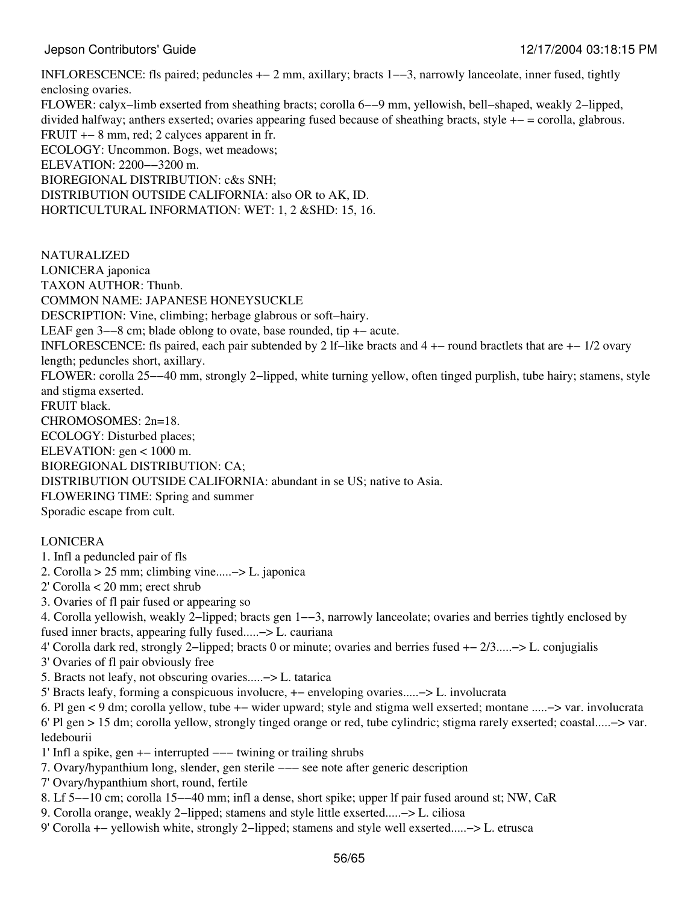INFLORESCENCE: fls paired; peduncles +− 2 mm, axillary; bracts 1−−3, narrowly lanceolate, inner fused, tightly enclosing ovaries.
FLOWER: calyx−limb exserted from sheathing bracts; corolla 6−−9 mm, yellowish, bell−shaped, weakly 2−lipped, divided halfway; anthers exserted; ovaries appearing fused because of sheathing bracts, style +− = corolla, glabrous.
FRUIT +− 8 mm, red; 2 calyces apparent in fr.
ECOLOGY: Uncommon. Bogs, wet meadows;
ELEVATION: 2200−−3200 m.
BIOREGIONAL DISTRIBUTION: c&s SNH;
DISTRIBUTION OUTSIDE CALIFORNIA: also OR to AK, ID.
HORTICULTURAL INFORMATION: WET: 1, 2 &SHD: 15, 16.

NATURALIZED
LONICERA japonica
TAXON AUTHOR: Thunb.
COMMON NAME: JAPANESE HONEYSUCKLE
DESCRIPTION: Vine, climbing; herbage glabrous or soft−hairy.
LEAF gen 3−−8 cm; blade oblong to ovate, base rounded, tip +− acute.
INFLORESCENCE: fls paired, each pair subtended by 2 lf−like bracts and 4 +− round bractlets that are +− 1/2 ovary length; peduncles short, axillary.
FLOWER: corolla 25−−40 mm, strongly 2−lipped, white turning yellow, often tinged purplish, tube hairy; stamens, style and stigma exserted.
FRUIT black.
CHROMOSOMES: 2n=18.
ECOLOGY: Disturbed places;
ELEVATION: gen < 1000 m.
BIOREGIONAL DISTRIBUTION: CA;
DISTRIBUTION OUTSIDE CALIFORNIA: abundant in se US; native to Asia.
FLOWERING TIME: Spring and summer
Sporadic escape from cult.

LONICERA
1. Infl a peduncled pair of fls
2. Corolla > 25 mm; climbing vine.....−> L. japonica
2' Corolla < 20 mm; erect shrub
3. Ovaries of fl pair fused or appearing so
4. Corolla yellowish, weakly 2−lipped; bracts gen 1−−3, narrowly lanceolate; ovaries and berries tightly enclosed by fused inner bracts, appearing fully fused.....−> L. cauriana
4' Corolla dark red, strongly 2−lipped; bracts 0 or minute; ovaries and berries fused +− 2/3.....−> L. conjugialis
3' Ovaries of fl pair obviously free
5. Bracts not leafy, not obscuring ovaries.....−> L. tatarica
5' Bracts leafy, forming a conspicuous involucre, +− enveloping ovaries.....−> L. involucrata
6. Pl gen < 9 dm; corolla yellow, tube +− wider upward; style and stigma well exserted; montane .....−> var. involucrata
6' Pl gen > 15 dm; corolla yellow, strongly tinged orange or red, tube cylindric; stigma rarely exserted; coastal.....−> var. ledebourii
1' Infl a spike, gen +− interrupted −−− twining or trailing shrubs
7. Ovary/hypanthium long, slender, gen sterile −−− see note after generic description
7' Ovary/hypanthium short, round, fertile
8. Lf 5−−10 cm; corolla 15−−40 mm; infl a dense, short spike; upper lf pair fused around st; NW, CaR
9. Corolla orange, weakly 2−lipped; stamens and style little exserted.....−> L. ciliosa
9' Corolla +− yellowish white, strongly 2−lipped; stamens and style well exserted.....−> L. etrusca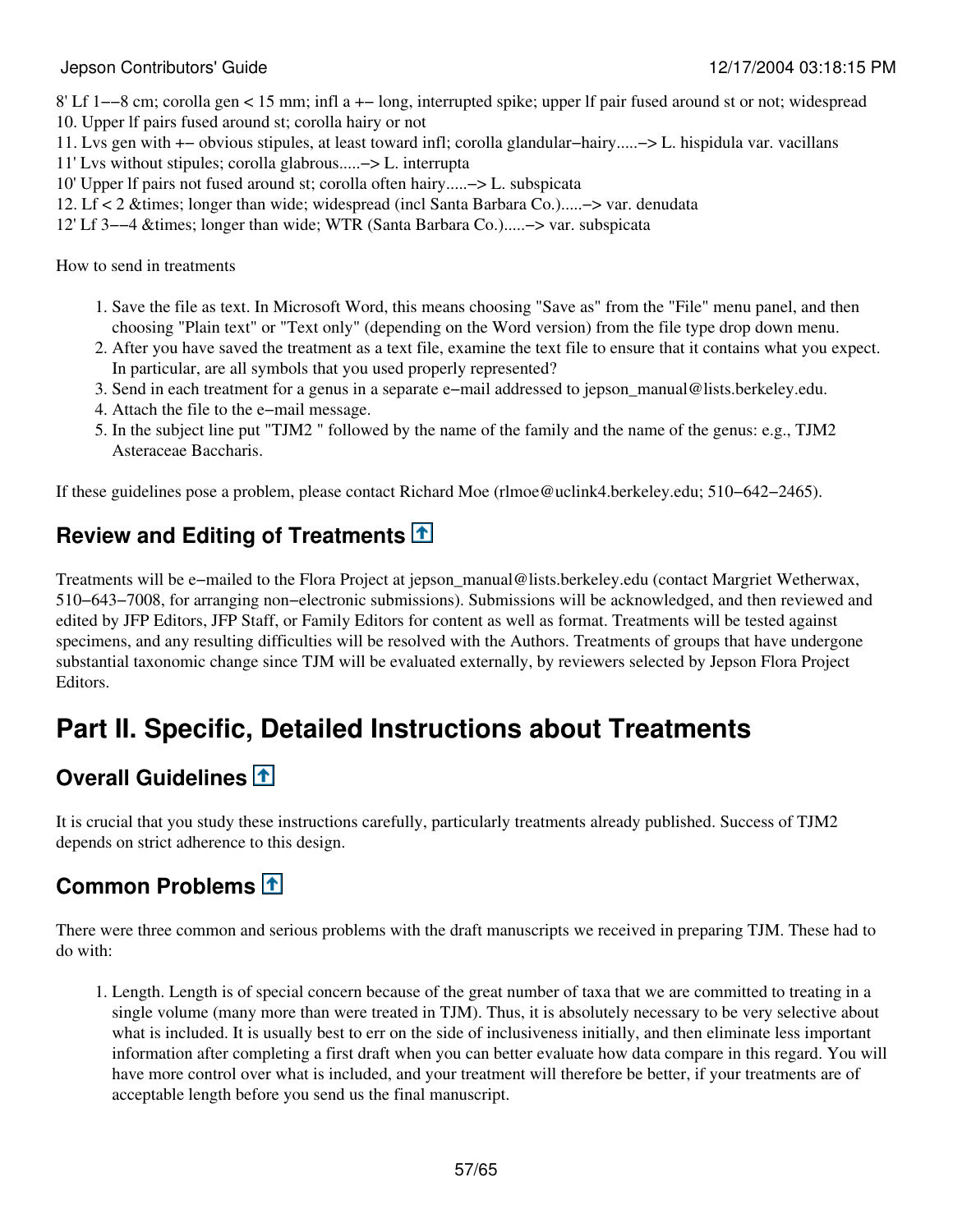8' Lf 1−−8 cm; corolla gen < 15 mm; infl a +− long, interrupted spike; upper lf pair fused around st or not; widespread
10. Upper lf pairs fused around st; corolla hairy or not
11. Lvs gen with +− obvious stipules, at least toward infl; corolla glandular−hairy.....−> L. hispidula var. vacillans
11' Lvs without stipules; corolla glabrous.....−> L. interrupta
10' Upper lf pairs not fused around st; corolla often hairy.....−> L. subspicata
12. Lf < 2 &times; longer than wide; widespread (incl Santa Barbara Co.).....−> var. denudata
12' Lf 3−−4 &times; longer than wide; WTR (Santa Barbara Co.).....−> var. subspicata

How to send in treatments

1. Save the file as text. In Microsoft Word, this means choosing "Save as" from the "File" menu panel, and then choosing "Plain text" or "Text only" (depending on the Word version) from the file type drop down menu.
2. After you have saved the treatment as a text file, examine the text file to ensure that it contains what you expect. In particular, are all symbols that you used properly represented?
3. Send in each treatment for a genus in a separate e−mail addressed to jepson_manual@lists.berkeley.edu.
4. Attach the file to the e−mail message.
5. In the subject line put "TJM2 " followed by the name of the family and the name of the genus: e.g., TJM2 Asteraceae Baccharis.

If these guidelines pose a problem, please contact Richard Moe (rlmoe@uclink4.berkeley.edu; 510−642−2465).

## Review and Editing of Treatments

Treatments will be e−mailed to the Flora Project at jepson_manual@lists.berkeley.edu (contact Margriet Wetherwax, 510−643−7008, for arranging non−electronic submissions). Submissions will be acknowledged, and then reviewed and edited by JFP Editors, JFP Staff, or Family Editors for content as well as format. Treatments will be tested against specimens, and any resulting difficulties will be resolved with the Authors. Treatments of groups that have undergone substantial taxonomic change since TJM will be evaluated externally, by reviewers selected by Jepson Flora Project Editors.

# Part II. Specific, Detailed Instructions about Treatments

## Overall Guidelines

It is crucial that you study these instructions carefully, particularly treatments already published. Success of TJM2 depends on strict adherence to this design.

## Common Problems

There were three common and serious problems with the draft manuscripts we received in preparing TJM. These had to do with:

1. Length. Length is of special concern because of the great number of taxa that we are committed to treating in a single volume (many more than were treated in TJM). Thus, it is absolutely necessary to be very selective about what is included. It is usually best to err on the side of inclusiveness initially, and then eliminate less important information after completing a first draft when you can better evaluate how data compare in this regard. You will have more control over what is included, and your treatment will therefore be better, if your treatments are of acceptable length before you send us the final manuscript.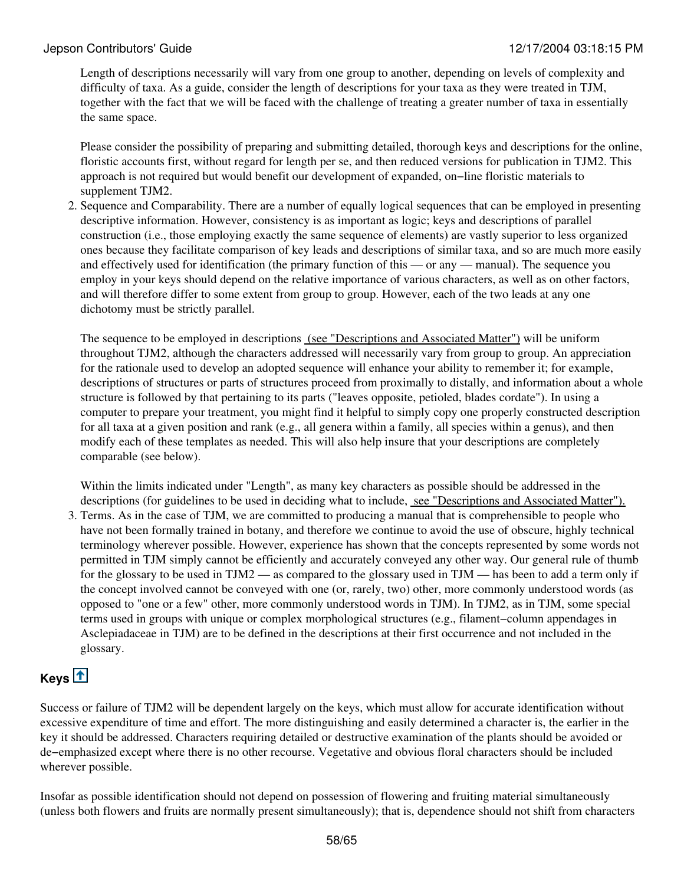Length of descriptions necessarily will vary from one group to another, depending on levels of complexity and difficulty of taxa. As a guide, consider the length of descriptions for your taxa as they were treated in TJM, together with the fact that we will be faced with the challenge of treating a greater number of taxa in essentially the same space.

Please consider the possibility of preparing and submitting detailed, thorough keys and descriptions for the online, floristic accounts first, without regard for length per se, and then reduced versions for publication in TJM2. This approach is not required but would benefit our development of expanded, on−line floristic materials to supplement TJM2.

2. Sequence and Comparability. There are a number of equally logical sequences that can be employed in presenting descriptive information. However, consistency is as important as logic; keys and descriptions of parallel construction (i.e., those employing exactly the same sequence of elements) are vastly superior to less organized ones because they facilitate comparison of key leads and descriptions of similar taxa, and so are much more easily and effectively used for identification (the primary function of this — or any — manual). The sequence you employ in your keys should depend on the relative importance of various characters, as well as on other factors, and will therefore differ to some extent from group to group. However, each of the two leads at any one dichotomy must be strictly parallel.

   The sequence to be employed in descriptions (see "Descriptions and Associated Matter") will be uniform throughout TJM2, although the characters addressed will necessarily vary from group to group. An appreciation for the rationale used to develop an adopted sequence will enhance your ability to remember it; for example, descriptions of structures or parts of structures proceed from proximally to distally, and information about a whole structure is followed by that pertaining to its parts ("leaves opposite, petioled, blades cordate"). In using a computer to prepare your treatment, you might find it helpful to simply copy one properly constructed description for all taxa at a given position and rank (e.g., all genera within a family, all species within a genus), and then modify each of these templates as needed. This will also help insure that your descriptions are completely comparable (see below).

   Within the limits indicated under "Length", as many key characters as possible should be addressed in the descriptions (for guidelines to be used in deciding what to include, see "Descriptions and Associated Matter").

3. Terms. As in the case of TJM, we are committed to producing a manual that is comprehensible to people who have not been formally trained in botany, and therefore we continue to avoid the use of obscure, highly technical terminology wherever possible. However, experience has shown that the concepts represented by some words not permitted in TJM simply cannot be efficiently and accurately conveyed any other way. Our general rule of thumb for the glossary to be used in TJM2 — as compared to the glossary used in TJM — has been to add a term only if the concept involved cannot be conveyed with one (or, rarely, two) other, more commonly understood words (as opposed to "one or a few" other, more commonly understood words in TJM). In TJM2, as in TJM, some special terms used in groups with unique or complex morphological structures (e.g., filament−column appendages in Asclepiadaceae in TJM) are to be defined in the descriptions at their first occurrence and not included in the glossary.

## Keys

Success or failure of TJM2 will be dependent largely on the keys, which must allow for accurate identification without excessive expenditure of time and effort. The more distinguishing and easily determined a character is, the earlier in the key it should be addressed. Characters requiring detailed or destructive examination of the plants should be avoided or de−emphasized except where there is no other recourse. Vegetative and obvious floral characters should be included wherever possible.

Insofar as possible identification should not depend on possession of flowering and fruiting material simultaneously (unless both flowers and fruits are normally present simultaneously); that is, dependence should not shift from characters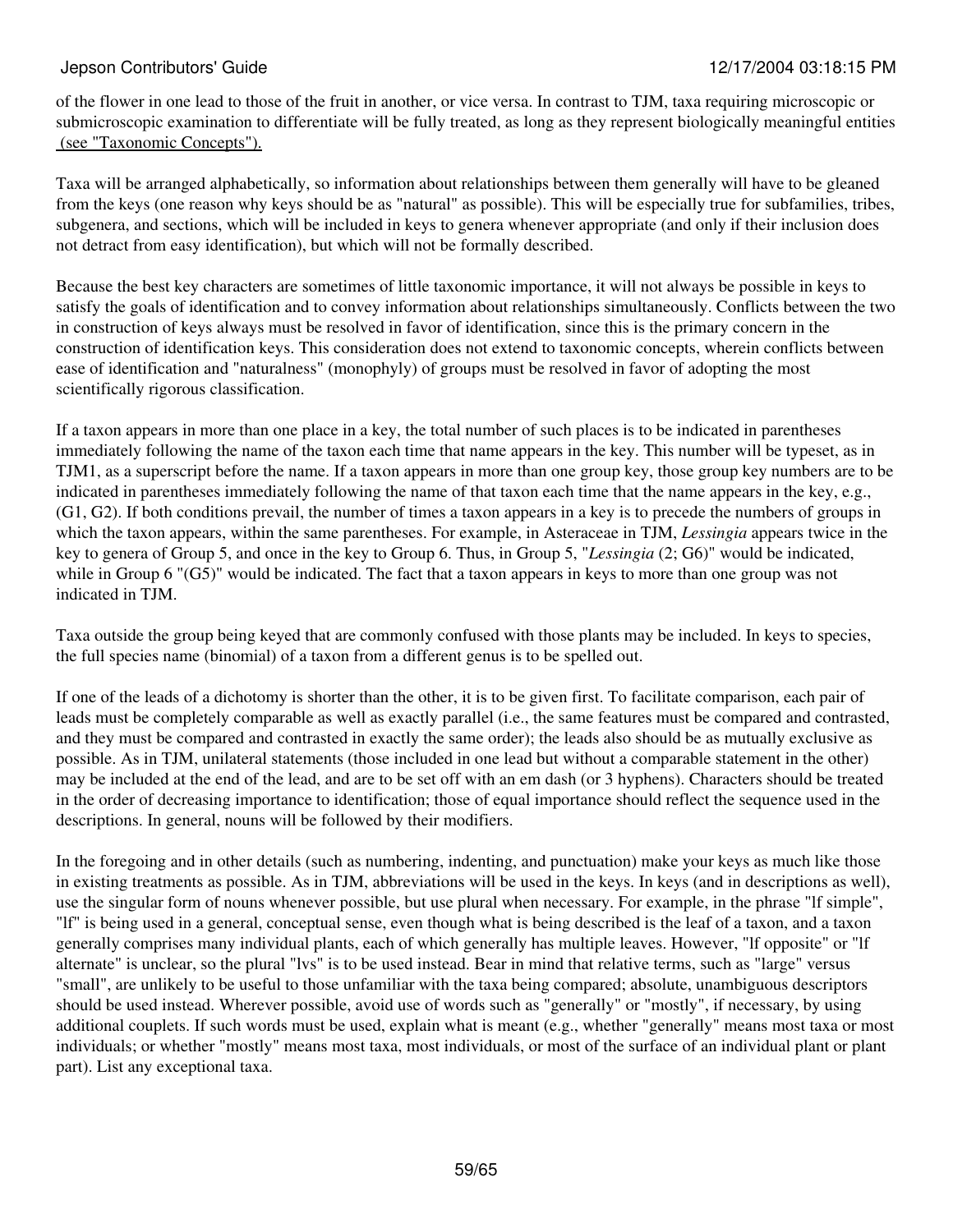of the flower in one lead to those of the fruit in another, or vice versa. In contrast to TJM, taxa requiring microscopic or submicroscopic examination to differentiate will be fully treated, as long as they represent biologically meaningful entities (see "Taxonomic Concepts").

Taxa will be arranged alphabetically, so information about relationships between them generally will have to be gleaned from the keys (one reason why keys should be as "natural" as possible). This will be especially true for subfamilies, tribes, subgenera, and sections, which will be included in keys to genera whenever appropriate (and only if their inclusion does not detract from easy identification), but which will not be formally described.

Because the best key characters are sometimes of little taxonomic importance, it will not always be possible in keys to satisfy the goals of identification and to convey information about relationships simultaneously. Conflicts between the two in construction of keys always must be resolved in favor of identification, since this is the primary concern in the construction of identification keys. This consideration does not extend to taxonomic concepts, wherein conflicts between ease of identification and "naturalness" (monophyly) of groups must be resolved in favor of adopting the most scientifically rigorous classification.

If a taxon appears in more than one place in a key, the total number of such places is to be indicated in parentheses immediately following the name of the taxon each time that name appears in the key. This number will be typeset, as in TJM1, as a superscript before the name. If a taxon appears in more than one group key, those group key numbers are to be indicated in parentheses immediately following the name of that taxon each time that the name appears in the key, e.g., (G1, G2). If both conditions prevail, the number of times a taxon appears in a key is to precede the numbers of groups in which the taxon appears, within the same parentheses. For example, in Asteraceae in TJM, *Lessingia* appears twice in the key to genera of Group 5, and once in the key to Group 6. Thus, in Group 5, "*Lessingia* (2; G6)" would be indicated, while in Group 6 "(G5)" would be indicated. The fact that a taxon appears in keys to more than one group was not indicated in TJM.

Taxa outside the group being keyed that are commonly confused with those plants may be included. In keys to species, the full species name (binomial) of a taxon from a different genus is to be spelled out.

If one of the leads of a dichotomy is shorter than the other, it is to be given first. To facilitate comparison, each pair of leads must be completely comparable as well as exactly parallel (i.e., the same features must be compared and contrasted, and they must be compared and contrasted in exactly the same order); the leads also should be as mutually exclusive as possible. As in TJM, unilateral statements (those included in one lead but without a comparable statement in the other) may be included at the end of the lead, and are to be set off with an em dash (or 3 hyphens). Characters should be treated in the order of decreasing importance to identification; those of equal importance should reflect the sequence used in the descriptions. In general, nouns will be followed by their modifiers.

In the foregoing and in other details (such as numbering, indenting, and punctuation) make your keys as much like those in existing treatments as possible. As in TJM, abbreviations will be used in the keys. In keys (and in descriptions as well), use the singular form of nouns whenever possible, but use plural when necessary. For example, in the phrase "lf simple", "lf" is being used in a general, conceptual sense, even though what is being described is the leaf of a taxon, and a taxon generally comprises many individual plants, each of which generally has multiple leaves. However, "lf opposite" or "lf alternate" is unclear, so the plural "lvs" is to be used instead. Bear in mind that relative terms, such as "large" versus "small", are unlikely to be useful to those unfamiliar with the taxa being compared; absolute, unambiguous descriptors should be used instead. Wherever possible, avoid use of words such as "generally" or "mostly", if necessary, by using additional couplets. If such words must be used, explain what is meant (e.g., whether "generally" means most taxa or most individuals; or whether "mostly" means most taxa, most individuals, or most of the surface of an individual plant or plant part). List any exceptional taxa.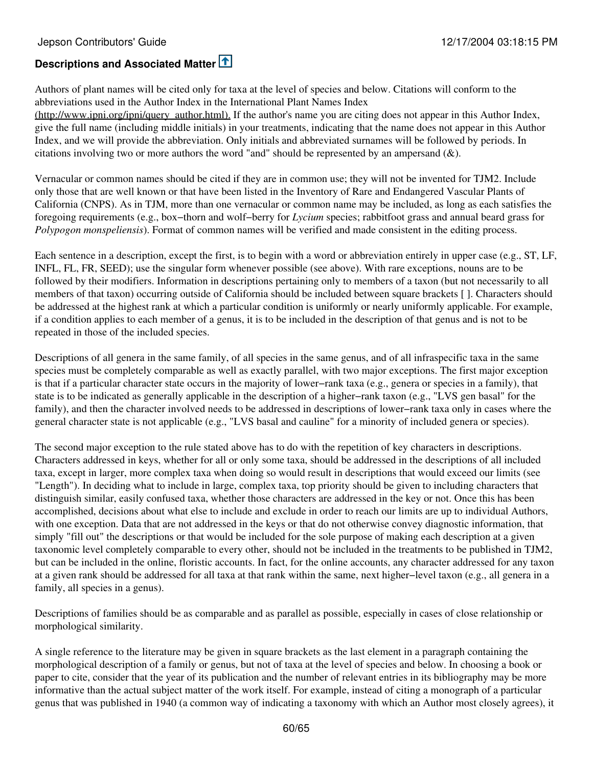### Descriptions and Associated Matter

Authors of plant names will be cited only for taxa at the level of species and below. Citations will conform to the abbreviations used in the Author Index in the International Plant Names Index (http://www.ipni.org/ipni/query_author.html). If the author's name you are citing does not appear in this Author Index, give the full name (including middle initials) in your treatments, indicating that the name does not appear in this Author Index, and we will provide the abbreviation. Only initials and abbreviated surnames will be followed by periods. In citations involving two or more authors the word "and" should be represented by an ampersand (&).

Vernacular or common names should be cited if they are in common use; they will not be invented for TJM2. Include only those that are well known or that have been listed in the Inventory of Rare and Endangered Vascular Plants of California (CNPS). As in TJM, more than one vernacular or common name may be included, as long as each satisfies the foregoing requirements (e.g., box−thorn and wolf−berry for *Lycium* species; rabbitfoot grass and annual beard grass for *Polypogon monspeliensis*). Format of common names will be verified and made consistent in the editing process.

Each sentence in a description, except the first, is to begin with a word or abbreviation entirely in upper case (e.g., ST, LF, INFL, FL, FR, SEED); use the singular form whenever possible (see above). With rare exceptions, nouns are to be followed by their modifiers. Information in descriptions pertaining only to members of a taxon (but not necessarily to all members of that taxon) occurring outside of California should be included between square brackets [ ]. Characters should be addressed at the highest rank at which a particular condition is uniformly or nearly uniformly applicable. For example, if a condition applies to each member of a genus, it is to be included in the description of that genus and is not to be repeated in those of the included species.

Descriptions of all genera in the same family, of all species in the same genus, and of all infraspecific taxa in the same species must be completely comparable as well as exactly parallel, with two major exceptions. The first major exception is that if a particular character state occurs in the majority of lower−rank taxa (e.g., genera or species in a family), that state is to be indicated as generally applicable in the description of a higher−rank taxon (e.g., "LVS gen basal" for the family), and then the character involved needs to be addressed in descriptions of lower−rank taxa only in cases where the general character state is not applicable (e.g., "LVS basal and cauline" for a minority of included genera or species).

The second major exception to the rule stated above has to do with the repetition of key characters in descriptions. Characters addressed in keys, whether for all or only some taxa, should be addressed in the descriptions of all included taxa, except in larger, more complex taxa when doing so would result in descriptions that would exceed our limits (see "Length"). In deciding what to include in large, complex taxa, top priority should be given to including characters that distinguish similar, easily confused taxa, whether those characters are addressed in the key or not. Once this has been accomplished, decisions about what else to include and exclude in order to reach our limits are up to individual Authors, with one exception. Data that are not addressed in the keys or that do not otherwise convey diagnostic information, that simply "fill out" the descriptions or that would be included for the sole purpose of making each description at a given taxonomic level completely comparable to every other, should not be included in the treatments to be published in TJM2, but can be included in the online, floristic accounts. In fact, for the online accounts, any character addressed for any taxon at a given rank should be addressed for all taxa at that rank within the same, next higher−level taxon (e.g., all genera in a family, all species in a genus).

Descriptions of families should be as comparable and as parallel as possible, especially in cases of close relationship or morphological similarity.

A single reference to the literature may be given in square brackets as the last element in a paragraph containing the morphological description of a family or genus, but not of taxa at the level of species and below. In choosing a book or paper to cite, consider that the year of its publication and the number of relevant entries in its bibliography may be more informative than the actual subject matter of the work itself. For example, instead of citing a monograph of a particular genus that was published in 1940 (a common way of indicating a taxonomy with which an Author most closely agrees), it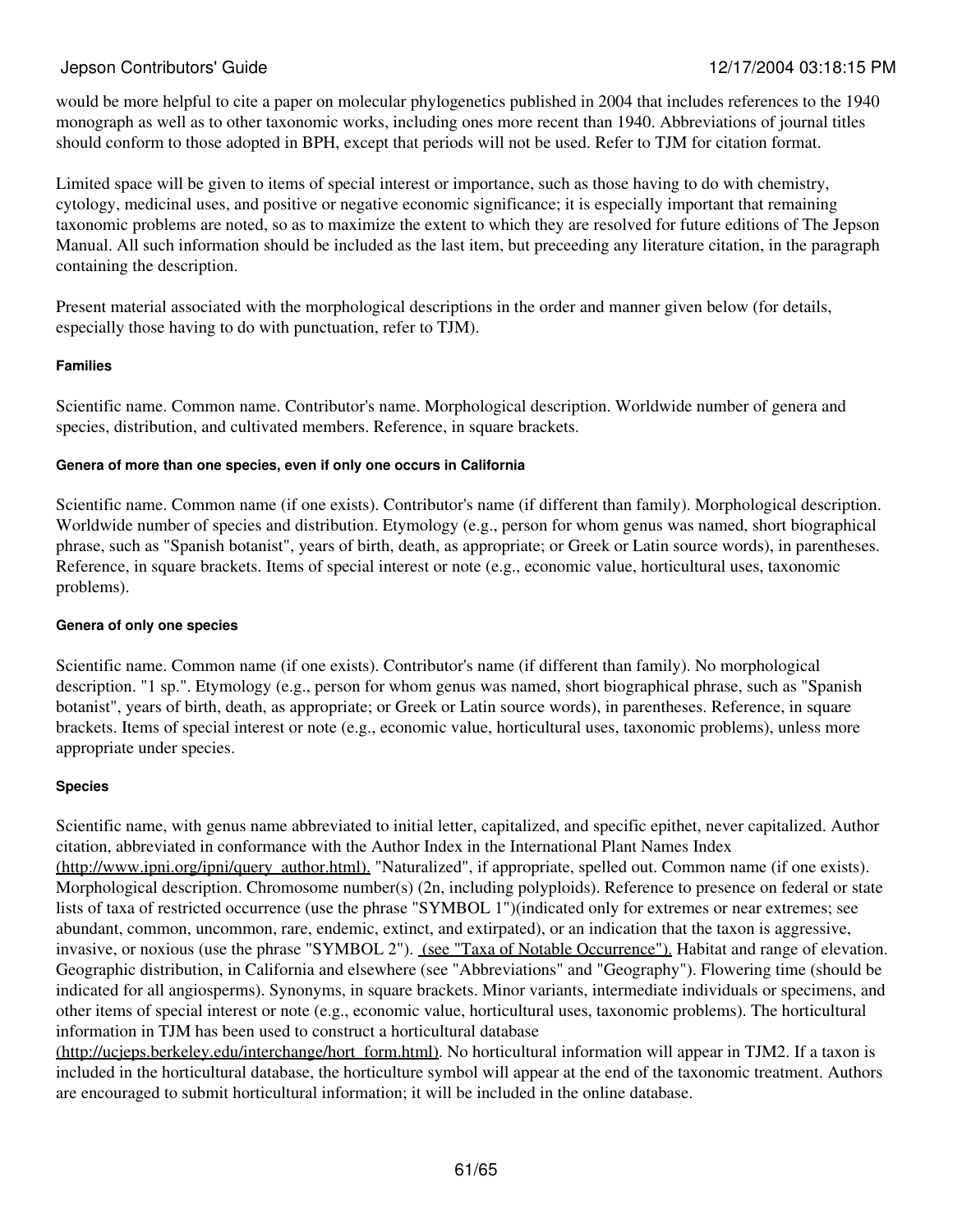would be more helpful to cite a paper on molecular phylogenetics published in 2004 that includes references to the 1940 monograph as well as to other taxonomic works, including ones more recent than 1940. Abbreviations of journal titles should conform to those adopted in BPH, except that periods will not be used. Refer to TJM for citation format.

Limited space will be given to items of special interest or importance, such as those having to do with chemistry, cytology, medicinal uses, and positive or negative economic significance; it is especially important that remaining taxonomic problems are noted, so as to maximize the extent to which they are resolved for future editions of The Jepson Manual. All such information should be included as the last item, but preceeding any literature citation, in the paragraph containing the description.

Present material associated with the morphological descriptions in the order and manner given below (for details, especially those having to do with punctuation, refer to TJM).

#### Families

Scientific name. Common name. Contributor's name. Morphological description. Worldwide number of genera and species, distribution, and cultivated members. Reference, in square brackets.

#### Genera of more than one species, even if only one occurs in California

Scientific name. Common name (if one exists). Contributor's name (if different than family). Morphological description. Worldwide number of species and distribution. Etymology (e.g., person for whom genus was named, short biographical phrase, such as "Spanish botanist", years of birth, death, as appropriate; or Greek or Latin source words), in parentheses. Reference, in square brackets. Items of special interest or note (e.g., economic value, horticultural uses, taxonomic problems).

#### Genera of only one species

Scientific name. Common name (if one exists). Contributor's name (if different than family). No morphological description. "1 sp.". Etymology (e.g., person for whom genus was named, short biographical phrase, such as "Spanish botanist", years of birth, death, as appropriate; or Greek or Latin source words), in parentheses. Reference, in square brackets. Items of special interest or note (e.g., economic value, horticultural uses, taxonomic problems), unless more appropriate under species.

#### Species

Scientific name, with genus name abbreviated to initial letter, capitalized, and specific epithet, never capitalized. Author citation, abbreviated in conformance with the Author Index in the International Plant Names Index (http://www.ipni.org/ipni/query_author.html). "Naturalized", if appropriate, spelled out. Common name (if one exists). Morphological description. Chromosome number(s) (2n, including polyploids). Reference to presence on federal or state lists of taxa of restricted occurrence (use the phrase "SYMBOL 1")(indicated only for extremes or near extremes; see abundant, common, uncommon, rare, endemic, extinct, and extirpated), or an indication that the taxon is aggressive, invasive, or noxious (use the phrase "SYMBOL 2"). (see "Taxa of Notable Occurrence"). Habitat and range of elevation. Geographic distribution, in California and elsewhere (see "Abbreviations" and "Geography"). Flowering time (should be indicated for all angiosperms). Synonyms, in square brackets. Minor variants, intermediate individuals or specimens, and other items of special interest or note (e.g., economic value, horticultural uses, taxonomic problems). The horticultural information in TJM has been used to construct a horticultural database (http://ucjeps.berkeley.edu/interchange/hort_form.html). No horticultural information will appear in TJM2. If a taxon is included in the horticultural database, the horticulture symbol will appear at the end of the taxonomic treatment. Authors are encouraged to submit horticultural information; it will be included in the online database.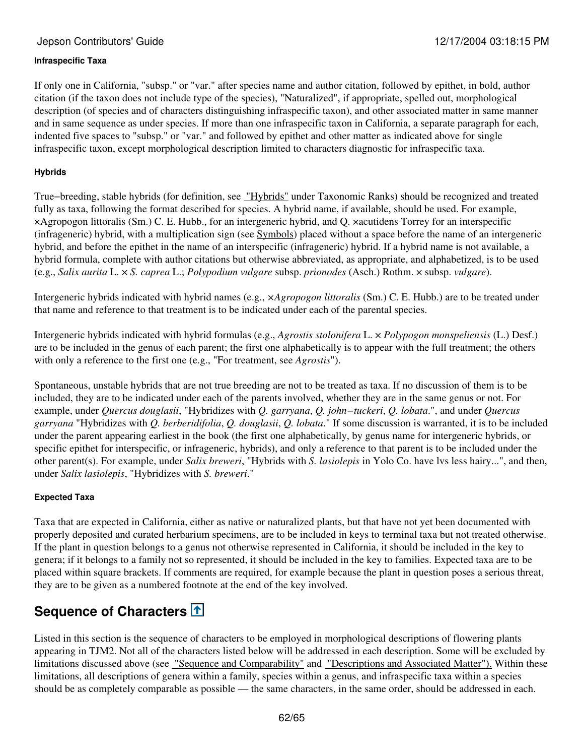#### Infraspecific Taxa

If only one in California, "subsp." or "var." after species name and author citation, followed by epithet, in bold, author citation (if the taxon does not include type of the species), "Naturalized", if appropriate, spelled out, morphological description (of species and of characters distinguishing infraspecific taxon), and other associated matter in same manner and in same sequence as under species. If more than one infraspecific taxon in California, a separate paragraph for each, indented five spaces to "subsp." or "var." and followed by epithet and other matter as indicated above for single infraspecific taxon, except morphological description limited to characters diagnostic for infraspecific taxa.

#### Hybrids

True−breeding, stable hybrids (for definition, see "Hybrids" under Taxonomic Ranks) should be recognized and treated fully as taxa, following the format described for species. A hybrid name, if available, should be used. For example, ×Agropogon littoralis (Sm.) C. E. Hubb., for an intergeneric hybrid, and Q. ×acutidens Torrey for an interspecific (infrageneric) hybrid, with a multiplication sign (see Symbols) placed without a space before the name of an intergeneric hybrid, and before the epithet in the name of an interspecific (infrageneric) hybrid. If a hybrid name is not available, a hybrid formula, complete with author citations but otherwise abbreviated, as appropriate, and alphabetized, is to be used (e.g., *Salix aurita* L. × *S. caprea* L.; *Polypodium vulgare* subsp. *prionodes* (Asch.) Rothm. × subsp. *vulgare*).

Intergeneric hybrids indicated with hybrid names (e.g., ×*Agropogon littoralis* (Sm.) C. E. Hubb.) are to be treated under that name and reference to that treatment is to be indicated under each of the parental species.

Intergeneric hybrids indicated with hybrid formulas (e.g., *Agrostis stolonifera* L. × *Polypogon monspeliensis* (L.) Desf.) are to be included in the genus of each parent; the first one alphabetically is to appear with the full treatment; the others with only a reference to the first one (e.g., "For treatment, see *Agrostis*").

Spontaneous, unstable hybrids that are not true breeding are not to be treated as taxa. If no discussion of them is to be included, they are to be indicated under each of the parents involved, whether they are in the same genus or not. For example, under *Quercus douglasii*, "Hybridizes with *Q. garryana*, *Q. john−tuckeri*, *Q. lobata*.", and under *Quercus garryana* "Hybridizes with *Q. berberidifolia*, *Q. douglasii*, *Q. lobata*." If some discussion is warranted, it is to be included under the parent appearing earliest in the book (the first one alphabetically, by genus name for intergeneric hybrids, or specific epithet for interspecific, or infrageneric, hybrids), and only a reference to that parent is to be included under the other parent(s). For example, under *Salix breweri*, "Hybrids with *S. lasiolepis* in Yolo Co. have lvs less hairy...", and then, under *Salix lasiolepis*, "Hybridizes with *S. breweri*."

#### Expected Taxa

Taxa that are expected in California, either as native or naturalized plants, but that have not yet been documented with properly deposited and curated herbarium specimens, are to be included in keys to terminal taxa but not treated otherwise. If the plant in question belongs to a genus not otherwise represented in California, it should be included in the key to genera; if it belongs to a family not so represented, it should be included in the key to families. Expected taxa are to be placed within square brackets. If comments are required, for example because the plant in question poses a serious threat, they are to be given as a numbered footnote at the end of the key involved.

## Sequence of Characters

Listed in this section is the sequence of characters to be employed in morphological descriptions of flowering plants appearing in TJM2. Not all of the characters listed below will be addressed in each description. Some will be excluded by limitations discussed above (see "Sequence and Comparability" and "Descriptions and Associated Matter"). Within these limitations, all descriptions of genera within a family, species within a genus, and infraspecific taxa within a species should be as completely comparable as possible — the same characters, in the same order, should be addressed in each.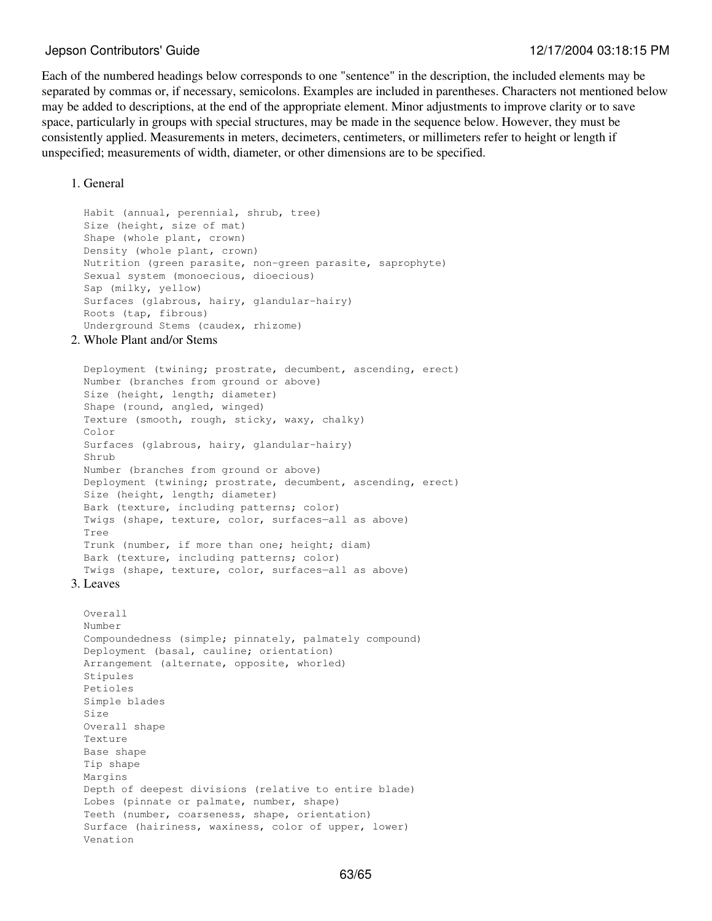Each of the numbered headings below corresponds to one "sentence" in the description, the included elements may be separated by commas or, if necessary, semicolons. Examples are included in parentheses. Characters not mentioned below may be added to descriptions, at the end of the appropriate element. Minor adjustments to improve clarity or to save space, particularly in groups with special structures, may be made in the sequence below. However, they must be consistently applied. Measurements in meters, decimeters, centimeters, or millimeters refer to height or length if unspecified; measurements of width, diameter, or other dimensions are to be specified.

1. General

```
Habit (annual, perennial, shrub, tree)
Size (height, size of mat)
Shape (whole plant, crown)
Density (whole plant, crown)
Nutrition (green parasite, non-green parasite, saprophyte)
Sexual system (monoecious, dioecious)
Sap (milky, yellow)
Surfaces (glabrous, hairy, glandular-hairy)
Roots (tap, fibrous)
Underground Stems (caudex, rhizome)
```

2. Whole Plant and/or Stems

```
Deployment (twining; prostrate, decumbent, ascending, erect)
Number (branches from ground or above)
Size (height, length; diameter)
Shape (round, angled, winged)
Texture (smooth, rough, sticky, waxy, chalky)
Color
Surfaces (glabrous, hairy, glandular-hairy)
Shrub
Number (branches from ground or above)
Deployment (twining; prostrate, decumbent, ascending, erect)
Size (height, length; diameter)
Bark (texture, including patterns; color)
Twigs (shape, texture, color, surfaces—all as above)
Tree
Trunk (number, if more than one; height; diam)
Bark (texture, including patterns; color)
Twigs (shape, texture, color, surfaces—all as above)
```

3. Leaves

```
Overall
Number
Compoundedness (simple; pinnately, palmately compound)
Deployment (basal, cauline; orientation)
Arrangement (alternate, opposite, whorled)
Stipules
Petioles
Simple blades
Size
Overall shape
Texture
Base shape
Tip shape
Margins
Depth of deepest divisions (relative to entire blade)
Lobes (pinnate or palmate, number, shape)
Teeth (number, coarseness, shape, orientation)
Surface (hairiness, waxiness, color of upper, lower)
Venation
```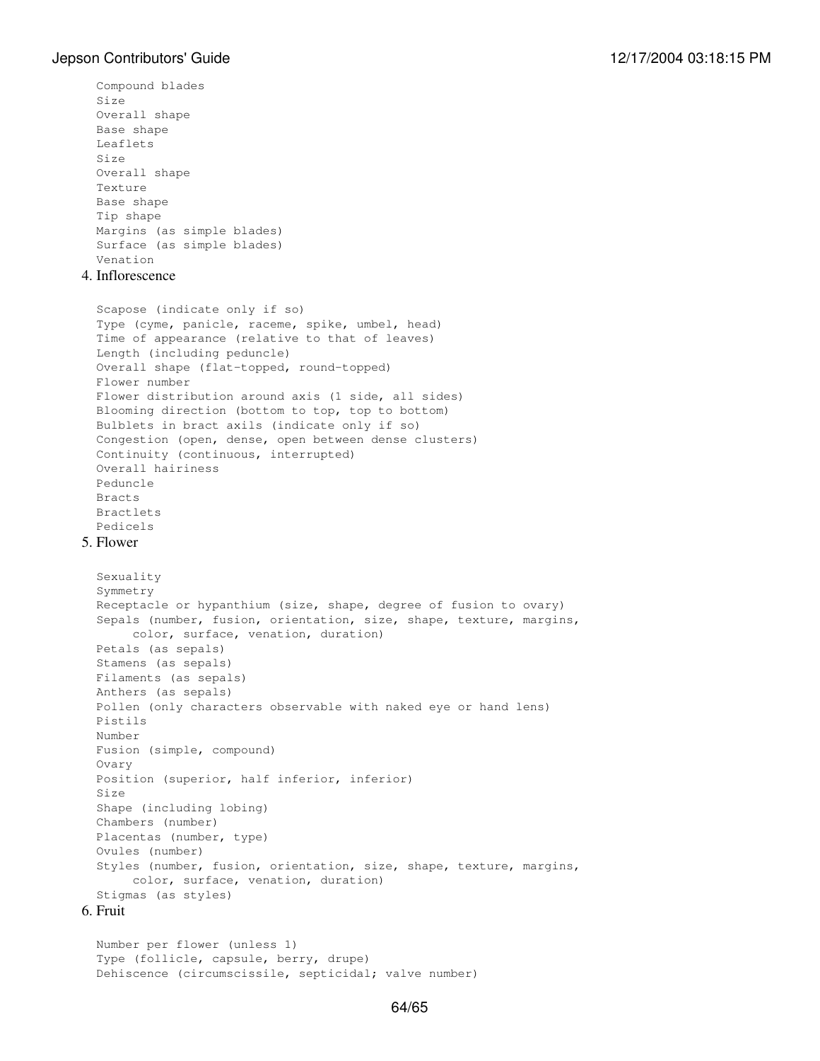```
Compound blades
Size
Overall shape
Base shape
Leaflets
Size
Overall shape
Texture
Base shape
Tip shape
Margins (as simple blades)
Surface (as simple blades)
Venation
```

4. Inflorescence

```
Scapose (indicate only if so)
Type (cyme, panicle, raceme, spike, umbel, head)
Time of appearance (relative to that of leaves)
Length (including peduncle)
Overall shape (flat-topped, round-topped)
Flower number
Flower distribution around axis (1 side, all sides)
Blooming direction (bottom to top, top to bottom)
Bulblets in bract axils (indicate only if so)
Congestion (open, dense, open between dense clusters)
Continuity (continuous, interrupted)
Overall hairiness
Peduncle
Bracts
Bractlets
Pedicels
```

5. Flower

```
Sexuality
Symmetry
Receptacle or hypanthium (size, shape, degree of fusion to ovary)
Sepals (number, fusion, orientation, size, shape, texture, margins,
     color, surface, venation, duration)
Petals (as sepals)
Stamens (as sepals)
Filaments (as sepals)
Anthers (as sepals)
Pollen (only characters observable with naked eye or hand lens)
Pistils
Number
Fusion (simple, compound)
Ovary
Position (superior, half inferior, inferior)
Size
Shape (including lobing)
Chambers (number)
Placentas (number, type)
Ovules (number)
Styles (number, fusion, orientation, size, shape, texture, margins,
     color, surface, venation, duration)
Stigmas (as styles)
```

6. Fruit

```
Number per flower (unless 1)
Type (follicle, capsule, berry, drupe)
Dehiscence (circumscissile, septicidal; valve number)
```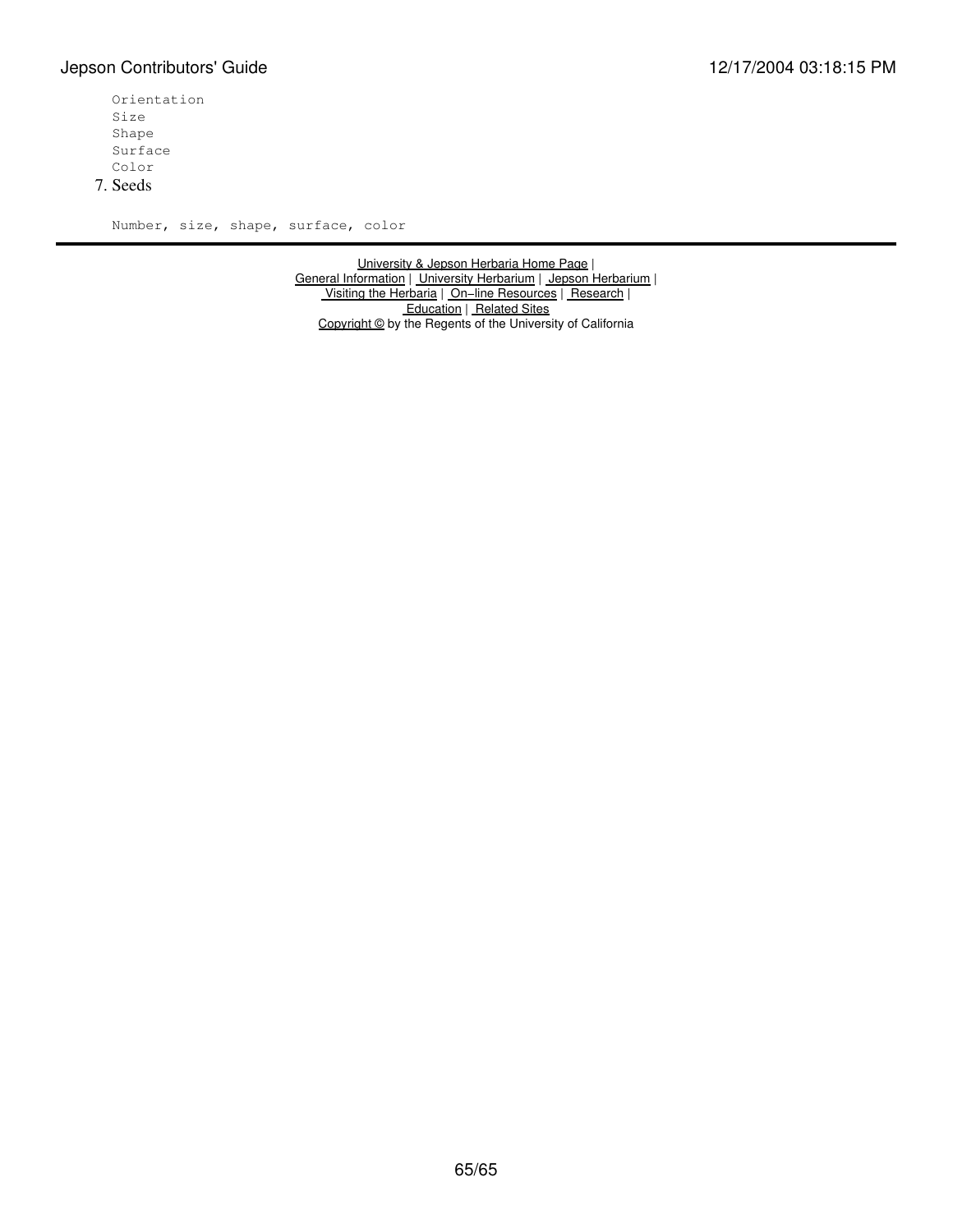```
Orientation
Size
Shape
Surface
Color
```

7. Seeds

```
Number, size, shape, surface, color
```

---

University & Jepson Herbaria Home Page |
General Information | University Herbarium | Jepson Herbarium |
Visiting the Herbaria | On−line Resources | Research |
Education | Related Sites
Copyright © by the Regents of the University of California